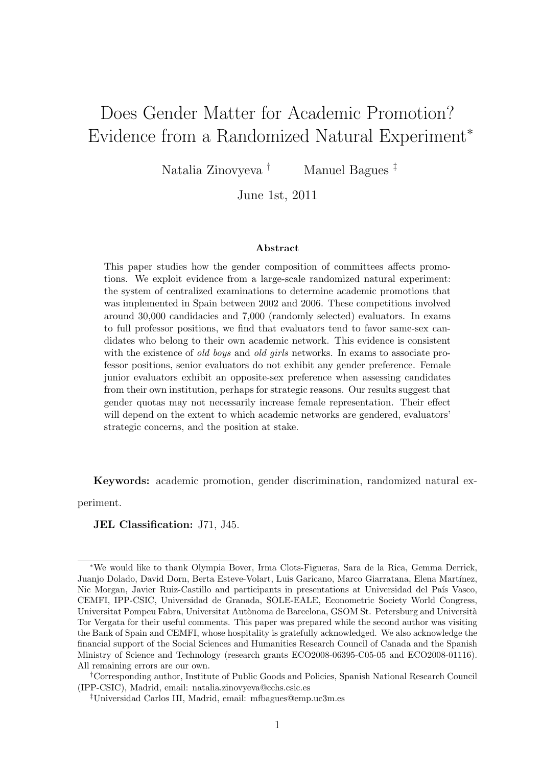# Does Gender Matter for Academic Promotion? Evidence from a Randomized Natural Experiment[*]

Natalia Zinovyeva [†] Manuel Bagues [‡]

June 1st, 2011

### Abstract

This paper studies how the gender composition of committees affects promotions. We exploit evidence from a large-scale randomized natural experiment: the system of centralized examinations to determine academic promotions that was implemented in Spain between 2002 and 2006. These competitions involved around 30,000 candidacies and 7,000 (randomly selected) evaluators. In exams to full professor positions, we find that evaluators tend to favor same-sex candidates who belong to their own academic network. This evidence is consistent with the existence of *old boys* and *old girls* networks. In exams to associate professor positions, senior evaluators do not exhibit any gender preference. Female junior evaluators exhibit an opposite-sex preference when assessing candidates from their own institution, perhaps for strategic reasons. Our results suggest that gender quotas may not necessarily increase female representation. Their effect will depend on the extent to which academic networks are gendered, evaluators' strategic concerns, and the position at stake.

**Keywords:** academic promotion, gender discrimination, randomized natural experiment.

**JEL Classification:** J71, J45.

---

[*] We would like to thank Olympia Bover, Irma Clots-Figueras, Sara de la Rica, Gemma Derrick, Juanjo Dolado, David Dorn, Berta Esteve-Volart, Luis Garicano, Marco Giarratana, Elena Martínez, Nic Morgan, Javier Ruiz-Castillo and participants in presentations at Universidad del País Vasco, CEMFI, IPP-CSIC, Universidad de Granada, SOLE-EALE, Econometric Society World Congress, Universitat Pompeu Fabra, Universitat Autònoma de Barcelona, GSOM St. Petersburg and Università Tor Vergata for their useful comments. This paper was prepared while the second author was visiting the Bank of Spain and CEMFI, whose hospitality is gratefully acknowledged. We also acknowledge the financial support of the Social Sciences and Humanities Research Council of Canada and the Spanish Ministry of Science and Technology (research grants ECO2008-06395-C05-05 and ECO2008-01116). All remaining errors are our own.

[†] Corresponding author, Institute of Public Goods and Policies, Spanish National Research Council (IPP-CSIC), Madrid, email: natalia.zinovyeva@cchs.csic.es

[‡] Universidad Carlos III, Madrid, email: mfbagues@emp.uc3m.es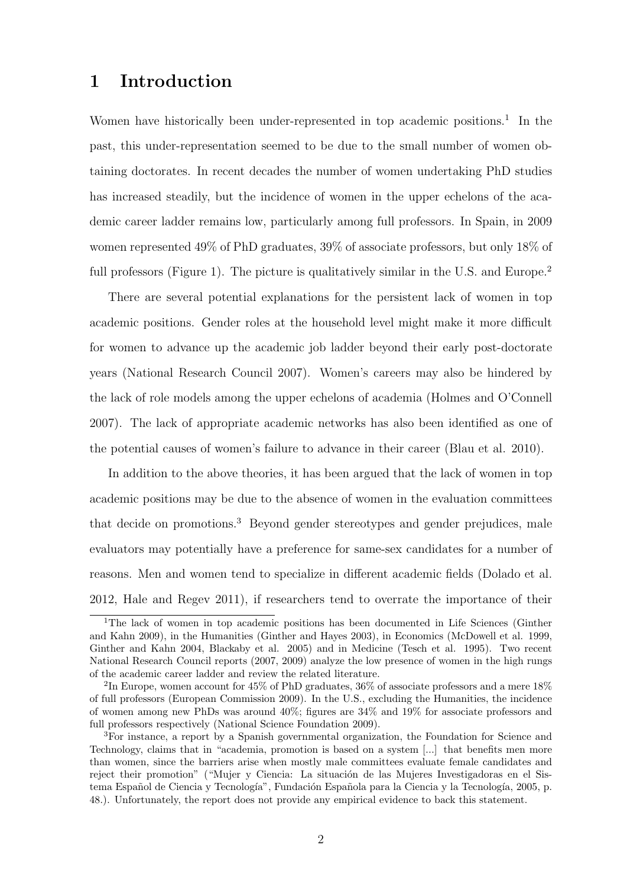# 1 Introduction

Women have historically been under-represented in top academic positions.[1] In the past, this under-representation seemed to be due to the small number of women obtaining doctorates. In recent decades the number of women undertaking PhD studies has increased steadily, but the incidence of women in the upper echelons of the academic career ladder remains low, particularly among full professors. In Spain, in 2009 women represented 49% of PhD graduates, 39% of associate professors, but only 18% of full professors (Figure 1). The picture is qualitatively similar in the U.S. and Europe.[2]

There are several potential explanations for the persistent lack of women in top academic positions. Gender roles at the household level might make it more difficult for women to advance up the academic job ladder beyond their early post-doctorate years (National Research Council 2007). Women's careers may also be hindered by the lack of role models among the upper echelons of academia (Holmes and O'Connell 2007). The lack of appropriate academic networks has also been identified as one of the potential causes of women's failure to advance in their career (Blau et al. 2010).

In addition to the above theories, it has been argued that the lack of women in top academic positions may be due to the absence of women in the evaluation committees that decide on promotions.[3] Beyond gender stereotypes and gender prejudices, male evaluators may potentially have a preference for same-sex candidates for a number of reasons. Men and women tend to specialize in different academic fields (Dolado et al. 2012, Hale and Regev 2011), if researchers tend to overrate the importance of their

[1] The lack of women in top academic positions has been documented in Life Sciences (Ginther and Kahn 2009), in the Humanities (Ginther and Hayes 2003), in Economics (McDowell et al. 1999, Ginther and Kahn 2004, Blackaby et al. 2005) and in Medicine (Tesch et al. 1995). Two recent National Research Council reports (2007, 2009) analyze the low presence of women in the high rungs of the academic career ladder and review the related literature.

[2] In Europe, women account for 45% of PhD graduates, 36% of associate professors and a mere 18% of full professors (European Commission 2009). In the U.S., excluding the Humanities, the incidence of women among new PhDs was around 40%; figures are 34% and 19% for associate professors and full professors respectively (National Science Foundation 2009).

[3] For instance, a report by a Spanish governmental organization, the Foundation for Science and Technology, claims that in "academia, promotion is based on a system [...] that benefits men more than women, since the barriers arise when mostly male committees evaluate female candidates and reject their promotion" ("Mujer y Ciencia: La situación de las Mujeres Investigadoras en el Sistema Español de Ciencia y Tecnología", Fundación Española para la Ciencia y la Tecnología, 2005, p. 48.). Unfortunately, the report does not provide any empirical evidence to back this statement.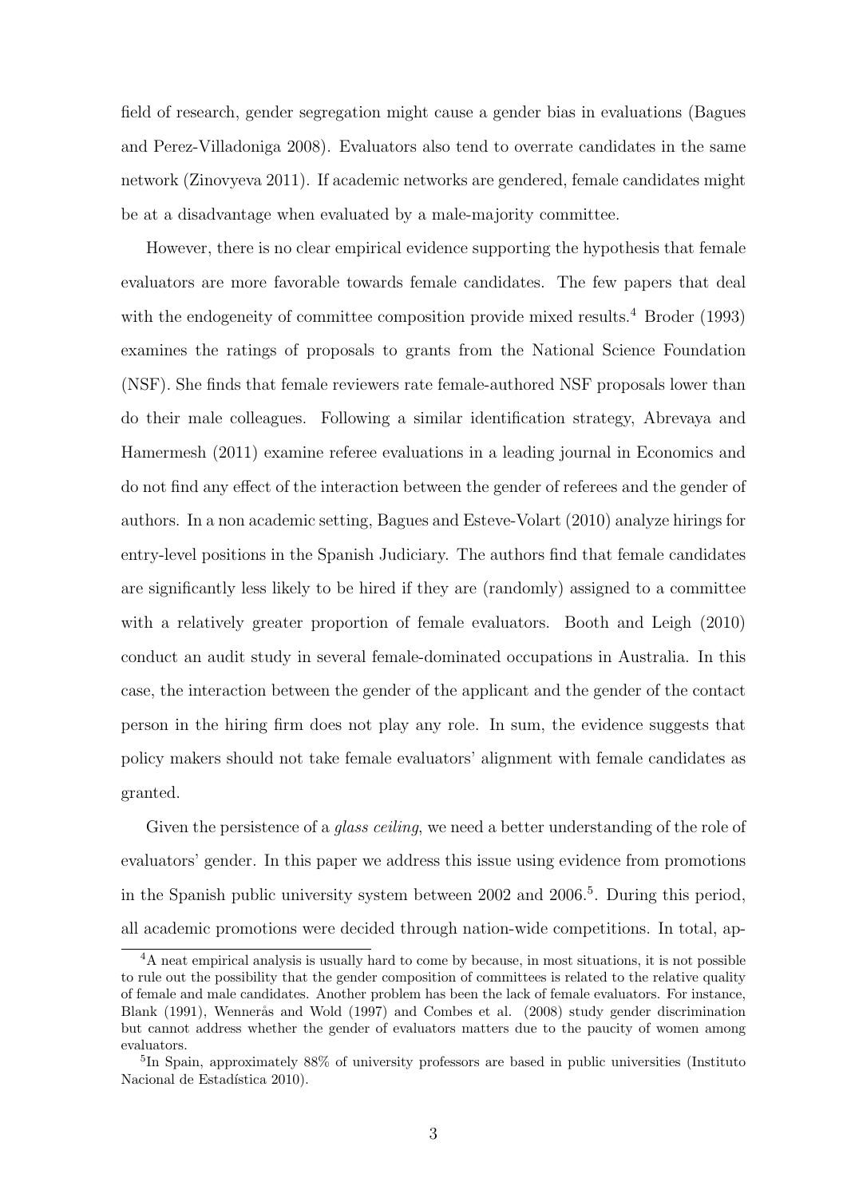field of research, gender segregation might cause a gender bias in evaluations (Bagues and Perez-Villadoniga 2008). Evaluators also tend to overrate candidates in the same network (Zinovyeva 2011). If academic networks are gendered, female candidates might be at a disadvantage when evaluated by a male-majority committee.

However, there is no clear empirical evidence supporting the hypothesis that female evaluators are more favorable towards female candidates. The few papers that deal with the endogeneity of committee composition provide mixed results.[4] Broder (1993) examines the ratings of proposals to grants from the National Science Foundation (NSF). She finds that female reviewers rate female-authored NSF proposals lower than do their male colleagues. Following a similar identification strategy, Abrevaya and Hamermesh (2011) examine referee evaluations in a leading journal in Economics and do not find any effect of the interaction between the gender of referees and the gender of authors. In a non academic setting, Bagues and Esteve-Volart (2010) analyze hirings for entry-level positions in the Spanish Judiciary. The authors find that female candidates are significantly less likely to be hired if they are (randomly) assigned to a committee with a relatively greater proportion of female evaluators. Booth and Leigh (2010) conduct an audit study in several female-dominated occupations in Australia. In this case, the interaction between the gender of the applicant and the gender of the contact person in the hiring firm does not play any role. In sum, the evidence suggests that policy makers should not take female evaluators' alignment with female candidates as granted.

Given the persistence of a *glass ceiling*, we need a better understanding of the role of evaluators' gender. In this paper we address this issue using evidence from promotions in the Spanish public university system between 2002 and 2006.[5]. During this period, all academic promotions were decided through nation-wide competitions. In total, ap-

[4] A neat empirical analysis is usually hard to come by because, in most situations, it is not possible to rule out the possibility that the gender composition of committees is related to the relative quality of female and male candidates. Another problem has been the lack of female evaluators. For instance, Blank (1991), Wennerås and Wold (1997) and Combes et al. (2008) study gender discrimination but cannot address whether the gender of evaluators matters due to the paucity of women among evaluators.

[5] In Spain, approximately 88% of university professors are based in public universities (Instituto Nacional de Estadística 2010).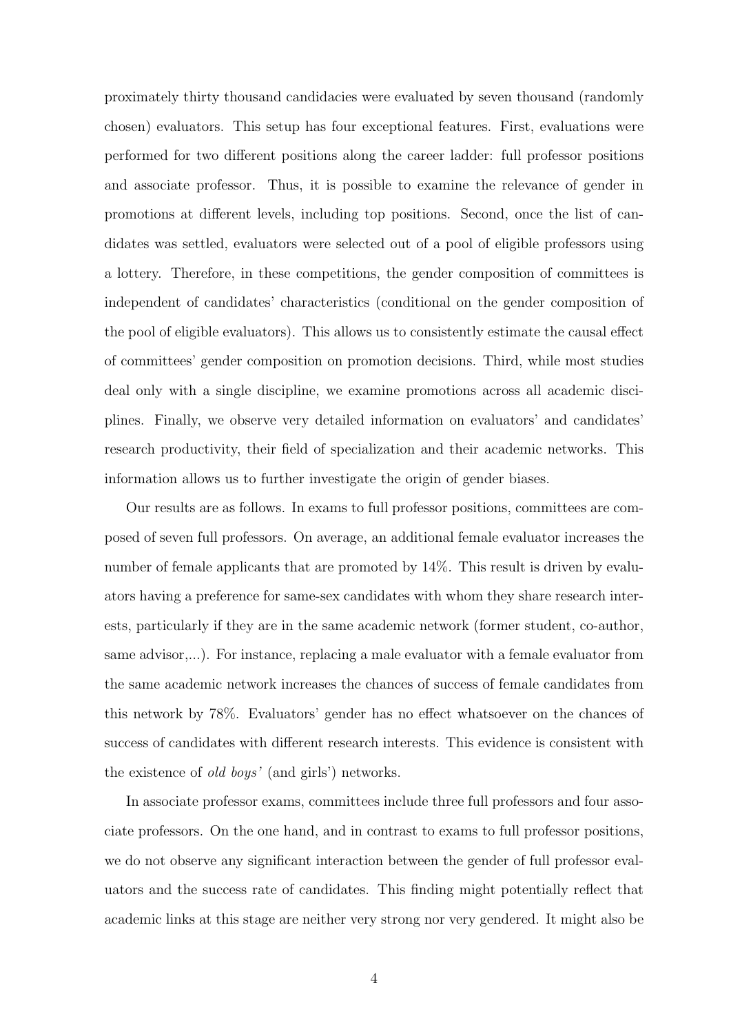proximately thirty thousand candidacies were evaluated by seven thousand (randomly chosen) evaluators. This setup has four exceptional features. First, evaluations were performed for two different positions along the career ladder: full professor positions and associate professor. Thus, it is possible to examine the relevance of gender in promotions at different levels, including top positions. Second, once the list of candidates was settled, evaluators were selected out of a pool of eligible professors using a lottery. Therefore, in these competitions, the gender composition of committees is independent of candidates' characteristics (conditional on the gender composition of the pool of eligible evaluators). This allows us to consistently estimate the causal effect of committees' gender composition on promotion decisions. Third, while most studies deal only with a single discipline, we examine promotions across all academic disciplines. Finally, we observe very detailed information on evaluators' and candidates' research productivity, their field of specialization and their academic networks. This information allows us to further investigate the origin of gender biases.

Our results are as follows. In exams to full professor positions, committees are composed of seven full professors. On average, an additional female evaluator increases the number of female applicants that are promoted by 14%. This result is driven by evaluators having a preference for same-sex candidates with whom they share research interests, particularly if they are in the same academic network (former student, co-author, same advisor,...). For instance, replacing a male evaluator with a female evaluator from the same academic network increases the chances of success of female candidates from this network by 78%. Evaluators' gender has no effect whatsoever on the chances of success of candidates with different research interests. This evidence is consistent with the existence of *old boys'* (and girls') networks.

In associate professor exams, committees include three full professors and four associate professors. On the one hand, and in contrast to exams to full professor positions, we do not observe any significant interaction between the gender of full professor evaluators and the success rate of candidates. This finding might potentially reflect that academic links at this stage are neither very strong nor very gendered. It might also be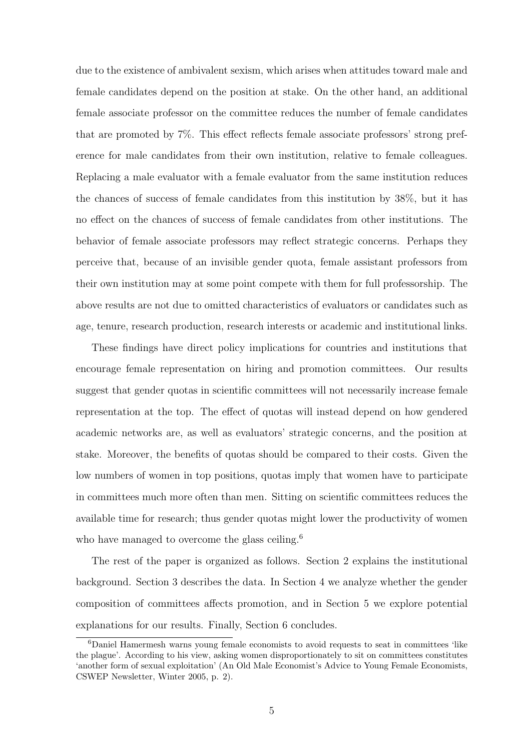due to the existence of ambivalent sexism, which arises when attitudes toward male and female candidates depend on the position at stake. On the other hand, an additional female associate professor on the committee reduces the number of female candidates that are promoted by 7%. This effect reflects female associate professors' strong preference for male candidates from their own institution, relative to female colleagues. Replacing a male evaluator with a female evaluator from the same institution reduces the chances of success of female candidates from this institution by 38%, but it has no effect on the chances of success of female candidates from other institutions. The behavior of female associate professors may reflect strategic concerns. Perhaps they perceive that, because of an invisible gender quota, female assistant professors from their own institution may at some point compete with them for full professorship. The above results are not due to omitted characteristics of evaluators or candidates such as age, tenure, research production, research interests or academic and institutional links.

These findings have direct policy implications for countries and institutions that encourage female representation on hiring and promotion committees. Our results suggest that gender quotas in scientific committees will not necessarily increase female representation at the top. The effect of quotas will instead depend on how gendered academic networks are, as well as evaluators' strategic concerns, and the position at stake. Moreover, the benefits of quotas should be compared to their costs. Given the low numbers of women in top positions, quotas imply that women have to participate in committees much more often than men. Sitting on scientific committees reduces the available time for research; thus gender quotas might lower the productivity of women who have managed to overcome the glass ceiling.[6]

The rest of the paper is organized as follows. Section 2 explains the institutional background. Section 3 describes the data. In Section 4 we analyze whether the gender composition of committees affects promotion, and in Section 5 we explore potential explanations for our results. Finally, Section 6 concludes.

[6] Daniel Hamermesh warns young female economists to avoid requests to seat in committees 'like the plague'. According to his view, asking women disproportionately to sit on committees constitutes 'another form of sexual exploitation' (An Old Male Economist's Advice to Young Female Economists, CSWEP Newsletter, Winter 2005, p. 2).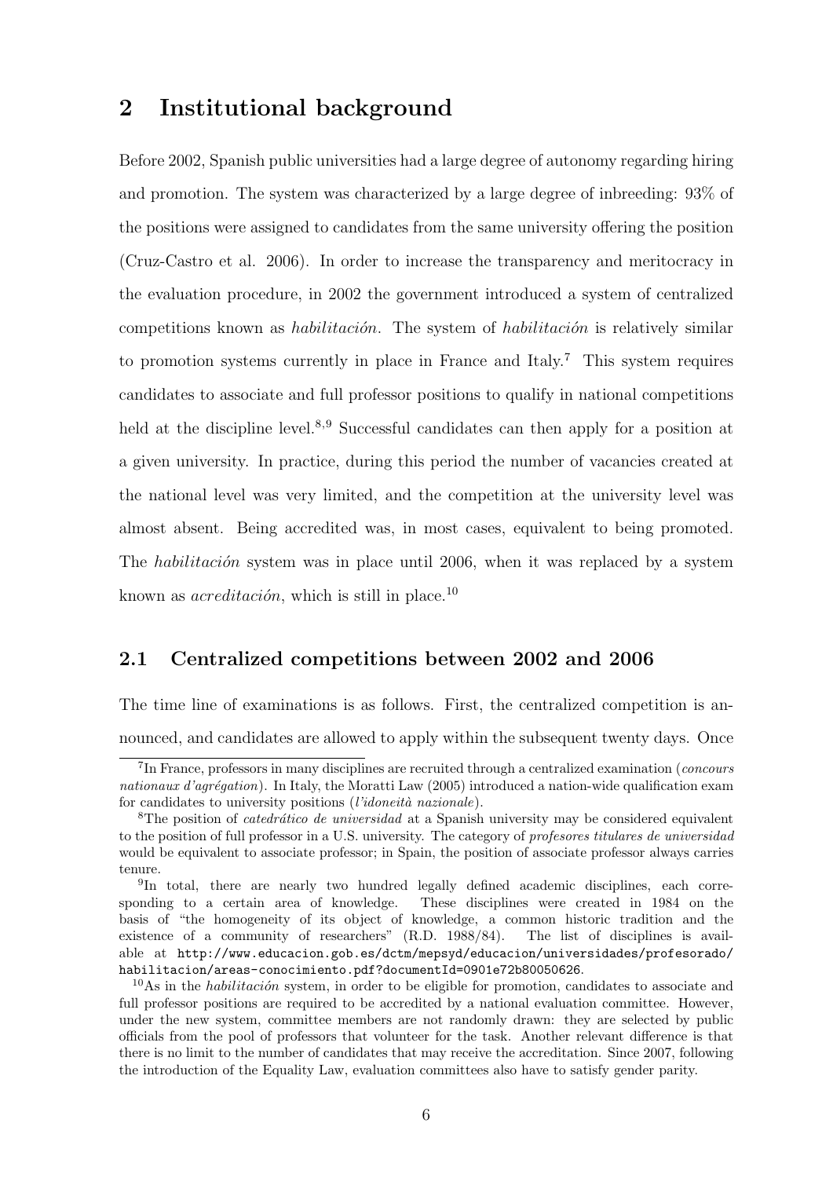## 2 Institutional background

Before 2002, Spanish public universities had a large degree of autonomy regarding hiring and promotion. The system was characterized by a large degree of inbreeding: 93% of the positions were assigned to candidates from the same university offering the position (Cruz-Castro et al. 2006). In order to increase the transparency and meritocracy in the evaluation procedure, in 2002 the government introduced a system of centralized competitions known as *habilitación*. The system of *habilitación* is relatively similar to promotion systems currently in place in France and Italy.[7] This system requires candidates to associate and full professor positions to qualify in national competitions held at the discipline level.[8,9] Successful candidates can then apply for a position at a given university. In practice, during this period the number of vacancies created at the national level was very limited, and the competition at the university level was almost absent. Being accredited was, in most cases, equivalent to being promoted. The *habilitación* system was in place until 2006, when it was replaced by a system known as *acreditación*, which is still in place.[10]

### 2.1 Centralized competitions between 2002 and 2006

The time line of examinations is as follows. First, the centralized competition is announced, and candidates are allowed to apply within the subsequent twenty days. Once

[7] In France, professors in many disciplines are recruited through a centralized examination (*concours nationaux d'agrégation*). In Italy, the Moratti Law (2005) introduced a nation-wide qualification exam for candidates to university positions (*l'idoneità nazionale*).

[8] The position of *catedrático de universidad* at a Spanish university may be considered equivalent to the position of full professor in a U.S. university. The category of *profesores titulares de universidad* would be equivalent to associate professor; in Spain, the position of associate professor always carries tenure.

[9] In total, there are nearly two hundred legally defined academic disciplines, each corresponding to a certain area of knowledge. These disciplines were created in 1984 on the basis of "the homogeneity of its object of knowledge, a common historic tradition and the existence of a community of researchers" (R.D. 1988/84). The list of disciplines is available at http://www.educacion.gob.es/dctm/mepsyd/educacion/universidades/profesorado/habilitacion/areas-conocimiento.pdf?documentId=0901e72b80050626.

[10] As in the *habilitación* system, in order to be eligible for promotion, candidates to associate and full professor positions are required to be accredited by a national evaluation committee. However, under the new system, committee members are not randomly drawn: they are selected by public officials from the pool of professors that volunteer for the task. Another relevant difference is that there is no limit to the number of candidates that may receive the accreditation. Since 2007, following the introduction of the Equality Law, evaluation committees also have to satisfy gender parity.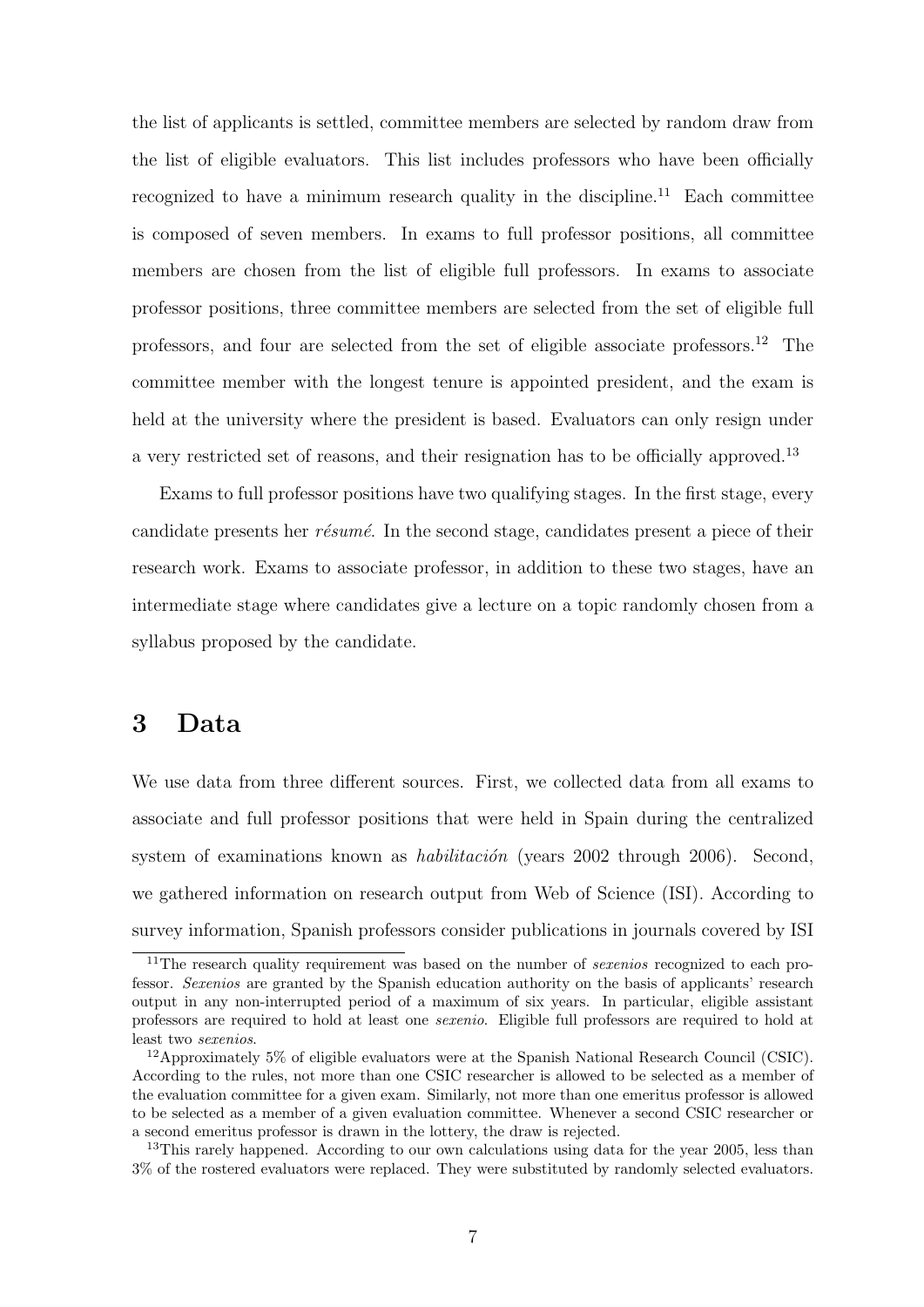the list of applicants is settled, committee members are selected by random draw from the list of eligible evaluators. This list includes professors who have been officially recognized to have a minimum research quality in the discipline.[11] Each committee is composed of seven members. In exams to full professor positions, all committee members are chosen from the list of eligible full professors. In exams to associate professor positions, three committee members are selected from the set of eligible full professors, and four are selected from the set of eligible associate professors.[12] The committee member with the longest tenure is appointed president, and the exam is held at the university where the president is based. Evaluators can only resign under a very restricted set of reasons, and their resignation has to be officially approved.[13]

Exams to full professor positions have two qualifying stages. In the first stage, every candidate presents her *résumé*. In the second stage, candidates present a piece of their research work. Exams to associate professor, in addition to these two stages, have an intermediate stage where candidates give a lecture on a topic randomly chosen from a syllabus proposed by the candidate.

# 3 Data

We use data from three different sources. First, we collected data from all exams to associate and full professor positions that were held in Spain during the centralized system of examinations known as *habilitación* (years 2002 through 2006). Second, we gathered information on research output from Web of Science (ISI). According to survey information, Spanish professors consider publications in journals covered by ISI

[11] The research quality requirement was based on the number of *sexenios* recognized to each professor. *Sexenios* are granted by the Spanish education authority on the basis of applicants' research output in any non-interrupted period of a maximum of six years. In particular, eligible assistant professors are required to hold at least one *sexenio*. Eligible full professors are required to hold at least two *sexenios*.

[12] Approximately 5% of eligible evaluators were at the Spanish National Research Council (CSIC). According to the rules, not more than one CSIC researcher is allowed to be selected as a member of the evaluation committee for a given exam. Similarly, not more than one emeritus professor is allowed to be selected as a member of a given evaluation committee. Whenever a second CSIC researcher or a second emeritus professor is drawn in the lottery, the draw is rejected.

[13] This rarely happened. According to our own calculations using data for the year 2005, less than 3% of the rostered evaluators were replaced. They were substituted by randomly selected evaluators.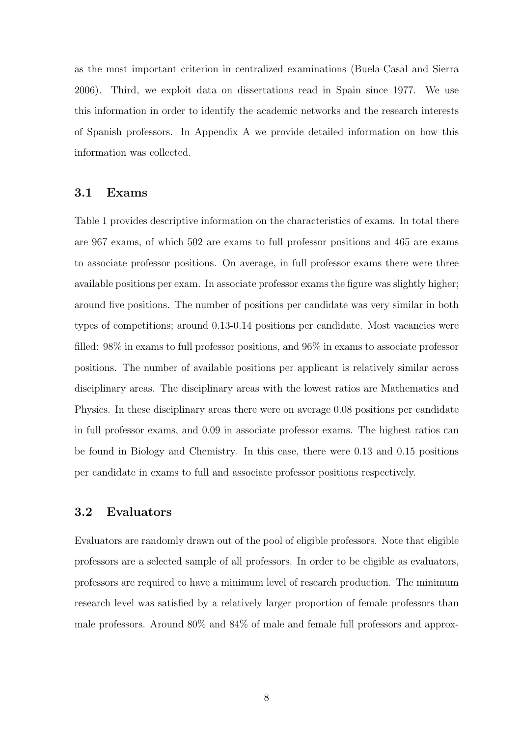as the most important criterion in centralized examinations (Buela-Casal and Sierra 2006). Third, we exploit data on dissertations read in Spain since 1977. We use this information in order to identify the academic networks and the research interests of Spanish professors. In Appendix A we provide detailed information on how this information was collected.

### 3.1 Exams

Table 1 provides descriptive information on the characteristics of exams. In total there are 967 exams, of which 502 are exams to full professor positions and 465 are exams to associate professor positions. On average, in full professor exams there were three available positions per exam. In associate professor exams the figure was slightly higher; around five positions. The number of positions per candidate was very similar in both types of competitions; around 0.13-0.14 positions per candidate. Most vacancies were filled: 98% in exams to full professor positions, and 96% in exams to associate professor positions. The number of available positions per applicant is relatively similar across disciplinary areas. The disciplinary areas with the lowest ratios are Mathematics and Physics. In these disciplinary areas there were on average 0.08 positions per candidate in full professor exams, and 0.09 in associate professor exams. The highest ratios can be found in Biology and Chemistry. In this case, there were 0.13 and 0.15 positions per candidate in exams to full and associate professor positions respectively.

### 3.2 Evaluators

Evaluators are randomly drawn out of the pool of eligible professors. Note that eligible professors are a selected sample of all professors. In order to be eligible as evaluators, professors are required to have a minimum level of research production. The minimum research level was satisfied by a relatively larger proportion of female professors than male professors. Around 80% and 84% of male and female full professors and approx-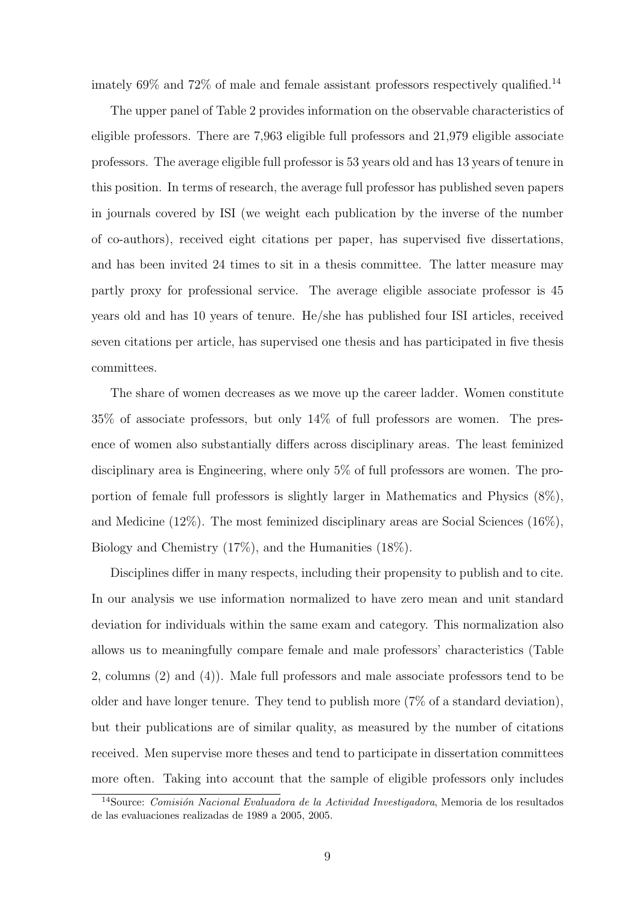imately 69% and 72% of male and female assistant professors respectively qualified.[14]

The upper panel of Table 2 provides information on the observable characteristics of eligible professors. There are 7,963 eligible full professors and 21,979 eligible associate professors. The average eligible full professor is 53 years old and has 13 years of tenure in this position. In terms of research, the average full professor has published seven papers in journals covered by ISI (we weight each publication by the inverse of the number of co-authors), received eight citations per paper, has supervised five dissertations, and has been invited 24 times to sit in a thesis committee. The latter measure may partly proxy for professional service. The average eligible associate professor is 45 years old and has 10 years of tenure. He/she has published four ISI articles, received seven citations per article, has supervised one thesis and has participated in five thesis committees.

The share of women decreases as we move up the career ladder. Women constitute 35% of associate professors, but only 14% of full professors are women. The presence of women also substantially differs across disciplinary areas. The least feminized disciplinary area is Engineering, where only 5% of full professors are women. The proportion of female full professors is slightly larger in Mathematics and Physics (8%), and Medicine (12%). The most feminized disciplinary areas are Social Sciences (16%), Biology and Chemistry (17%), and the Humanities (18%).

Disciplines differ in many respects, including their propensity to publish and to cite. In our analysis we use information normalized to have zero mean and unit standard deviation for individuals within the same exam and category. This normalization also allows us to meaningfully compare female and male professors' characteristics (Table 2, columns (2) and (4)). Male full professors and male associate professors tend to be older and have longer tenure. They tend to publish more (7% of a standard deviation), but their publications are of similar quality, as measured by the number of citations received. Men supervise more theses and tend to participate in dissertation committees more often. Taking into account that the sample of eligible professors only includes

[14]Source: *Comisión Nacional Evaluadora de la Actividad Investigadora*, Memoria de los resultados de las evaluaciones realizadas de 1989 a 2005, 2005.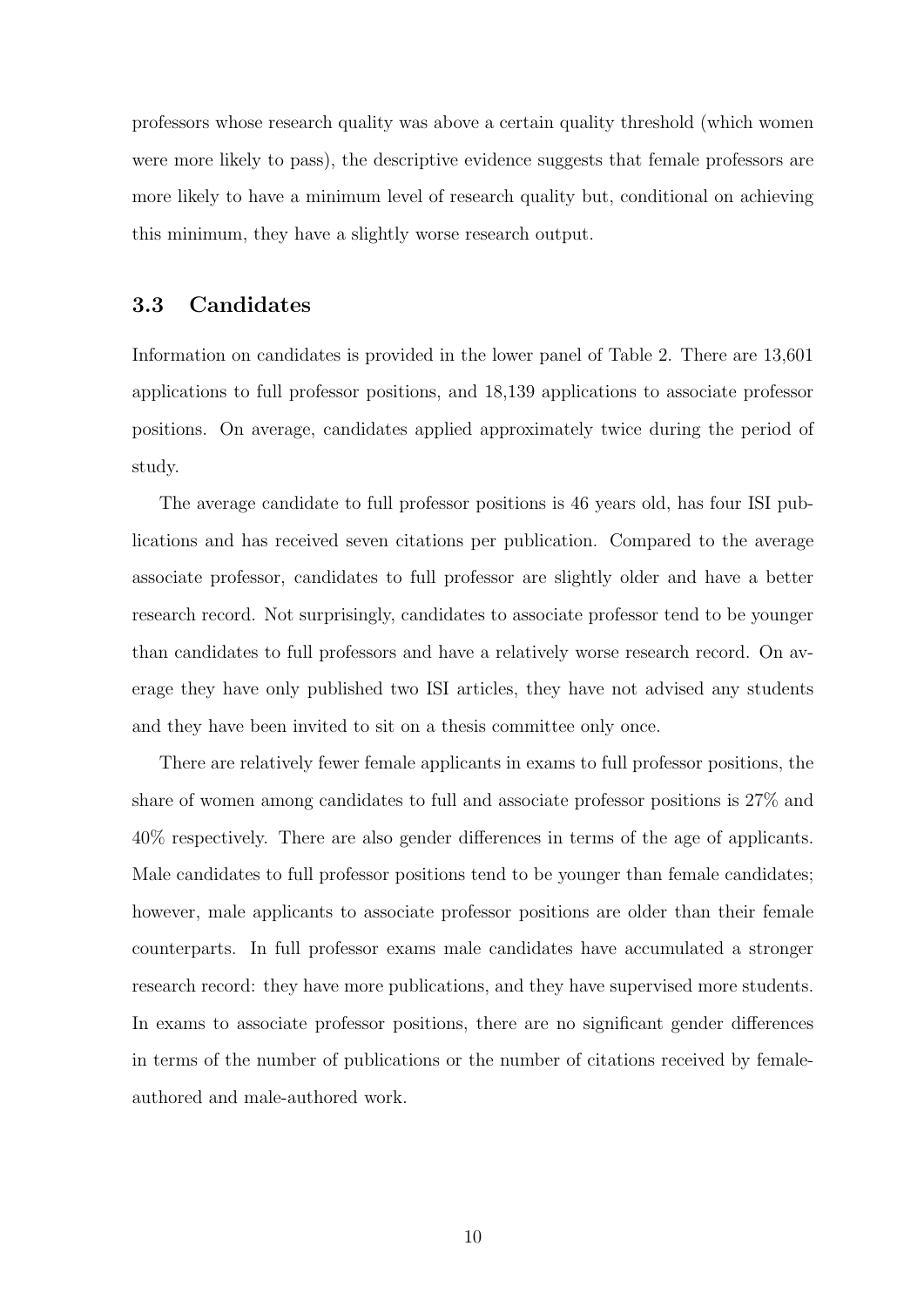professors whose research quality was above a certain quality threshold (which women were more likely to pass), the descriptive evidence suggests that female professors are more likely to have a minimum level of research quality but, conditional on achieving this minimum, they have a slightly worse research output.

### 3.3 Candidates

Information on candidates is provided in the lower panel of Table 2. There are 13,601 applications to full professor positions, and 18,139 applications to associate professor positions. On average, candidates applied approximately twice during the period of study.

The average candidate to full professor positions is 46 years old, has four ISI publications and has received seven citations per publication. Compared to the average associate professor, candidates to full professor are slightly older and have a better research record. Not surprisingly, candidates to associate professor tend to be younger than candidates to full professors and have a relatively worse research record. On average they have only published two ISI articles, they have not advised any students and they have been invited to sit on a thesis committee only once.

There are relatively fewer female applicants in exams to full professor positions, the share of women among candidates to full and associate professor positions is 27% and 40% respectively. There are also gender differences in terms of the age of applicants. Male candidates to full professor positions tend to be younger than female candidates; however, male applicants to associate professor positions are older than their female counterparts. In full professor exams male candidates have accumulated a stronger research record: they have more publications, and they have supervised more students. In exams to associate professor positions, there are no significant gender differences in terms of the number of publications or the number of citations received by female-authored and male-authored work.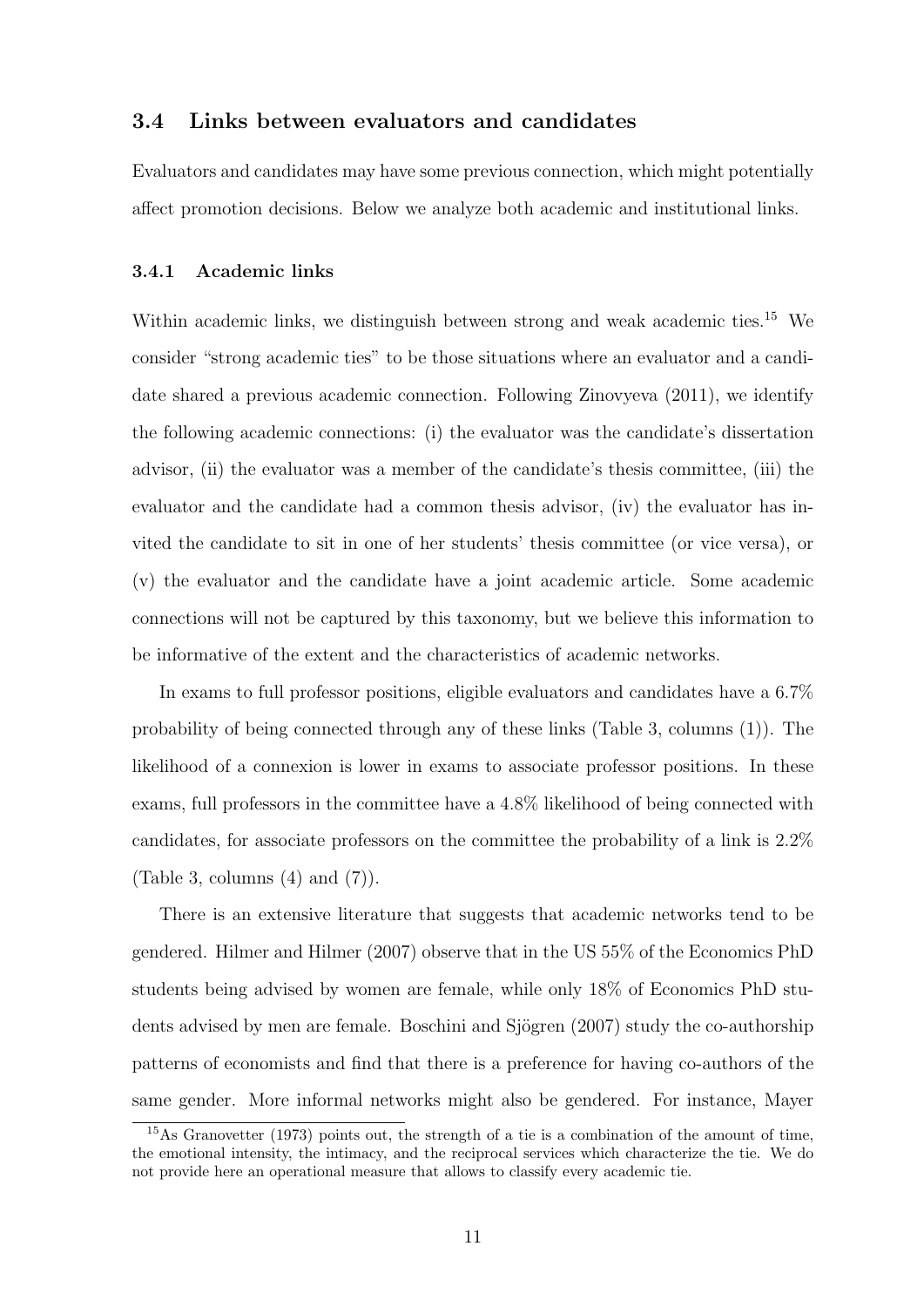## 3.4 Links between evaluators and candidates

Evaluators and candidates may have some previous connection, which might potentially affect promotion decisions. Below we analyze both academic and institutional links.

### 3.4.1 Academic links

Within academic links, we distinguish between strong and weak academic ties.[15] We consider "strong academic ties" to be those situations where an evaluator and a candidate shared a previous academic connection. Following Zinovyeva (2011), we identify the following academic connections: (i) the evaluator was the candidate's dissertation advisor, (ii) the evaluator was a member of the candidate's thesis committee, (iii) the evaluator and the candidate had a common thesis advisor, (iv) the evaluator has invited the candidate to sit in one of her students' thesis committee (or vice versa), or (v) the evaluator and the candidate have a joint academic article. Some academic connections will not be captured by this taxonomy, but we believe this information to be informative of the extent and the characteristics of academic networks.

In exams to full professor positions, eligible evaluators and candidates have a 6.7% probability of being connected through any of these links (Table 3, columns (1)). The likelihood of a connexion is lower in exams to associate professor positions. In these exams, full professors in the committee have a 4.8% likelihood of being connected with candidates, for associate professors on the committee the probability of a link is 2.2% (Table 3, columns (4) and (7)).

There is an extensive literature that suggests that academic networks tend to be gendered. Hilmer and Hilmer (2007) observe that in the US 55% of the Economics PhD students being advised by women are female, while only 18% of Economics PhD students advised by men are female. Boschini and Sjögren (2007) study the co-authorship patterns of economists and find that there is a preference for having co-authors of the same gender. More informal networks might also be gendered. For instance, Mayer

[15] As Granovetter (1973) points out, the strength of a tie is a combination of the amount of time, the emotional intensity, the intimacy, and the reciprocal services which characterize the tie. We do not provide here an operational measure that allows to classify every academic tie.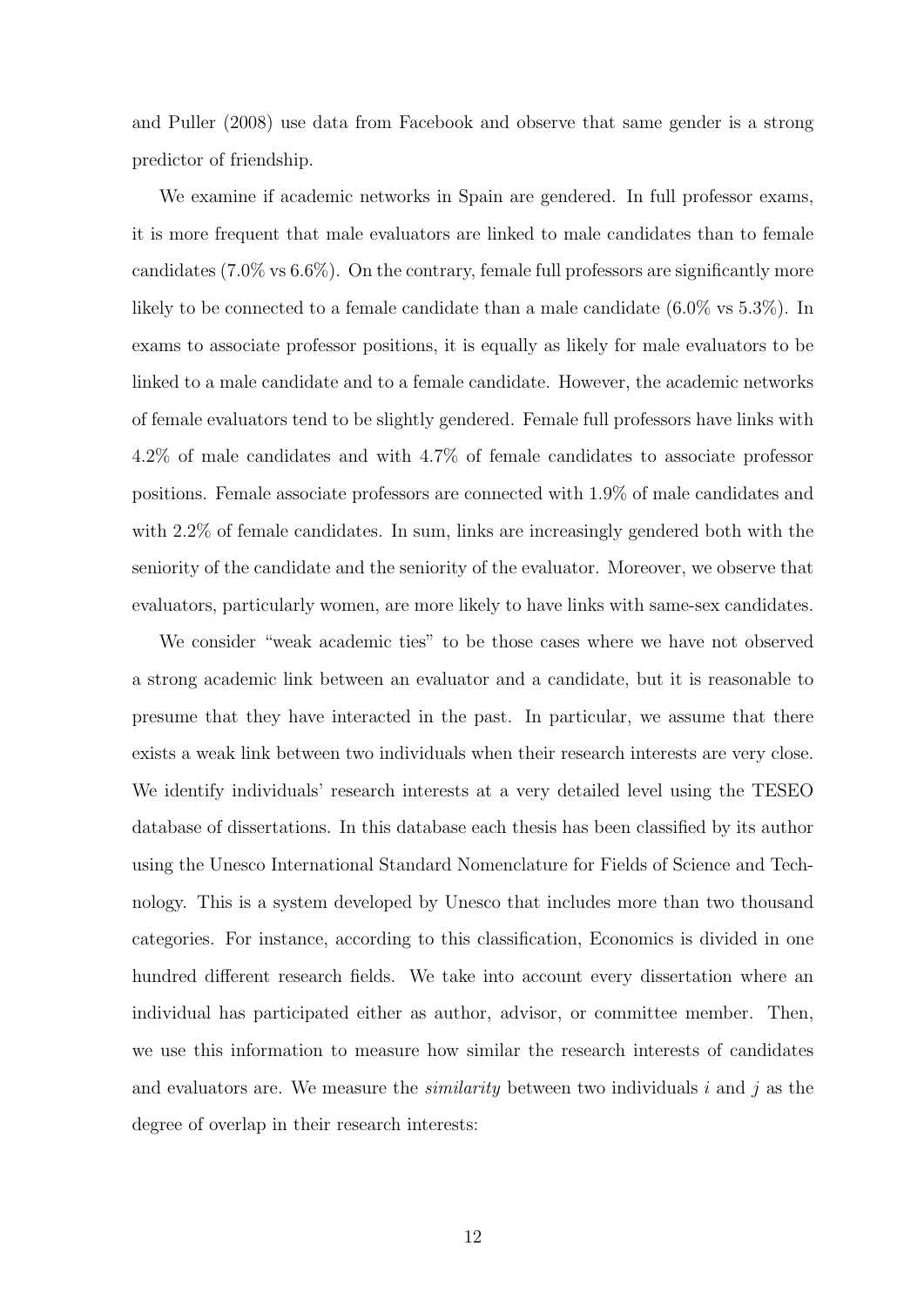and Puller (2008) use data from Facebook and observe that same gender is a strong predictor of friendship.

We examine if academic networks in Spain are gendered. In full professor exams, it is more frequent that male evaluators are linked to male candidates than to female candidates (7.0% vs 6.6%). On the contrary, female full professors are significantly more likely to be connected to a female candidate than a male candidate (6.0% vs 5.3%). In exams to associate professor positions, it is equally as likely for male evaluators to be linked to a male candidate and to a female candidate. However, the academic networks of female evaluators tend to be slightly gendered. Female full professors have links with 4.2% of male candidates and with 4.7% of female candidates to associate professor positions. Female associate professors are connected with 1.9% of male candidates and with 2.2% of female candidates. In sum, links are increasingly gendered both with the seniority of the candidate and the seniority of the evaluator. Moreover, we observe that evaluators, particularly women, are more likely to have links with same-sex candidates.

We consider "weak academic ties" to be those cases where we have not observed a strong academic link between an evaluator and a candidate, but it is reasonable to presume that they have interacted in the past. In particular, we assume that there exists a weak link between two individuals when their research interests are very close. We identify individuals' research interests at a very detailed level using the TESEO database of dissertations. In this database each thesis has been classified by its author using the Unesco International Standard Nomenclature for Fields of Science and Technology. This is a system developed by Unesco that includes more than two thousand categories. For instance, according to this classification, Economics is divided in one hundred different research fields. We take into account every dissertation where an individual has participated either as author, advisor, or committee member. Then, we use this information to measure how similar the research interests of candidates and evaluators are. We measure the *similarity* between two individuals $i$ and $j$ as the degree of overlap in their research interests: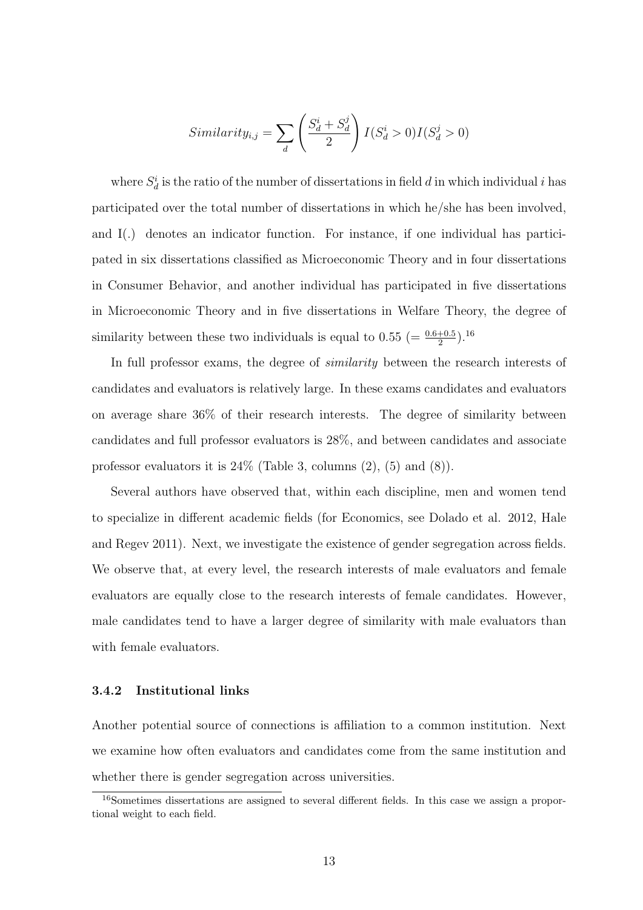$$Similarity_{i,j} = \sum_{d} \left( \frac{S_d^i + S_d^j}{2} \right) I(S_d^i > 0) I(S_d^j > 0)$$

where $S_d^i$ is the ratio of the number of dissertations in field $d$ in which individual $i$ has participated over the total number of dissertations in which he/she has been involved, and I(.) denotes an indicator function. For instance, if one individual has participated in six dissertations classified as Microeconomic Theory and in four dissertations in Consumer Behavior, and another individual has participated in five dissertations in Microeconomic Theory and in five dissertations in Welfare Theory, the degree of similarity between these two individuals is equal to 0.55 ($= \frac{0.6+0.5}{2}$).[16]

In full professor exams, the degree of *similarity* between the research interests of candidates and evaluators is relatively large. In these exams candidates and evaluators on average share 36% of their research interests. The degree of similarity between candidates and full professor evaluators is 28%, and between candidates and associate professor evaluators it is 24% (Table 3, columns (2), (5) and (8)).

Several authors have observed that, within each discipline, men and women tend to specialize in different academic fields (for Economics, see Dolado et al. 2012, Hale and Regev 2011). Next, we investigate the existence of gender segregation across fields. We observe that, at every level, the research interests of male evaluators and female evaluators are equally close to the research interests of female candidates. However, male candidates tend to have a larger degree of similarity with male evaluators than with female evaluators.

### 3.4.2 Institutional links

Another potential source of connections is affiliation to a common institution. Next we examine how often evaluators and candidates come from the same institution and whether there is gender segregation across universities.

[16] Sometimes dissertations are assigned to several different fields. In this case we assign a proportional weight to each field.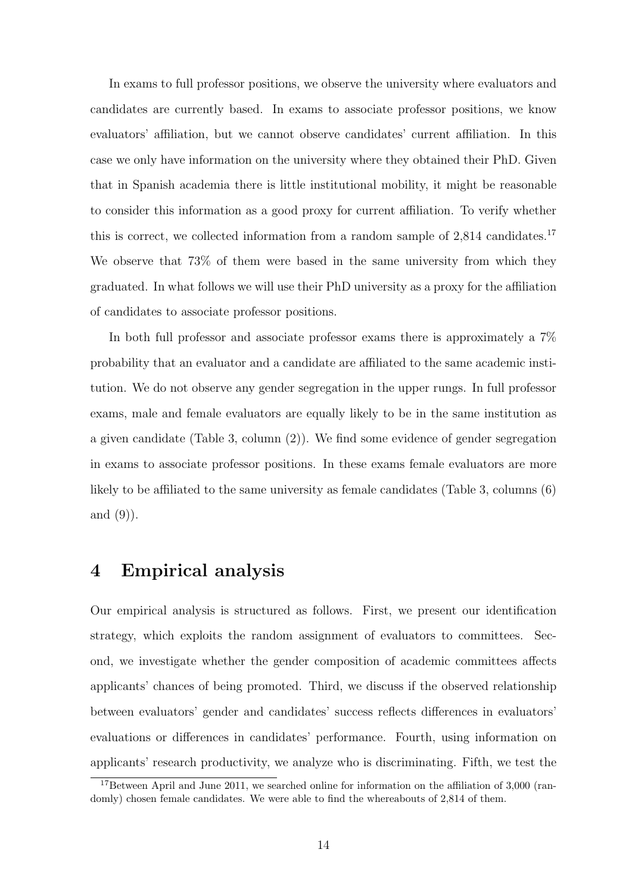In exams to full professor positions, we observe the university where evaluators and candidates are currently based. In exams to associate professor positions, we know evaluators' affiliation, but we cannot observe candidates' current affiliation. In this case we only have information on the university where they obtained their PhD. Given that in Spanish academia there is little institutional mobility, it might be reasonable to consider this information as a good proxy for current affiliation. To verify whether this is correct, we collected information from a random sample of 2,814 candidates.[17] We observe that 73% of them were based in the same university from which they graduated. In what follows we will use their PhD university as a proxy for the affiliation of candidates to associate professor positions.

In both full professor and associate professor exams there is approximately a 7% probability that an evaluator and a candidate are affiliated to the same academic institution. We do not observe any gender segregation in the upper rungs. In full professor exams, male and female evaluators are equally likely to be in the same institution as a given candidate (Table 3, column (2)). We find some evidence of gender segregation in exams to associate professor positions. In these exams female evaluators are more likely to be affiliated to the same university as female candidates (Table 3, columns (6) and (9)).

# 4 Empirical analysis

Our empirical analysis is structured as follows. First, we present our identification strategy, which exploits the random assignment of evaluators to committees. Second, we investigate whether the gender composition of academic committees affects applicants' chances of being promoted. Third, we discuss if the observed relationship between evaluators' gender and candidates' success reflects differences in evaluators' evaluations or differences in candidates' performance. Fourth, using information on applicants' research productivity, we analyze who is discriminating. Fifth, we test the

[17] Between April and June 2011, we searched online for information on the affiliation of 3,000 (randomly) chosen female candidates. We were able to find the whereabouts of 2,814 of them.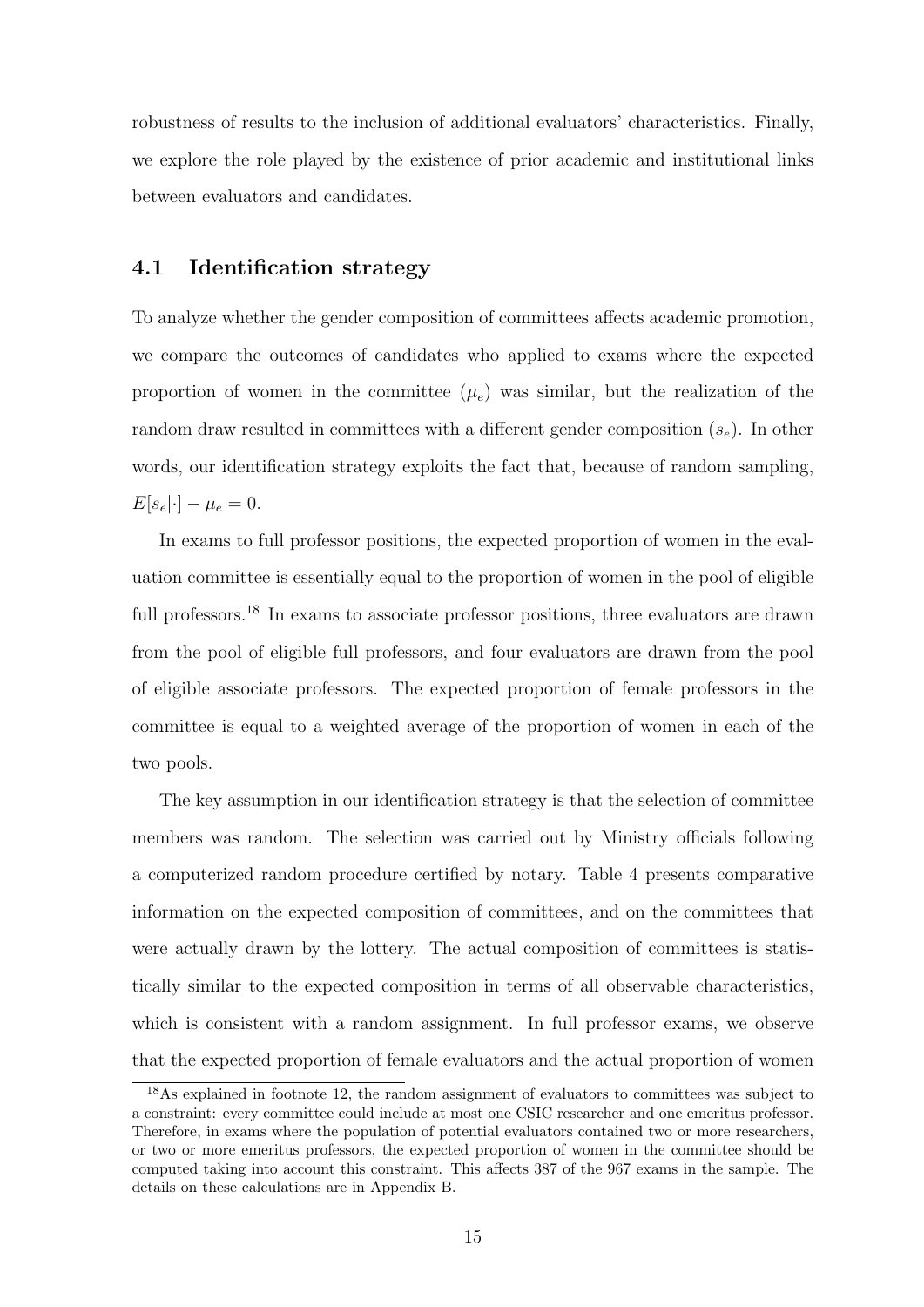robustness of results to the inclusion of additional evaluators' characteristics. Finally, we explore the role played by the existence of prior academic and institutional links between evaluators and candidates.

## 4.1 Identification strategy

To analyze whether the gender composition of committees affects academic promotion, we compare the outcomes of candidates who applied to exams where the expected proportion of women in the committee ($\mu_e$) was similar, but the realization of the random draw resulted in committees with a different gender composition ($s_e$). In other words, our identification strategy exploits the fact that, because of random sampling, $E[s_e|\cdot] - \mu_e = 0$.

In exams to full professor positions, the expected proportion of women in the evaluation committee is essentially equal to the proportion of women in the pool of eligible full professors.[18] In exams to associate professor positions, three evaluators are drawn from the pool of eligible full professors, and four evaluators are drawn from the pool of eligible associate professors. The expected proportion of female professors in the committee is equal to a weighted average of the proportion of women in each of the two pools.

The key assumption in our identification strategy is that the selection of committee members was random. The selection was carried out by Ministry officials following a computerized random procedure certified by notary. Table 4 presents comparative information on the expected composition of committees, and on the committees that were actually drawn by the lottery. The actual composition of committees is statistically similar to the expected composition in terms of all observable characteristics, which is consistent with a random assignment. In full professor exams, we observe that the expected proportion of female evaluators and the actual proportion of women

[18] As explained in footnote 12, the random assignment of evaluators to committees was subject to a constraint: every committee could include at most one CSIC researcher and one emeritus professor. Therefore, in exams where the population of potential evaluators contained two or more researchers, or two or more emeritus professors, the expected proportion of women in the committee should be computed taking into account this constraint. This affects 387 of the 967 exams in the sample. The details on these calculations are in Appendix B.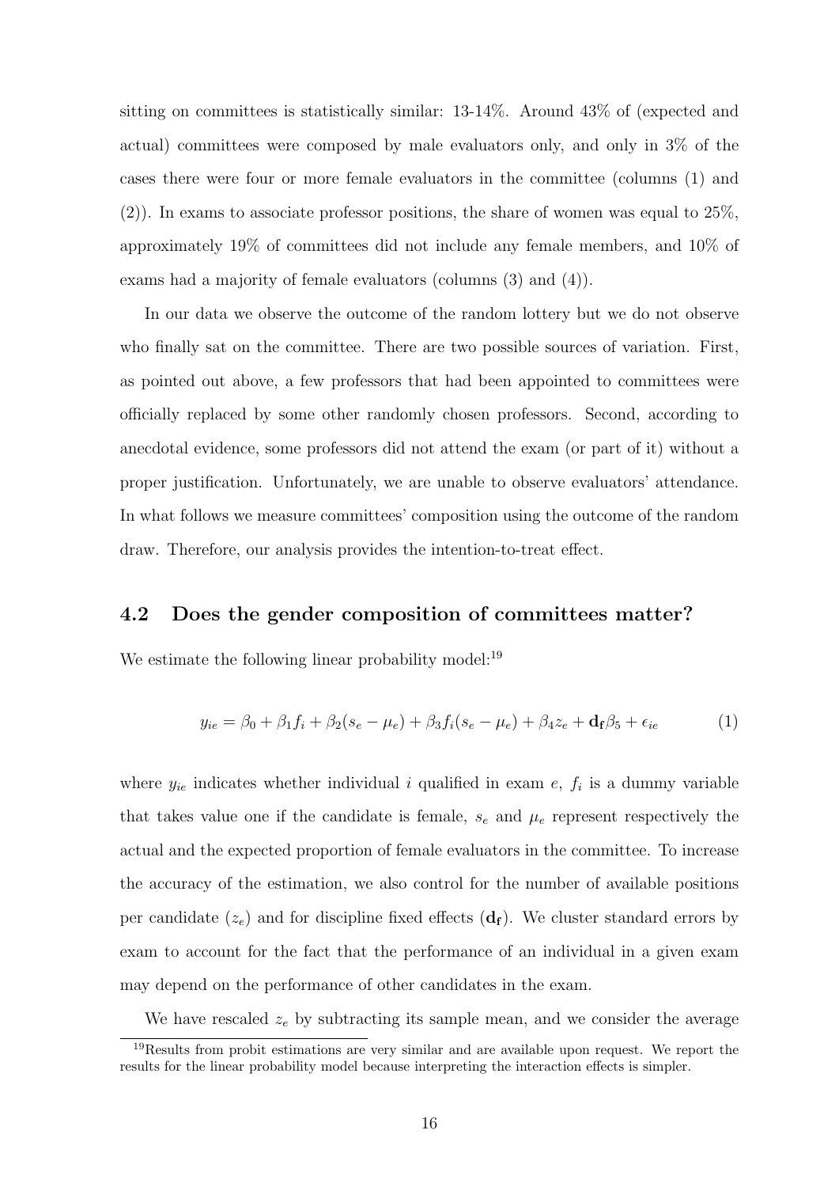sitting on committees is statistically similar: 13-14%. Around 43% of (expected and actual) committees were composed by male evaluators only, and only in 3% of the cases there were four or more female evaluators in the committee (columns (1) and (2)). In exams to associate professor positions, the share of women was equal to 25%, approximately 19% of committees did not include any female members, and 10% of exams had a majority of female evaluators (columns (3) and (4)).

In our data we observe the outcome of the random lottery but we do not observe who finally sat on the committee. There are two possible sources of variation. First, as pointed out above, a few professors that had been appointed to committees were officially replaced by some other randomly chosen professors. Second, according to anecdotal evidence, some professors did not attend the exam (or part of it) without a proper justification. Unfortunately, we are unable to observe evaluators' attendance. In what follows we measure committees' composition using the outcome of the random draw. Therefore, our analysis provides the intention-to-treat effect.

## 4.2 Does the gender composition of committees matter?

We estimate the following linear probability model:[19]

$$y_{ie} = \beta_0 + \beta_1 f_i + \beta_2 (s_e - \mu_e) + \beta_3 f_i (s_e - \mu_e) + \beta_4 z_e + \mathbf{d_f} \beta_5 + \epsilon_{ie} \tag{1}$$

where $y_{ie}$ indicates whether individual $i$ qualified in exam $e$, $f_i$ is a dummy variable that takes value one if the candidate is female, $s_e$ and $\mu_e$ represent respectively the actual and the expected proportion of female evaluators in the committee. To increase the accuracy of the estimation, we also control for the number of available positions per candidate ($z_e$) and for discipline fixed effects ($\mathbf{d_f}$). We cluster standard errors by exam to account for the fact that the performance of an individual in a given exam may depend on the performance of other candidates in the exam.

We have rescaled $z_e$ by subtracting its sample mean, and we consider the average

[19] Results from probit estimations are very similar and are available upon request. We report the results for the linear probability model because interpreting the interaction effects is simpler.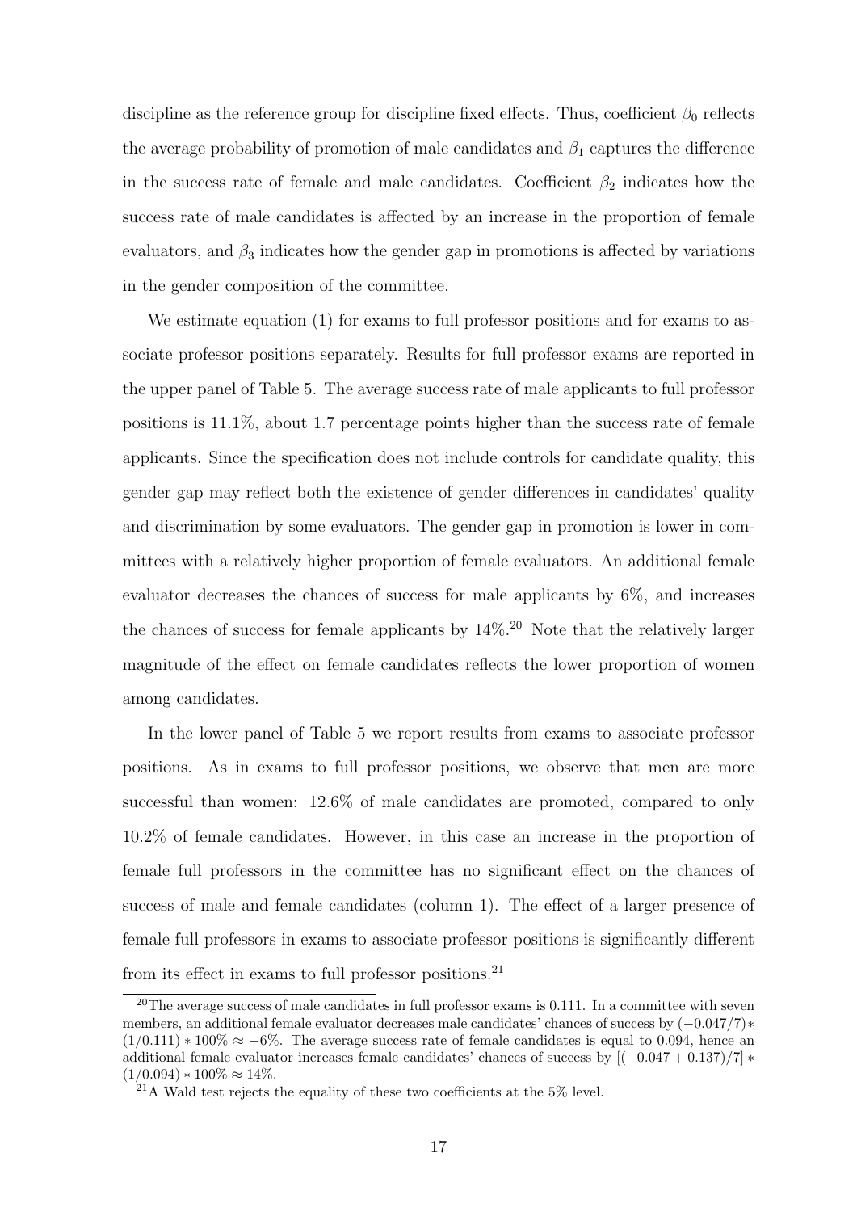discipline as the reference group for discipline fixed effects. Thus, coefficient $\beta_0$ reflects the average probability of promotion of male candidates and $\beta_1$ captures the difference in the success rate of female and male candidates. Coefficient $\beta_2$ indicates how the success rate of male candidates is affected by an increase in the proportion of female evaluators, and $\beta_3$ indicates how the gender gap in promotions is affected by variations in the gender composition of the committee.

We estimate equation (1) for exams to full professor positions and for exams to associate professor positions separately. Results for full professor exams are reported in the upper panel of Table 5. The average success rate of male applicants to full professor positions is 11.1%, about 1.7 percentage points higher than the success rate of female applicants. Since the specification does not include controls for candidate quality, this gender gap may reflect both the existence of gender differences in candidates' quality and discrimination by some evaluators. The gender gap in promotion is lower in committees with a relatively higher proportion of female evaluators. An additional female evaluator decreases the chances of success for male applicants by 6%, and increases the chances of success for female applicants by 14%.[20] Note that the relatively larger magnitude of the effect on female candidates reflects the lower proportion of women among candidates.

In the lower panel of Table 5 we report results from exams to associate professor positions. As in exams to full professor positions, we observe that men are more successful than women: 12.6% of male candidates are promoted, compared to only 10.2% of female candidates. However, in this case an increase in the proportion of female full professors in the committee has no significant effect on the chances of success of male and female candidates (column 1). The effect of a larger presence of female full professors in exams to associate professor positions is significantly different from its effect in exams to full professor positions.[21]

[20] The average success of male candidates in full professor exams is 0.111. In a committee with seven members, an additional female evaluator decreases male candidates' chances of success by $(-0.047/7) * (1/0.111) * 100\% \approx -6\%$. The average success rate of female candidates is equal to 0.094, hence an additional female evaluator increases female candidates' chances of success by $[(-0.047 + 0.137)/7] * (1/0.094) * 100\% \approx 14\%$.

[21] A Wald test rejects the equality of these two coefficients at the 5% level.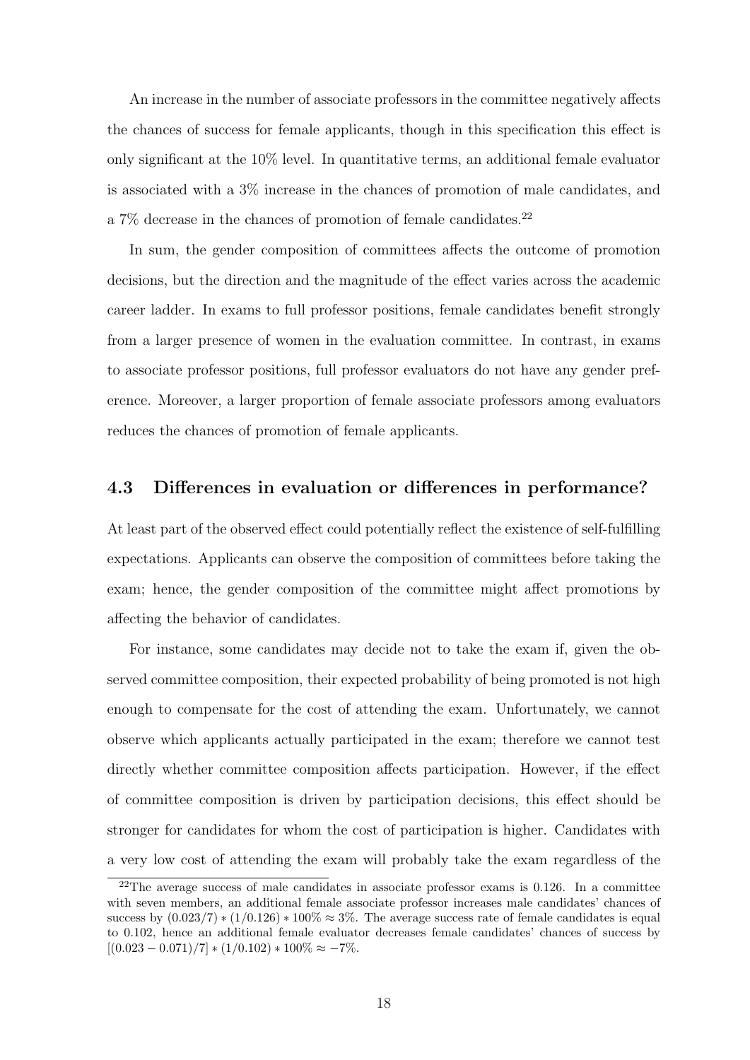An increase in the number of associate professors in the committee negatively affects the chances of success for female applicants, though in this specification this effect is only significant at the 10% level. In quantitative terms, an additional female evaluator is associated with a 3% increase in the chances of promotion of male candidates, and a 7% decrease in the chances of promotion of female candidates.[22]

In sum, the gender composition of committees affects the outcome of promotion decisions, but the direction and the magnitude of the effect varies across the academic career ladder. In exams to full professor positions, female candidates benefit strongly from a larger presence of women in the evaluation committee. In contrast, in exams to associate professor positions, full professor evaluators do not have any gender preference. Moreover, a larger proportion of female associate professors among evaluators reduces the chances of promotion of female applicants.

### 4.3 Differences in evaluation or differences in performance?

At least part of the observed effect could potentially reflect the existence of self-fulfilling expectations. Applicants can observe the composition of committees before taking the exam; hence, the gender composition of the committee might affect promotions by affecting the behavior of candidates.

For instance, some candidates may decide not to take the exam if, given the observed committee composition, their expected probability of being promoted is not high enough to compensate for the cost of attending the exam. Unfortunately, we cannot observe which applicants actually participated in the exam; therefore we cannot test directly whether committee composition affects participation. However, if the effect of committee composition is driven by participation decisions, this effect should be stronger for candidates for whom the cost of participation is higher. Candidates with a very low cost of attending the exam will probably take the exam regardless of the

[22] The average success of male candidates in associate professor exams is 0.126. In a committee with seven members, an additional female associate professor increases male candidates' chances of success by $(0.023/7) * (1/0.126) * 100\% \approx 3\%$. The average success rate of female candidates is equal to 0.102, hence an additional female evaluator decreases female candidates' chances of success by $[(0.023 - 0.071)/7] * (1/0.102) * 100\% \approx -7\%$.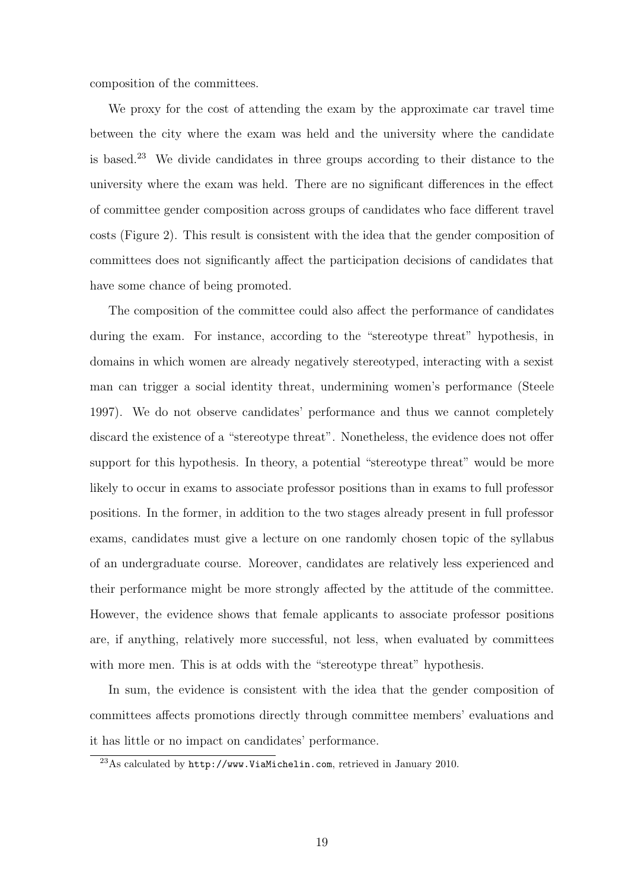composition of the committees.

We proxy for the cost of attending the exam by the approximate car travel time between the city where the exam was held and the university where the candidate is based.[23] We divide candidates in three groups according to their distance to the university where the exam was held. There are no significant differences in the effect of committee gender composition across groups of candidates who face different travel costs (Figure 2). This result is consistent with the idea that the gender composition of committees does not significantly affect the participation decisions of candidates that have some chance of being promoted.

The composition of the committee could also affect the performance of candidates during the exam. For instance, according to the "stereotype threat" hypothesis, in domains in which women are already negatively stereotyped, interacting with a sexist man can trigger a social identity threat, undermining women's performance (Steele 1997). We do not observe candidates' performance and thus we cannot completely discard the existence of a "stereotype threat". Nonetheless, the evidence does not offer support for this hypothesis. In theory, a potential "stereotype threat" would be more likely to occur in exams to associate professor positions than in exams to full professor positions. In the former, in addition to the two stages already present in full professor exams, candidates must give a lecture on one randomly chosen topic of the syllabus of an undergraduate course. Moreover, candidates are relatively less experienced and their performance might be more strongly affected by the attitude of the committee. However, the evidence shows that female applicants to associate professor positions are, if anything, relatively more successful, not less, when evaluated by committees with more men. This is at odds with the "stereotype threat" hypothesis.

In sum, the evidence is consistent with the idea that the gender composition of committees affects promotions directly through committee members' evaluations and it has little or no impact on candidates' performance.

[23] As calculated by `http://www.ViaMichelin.com`, retrieved in January 2010.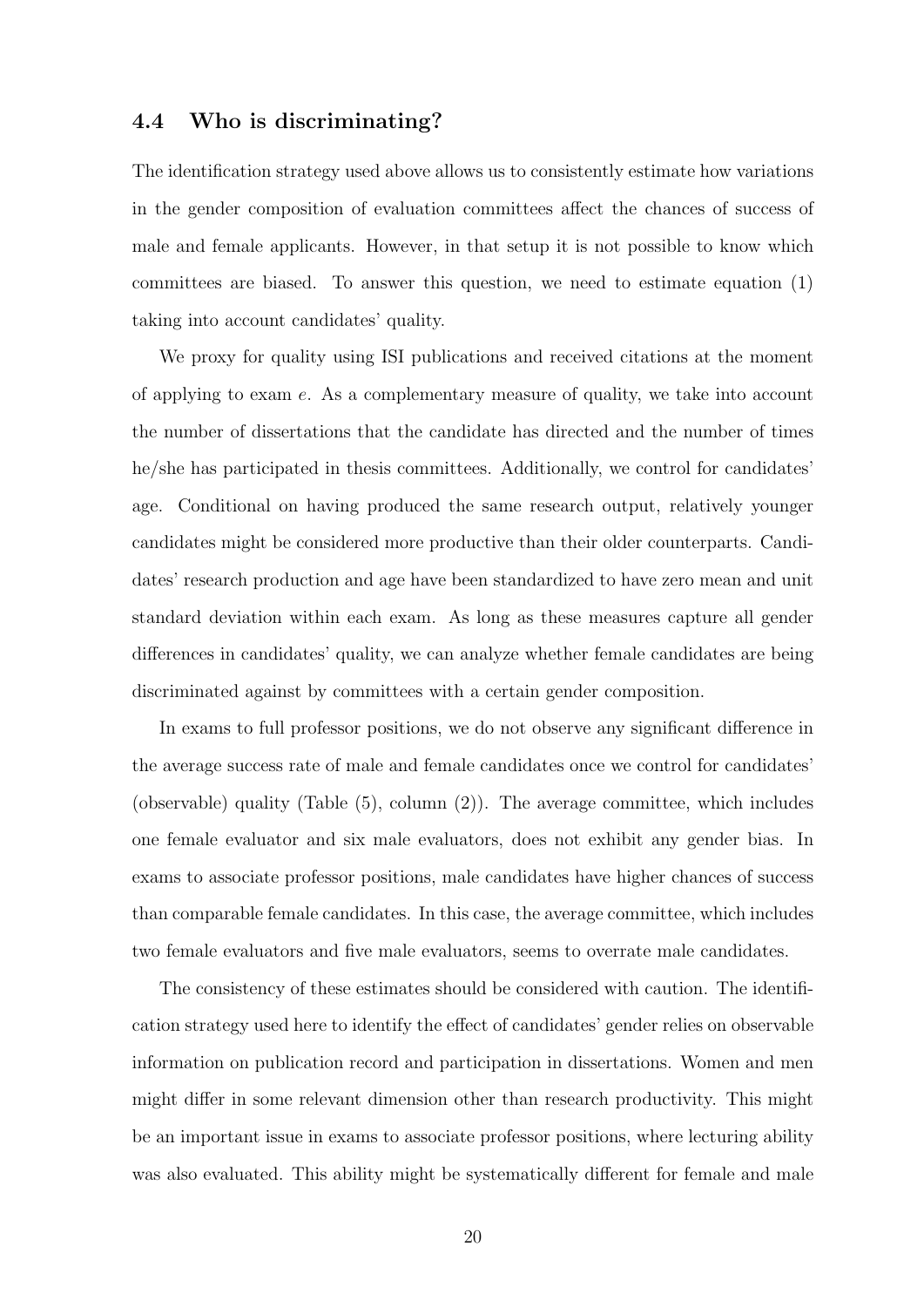### 4.4 Who is discriminating?

The identification strategy used above allows us to consistently estimate how variations in the gender composition of evaluation committees affect the chances of success of male and female applicants. However, in that setup it is not possible to know which committees are biased. To answer this question, we need to estimate equation (1) taking into account candidates' quality.

We proxy for quality using ISI publications and received citations at the moment of applying to exam $e$. As a complementary measure of quality, we take into account the number of dissertations that the candidate has directed and the number of times he/she has participated in thesis committees. Additionally, we control for candidates' age. Conditional on having produced the same research output, relatively younger candidates might be considered more productive than their older counterparts. Candidates' research production and age have been standardized to have zero mean and unit standard deviation within each exam. As long as these measures capture all gender differences in candidates' quality, we can analyze whether female candidates are being discriminated against by committees with a certain gender composition.

In exams to full professor positions, we do not observe any significant difference in the average success rate of male and female candidates once we control for candidates' (observable) quality (Table (5), column (2)). The average committee, which includes one female evaluator and six male evaluators, does not exhibit any gender bias. In exams to associate professor positions, male candidates have higher chances of success than comparable female candidates. In this case, the average committee, which includes two female evaluators and five male evaluators, seems to overrate male candidates.

The consistency of these estimates should be considered with caution. The identification strategy used here to identify the effect of candidates' gender relies on observable information on publication record and participation in dissertations. Women and men might differ in some relevant dimension other than research productivity. This might be an important issue in exams to associate professor positions, where lecturing ability was also evaluated. This ability might be systematically different for female and male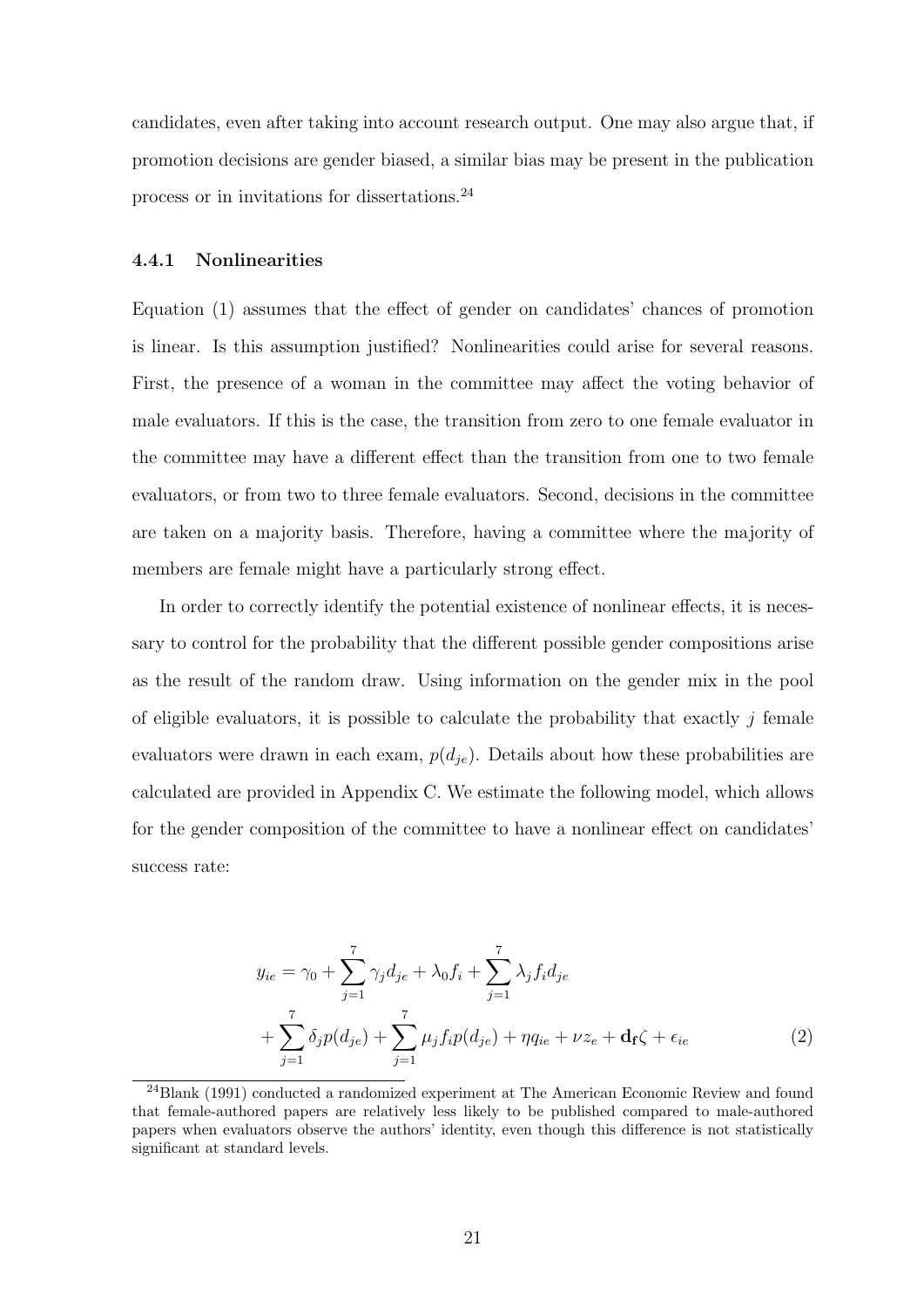candidates, even after taking into account research output. One may also argue that, if promotion decisions are gender biased, a similar bias may be present in the publication process or in invitations for dissertations.[24]

### 4.4.1 Nonlinearities

Equation (1) assumes that the effect of gender on candidates' chances of promotion is linear. Is this assumption justified? Nonlinearities could arise for several reasons. First, the presence of a woman in the committee may affect the voting behavior of male evaluators. If this is the case, the transition from zero to one female evaluator in the committee may have a different effect than the transition from one to two female evaluators, or from two to three female evaluators. Second, decisions in the committee are taken on a majority basis. Therefore, having a committee where the majority of members are female might have a particularly strong effect.

In order to correctly identify the potential existence of nonlinear effects, it is necessary to control for the probability that the different possible gender compositions arise as the result of the random draw. Using information on the gender mix in the pool of eligible evaluators, it is possible to calculate the probability that exactly $j$ female evaluators were drawn in each exam, $p(d_{je})$. Details about how these probabilities are calculated are provided in Appendix C. We estimate the following model, which allows for the gender composition of the committee to have a nonlinear effect on candidates' success rate:

$$
\begin{aligned}
y_{ie} &= \gamma_0 + \sum_{j=1}^{7} \gamma_j d_{je} + \lambda_0 f_i + \sum_{j=1}^{7} \lambda_j f_i d_{je} \\
&+ \sum_{j=1}^{7} \delta_j p(d_{je}) + \sum_{j=1}^{7} \mu_j f_i p(d_{je}) + \eta q_{ie} + \nu z_e + \mathbf{d_f} \zeta + \epsilon_{ie} \qquad (2)
\end{aligned}
$$

[24] Blank (1991) conducted a randomized experiment at The American Economic Review and found that female-authored papers are relatively less likely to be published compared to male-authored papers when evaluators observe the authors' identity, even though this difference is not statistically significant at standard levels.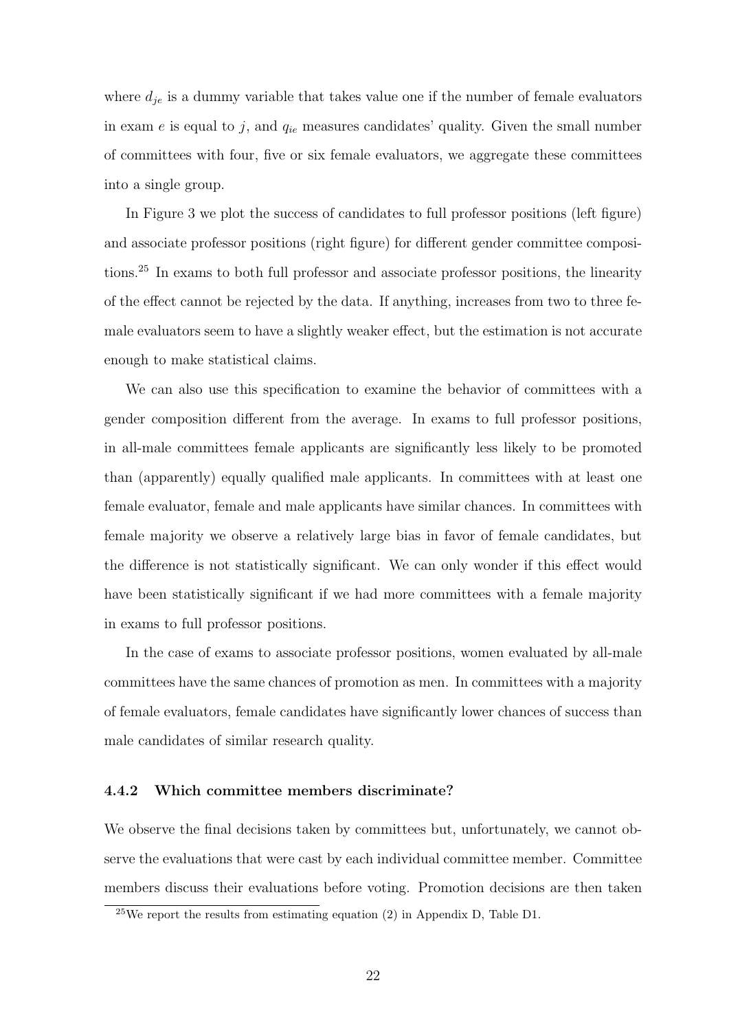where $d_{je}$ is a dummy variable that takes value one if the number of female evaluators in exam $e$ is equal to $j$, and $q_{ie}$ measures candidates' quality. Given the small number of committees with four, five or six female evaluators, we aggregate these committees into a single group.

In Figure 3 we plot the success of candidates to full professor positions (left figure) and associate professor positions (right figure) for different gender committee compositions.[25] In exams to both full professor and associate professor positions, the linearity of the effect cannot be rejected by the data. If anything, increases from two to three female evaluators seem to have a slightly weaker effect, but the estimation is not accurate enough to make statistical claims.

We can also use this specification to examine the behavior of committees with a gender composition different from the average. In exams to full professor positions, in all-male committees female applicants are significantly less likely to be promoted than (apparently) equally qualified male applicants. In committees with at least one female evaluator, female and male applicants have similar chances. In committees with female majority we observe a relatively large bias in favor of female candidates, but the difference is not statistically significant. We can only wonder if this effect would have been statistically significant if we had more committees with a female majority in exams to full professor positions.

In the case of exams to associate professor positions, women evaluated by all-male committees have the same chances of promotion as men. In committees with a majority of female evaluators, female candidates have significantly lower chances of success than male candidates of similar research quality.

### 4.4.2 Which committee members discriminate?

We observe the final decisions taken by committees but, unfortunately, we cannot observe the evaluations that were cast by each individual committee member. Committee members discuss their evaluations before voting. Promotion decisions are then taken

[25] We report the results from estimating equation (2) in Appendix D, Table D1.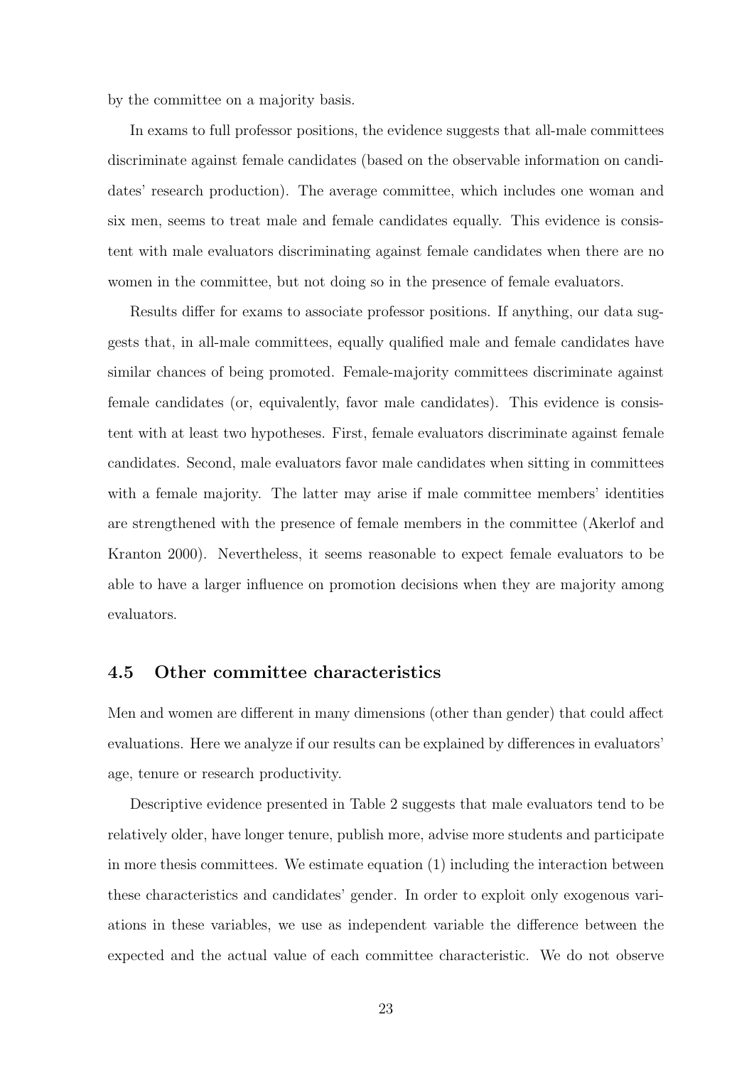by the committee on a majority basis.

In exams to full professor positions, the evidence suggests that all-male committees discriminate against female candidates (based on the observable information on candidates' research production). The average committee, which includes one woman and six men, seems to treat male and female candidates equally. This evidence is consistent with male evaluators discriminating against female candidates when there are no women in the committee, but not doing so in the presence of female evaluators.

Results differ for exams to associate professor positions. If anything, our data suggests that, in all-male committees, equally qualified male and female candidates have similar chances of being promoted. Female-majority committees discriminate against female candidates (or, equivalently, favor male candidates). This evidence is consistent with at least two hypotheses. First, female evaluators discriminate against female candidates. Second, male evaluators favor male candidates when sitting in committees with a female majority. The latter may arise if male committee members' identities are strengthened with the presence of female members in the committee (Akerlof and Kranton 2000). Nevertheless, it seems reasonable to expect female evaluators to be able to have a larger influence on promotion decisions when they are majority among evaluators.

### 4.5 Other committee characteristics

Men and women are different in many dimensions (other than gender) that could affect evaluations. Here we analyze if our results can be explained by differences in evaluators' age, tenure or research productivity.

Descriptive evidence presented in Table 2 suggests that male evaluators tend to be relatively older, have longer tenure, publish more, advise more students and participate in more thesis committees. We estimate equation (1) including the interaction between these characteristics and candidates' gender. In order to exploit only exogenous variations in these variables, we use as independent variable the difference between the expected and the actual value of each committee characteristic. We do not observe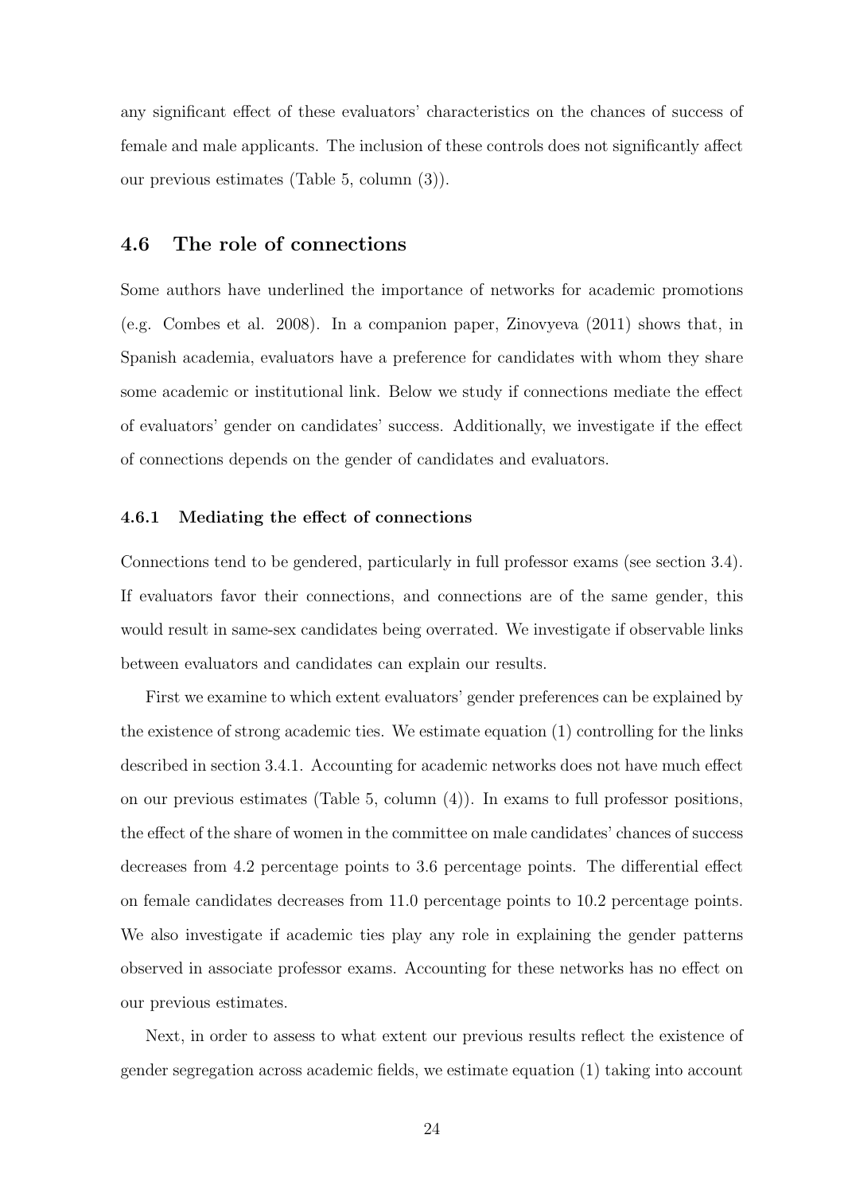any significant effect of these evaluators' characteristics on the chances of success of female and male applicants. The inclusion of these controls does not significantly affect our previous estimates (Table 5, column (3)).

## 4.6 The role of connections

Some authors have underlined the importance of networks for academic promotions (e.g. Combes et al. 2008). In a companion paper, Zinovyeva (2011) shows that, in Spanish academia, evaluators have a preference for candidates with whom they share some academic or institutional link. Below we study if connections mediate the effect of evaluators' gender on candidates' success. Additionally, we investigate if the effect of connections depends on the gender of candidates and evaluators.

### 4.6.1 Mediating the effect of connections

Connections tend to be gendered, particularly in full professor exams (see section 3.4). If evaluators favor their connections, and connections are of the same gender, this would result in same-sex candidates being overrated. We investigate if observable links between evaluators and candidates can explain our results.

First we examine to which extent evaluators' gender preferences can be explained by the existence of strong academic ties. We estimate equation (1) controlling for the links described in section 3.4.1. Accounting for academic networks does not have much effect on our previous estimates (Table 5, column (4)). In exams to full professor positions, the effect of the share of women in the committee on male candidates' chances of success decreases from 4.2 percentage points to 3.6 percentage points. The differential effect on female candidates decreases from 11.0 percentage points to 10.2 percentage points. We also investigate if academic ties play any role in explaining the gender patterns observed in associate professor exams. Accounting for these networks has no effect on our previous estimates.

Next, in order to assess to what extent our previous results reflect the existence of gender segregation across academic fields, we estimate equation (1) taking into account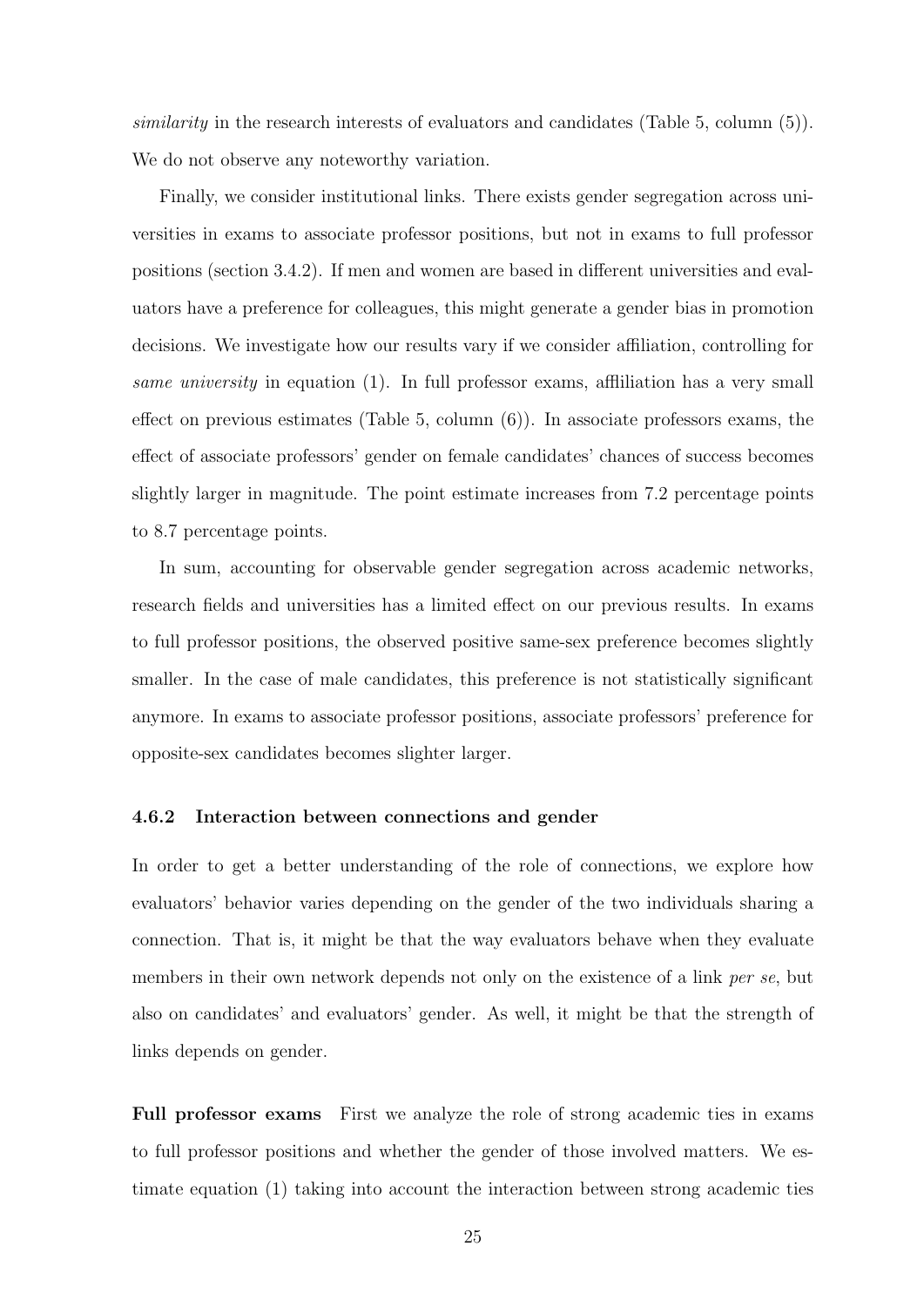*similarity* in the research interests of evaluators and candidates (Table 5, column (5)). We do not observe any noteworthy variation.

Finally, we consider institutional links. There exists gender segregation across universities in exams to associate professor positions, but not in exams to full professor positions (section 3.4.2). If men and women are based in different universities and evaluators have a preference for colleagues, this might generate a gender bias in promotion decisions. We investigate how our results vary if we consider affiliation, controlling for *same university* in equation (1). In full professor exams, afflliation has a very small effect on previous estimates (Table 5, column (6)). In associate professors exams, the effect of associate professors' gender on female candidates' chances of success becomes slightly larger in magnitude. The point estimate increases from 7.2 percentage points to 8.7 percentage points.

In sum, accounting for observable gender segregation across academic networks, research fields and universities has a limited effect on our previous results. In exams to full professor positions, the observed positive same-sex preference becomes slightly smaller. In the case of male candidates, this preference is not statistically significant anymore. In exams to associate professor positions, associate professors' preference for opposite-sex candidates becomes slighter larger.

### 4.6.2 Interaction between connections and gender

In order to get a better understanding of the role of connections, we explore how evaluators' behavior varies depending on the gender of the two individuals sharing a connection. That is, it might be that the way evaluators behave when they evaluate members in their own network depends not only on the existence of a link *per se*, but also on candidates' and evaluators' gender. As well, it might be that the strength of links depends on gender.

**Full professor exams** First we analyze the role of strong academic ties in exams to full professor positions and whether the gender of those involved matters. We estimate equation (1) taking into account the interaction between strong academic ties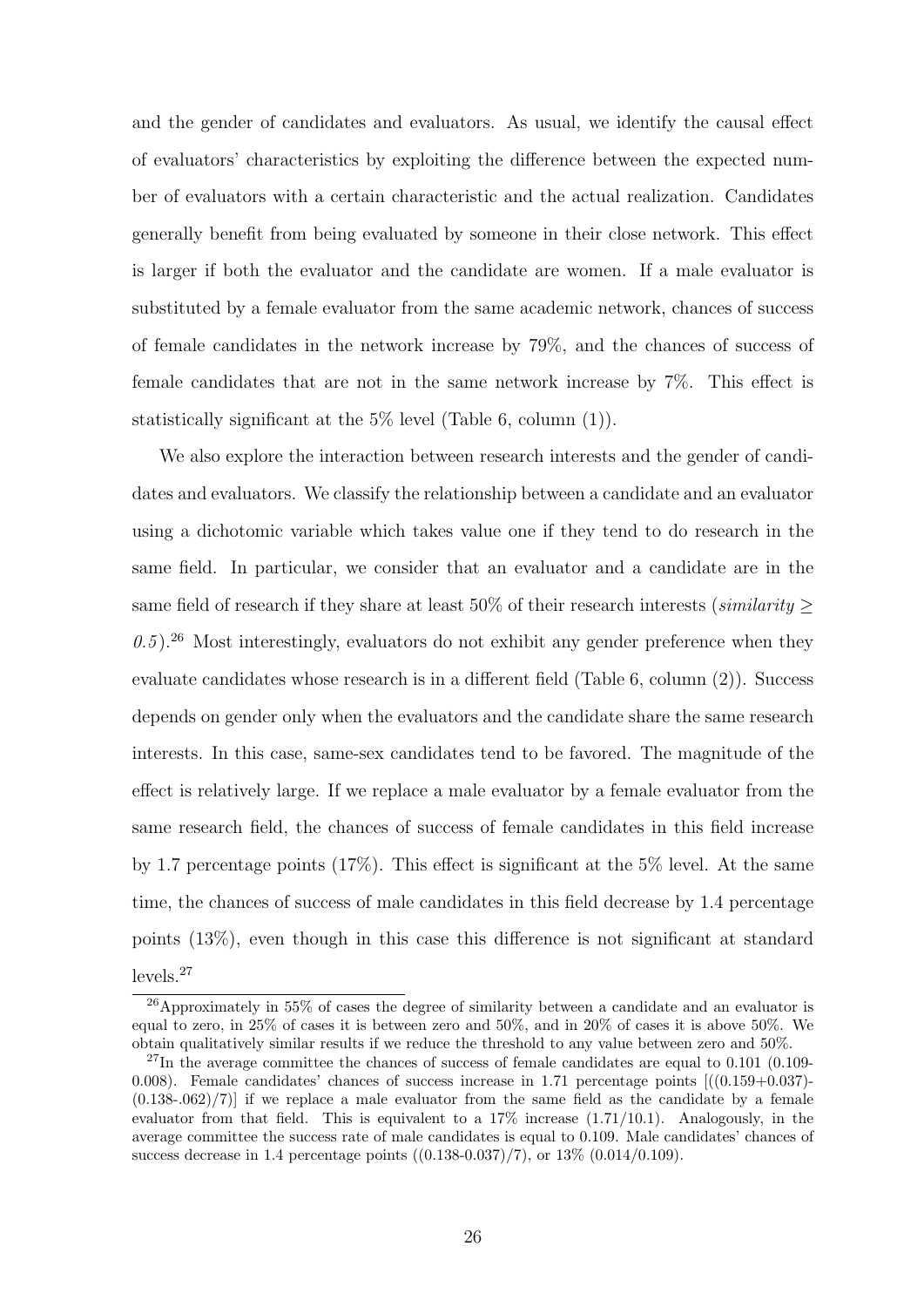and the gender of candidates and evaluators. As usual, we identify the causal effect of evaluators' characteristics by exploiting the difference between the expected number of evaluators with a certain characteristic and the actual realization. Candidates generally benefit from being evaluated by someone in their close network. This effect is larger if both the evaluator and the candidate are women. If a male evaluator is substituted by a female evaluator from the same academic network, chances of success of female candidates in the network increase by 79%, and the chances of success of female candidates that are not in the same network increase by 7%. This effect is statistically significant at the 5% level (Table 6, column (1)).

We also explore the interaction between research interests and the gender of candidates and evaluators. We classify the relationship between a candidate and an evaluator using a dichotomic variable which takes value one if they tend to do research in the same field. In particular, we consider that an evaluator and a candidate are in the same field of research if they share at least 50% of their research interests (*similarity* $\geq$ *0.5*).[26] Most interestingly, evaluators do not exhibit any gender preference when they evaluate candidates whose research is in a different field (Table 6, column (2)). Success depends on gender only when the evaluators and the candidate share the same research interests. In this case, same-sex candidates tend to be favored. The magnitude of the effect is relatively large. If we replace a male evaluator by a female evaluator from the same research field, the chances of success of female candidates in this field increase by 1.7 percentage points (17%). This effect is significant at the 5% level. At the same time, the chances of success of male candidates in this field decrease by 1.4 percentage points (13%), even though in this case this difference is not significant at standard levels.[27]

[26] Approximately in 55% of cases the degree of similarity between a candidate and an evaluator is equal to zero, in 25% of cases it is between zero and 50%, and in 20% of cases it is above 50%. We obtain qualitatively similar results if we reduce the threshold to any value between zero and 50%.

[27] In the average committee the chances of success of female candidates are equal to 0.101 (0.109-0.008). Female candidates' chances of success increase in 1.71 percentage points [((0.159+0.037)-(0.138-.062)/7)] if we replace a male evaluator from the same field as the candidate by a female evaluator from that field. This is equivalent to a 17% increase (1.71/10.1). Analogously, in the average committee the success rate of male candidates is equal to 0.109. Male candidates' chances of success decrease in 1.4 percentage points ((0.138-0.037)/7), or 13% (0.014/0.109).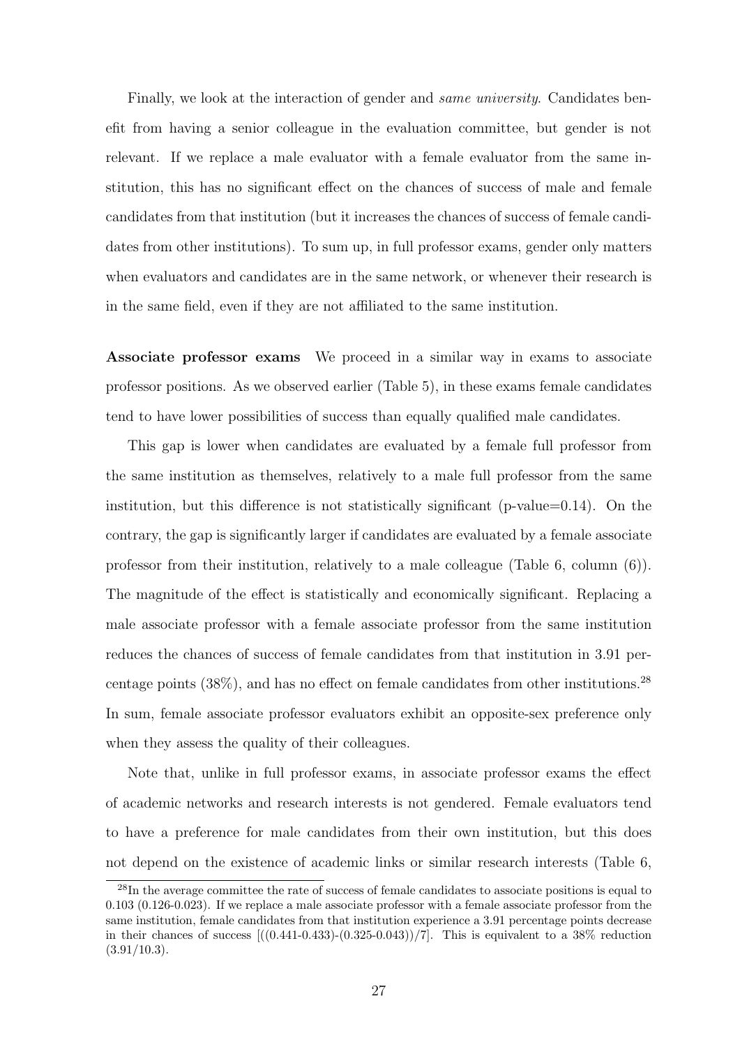Finally, we look at the interaction of gender and *same university*. Candidates benefit from having a senior colleague in the evaluation committee, but gender is not relevant. If we replace a male evaluator with a female evaluator from the same institution, this has no significant effect on the chances of success of male and female candidates from that institution (but it increases the chances of success of female candidates from other institutions). To sum up, in full professor exams, gender only matters when evaluators and candidates are in the same network, or whenever their research is in the same field, even if they are not affiliated to the same institution.

**Associate professor exams** We proceed in a similar way in exams to associate professor positions. As we observed earlier (Table 5), in these exams female candidates tend to have lower possibilities of success than equally qualified male candidates.

This gap is lower when candidates are evaluated by a female full professor from the same institution as themselves, relatively to a male full professor from the same institution, but this difference is not statistically significant (p-value=0.14). On the contrary, the gap is significantly larger if candidates are evaluated by a female associate professor from their institution, relatively to a male colleague (Table 6, column (6)). The magnitude of the effect is statistically and economically significant. Replacing a male associate professor with a female associate professor from the same institution reduces the chances of success of female candidates from that institution in 3.91 percentage points (38%), and has no effect on female candidates from other institutions.[28] In sum, female associate professor evaluators exhibit an opposite-sex preference only when they assess the quality of their colleagues.

Note that, unlike in full professor exams, in associate professor exams the effect of academic networks and research interests is not gendered. Female evaluators tend to have a preference for male candidates from their own institution, but this does not depend on the existence of academic links or similar research interests (Table 6,

[28] In the average committee the rate of success of female candidates to associate positions is equal to 0.103 (0.126-0.023). If we replace a male associate professor with a female associate professor from the same institution, female candidates from that institution experience a 3.91 percentage points decrease in their chances of success [((0.441-0.433)-(0.325-0.043))/7]. This is equivalent to a 38% reduction (3.91/10.3).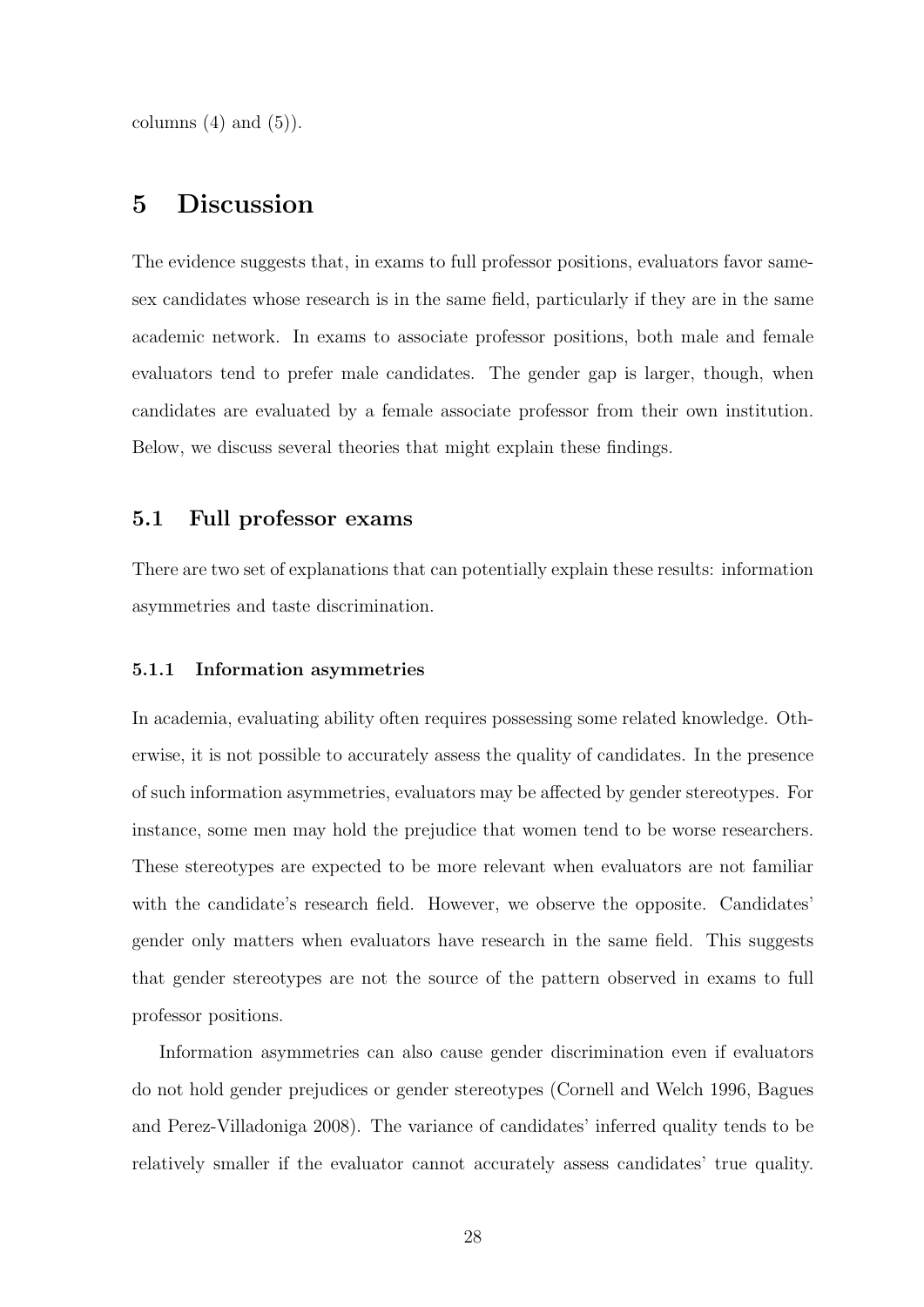columns (4) and (5)).

# 5 Discussion

The evidence suggests that, in exams to full professor positions, evaluators favor same-sex candidates whose research is in the same field, particularly if they are in the same academic network. In exams to associate professor positions, both male and female evaluators tend to prefer male candidates. The gender gap is larger, though, when candidates are evaluated by a female associate professor from their own institution. Below, we discuss several theories that might explain these findings.

## 5.1 Full professor exams

There are two set of explanations that can potentially explain these results: information asymmetries and taste discrimination.

### 5.1.1 Information asymmetries

In academia, evaluating ability often requires possessing some related knowledge. Otherwise, it is not possible to accurately assess the quality of candidates. In the presence of such information asymmetries, evaluators may be affected by gender stereotypes. For instance, some men may hold the prejudice that women tend to be worse researchers. These stereotypes are expected to be more relevant when evaluators are not familiar with the candidate's research field. However, we observe the opposite. Candidates' gender only matters when evaluators have research in the same field. This suggests that gender stereotypes are not the source of the pattern observed in exams to full professor positions.

Information asymmetries can also cause gender discrimination even if evaluators do not hold gender prejudices or gender stereotypes (Cornell and Welch 1996, Bagues and Perez-Villadoniga 2008). The variance of candidates' inferred quality tends to be relatively smaller if the evaluator cannot accurately assess candidates' true quality.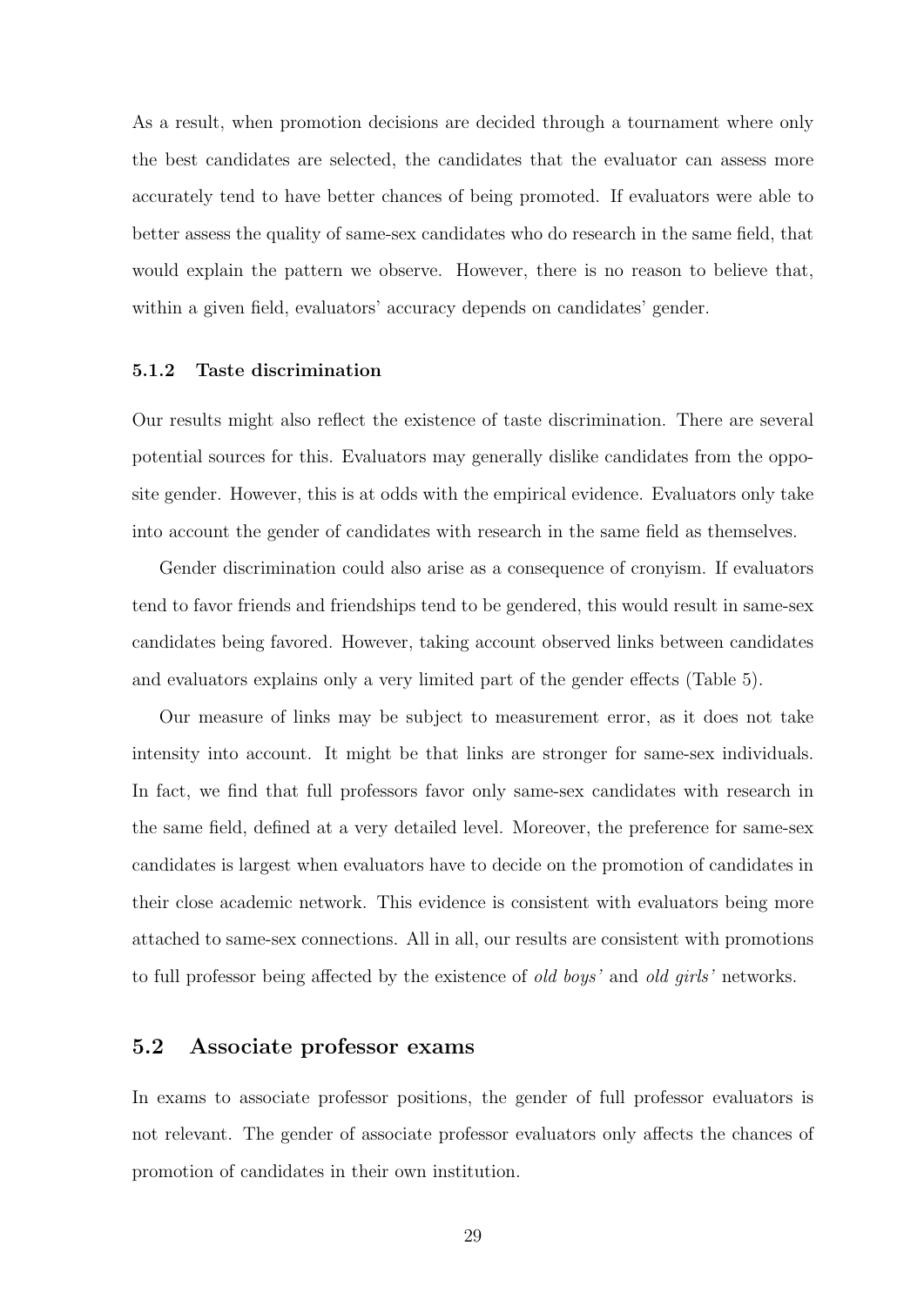As a result, when promotion decisions are decided through a tournament where only the best candidates are selected, the candidates that the evaluator can assess more accurately tend to have better chances of being promoted. If evaluators were able to better assess the quality of same-sex candidates who do research in the same field, that would explain the pattern we observe. However, there is no reason to believe that, within a given field, evaluators' accuracy depends on candidates' gender.

#### 5.1.2 Taste discrimination

Our results might also reflect the existence of taste discrimination. There are several potential sources for this. Evaluators may generally dislike candidates from the opposite gender. However, this is at odds with the empirical evidence. Evaluators only take into account the gender of candidates with research in the same field as themselves.

Gender discrimination could also arise as a consequence of cronyism. If evaluators tend to favor friends and friendships tend to be gendered, this would result in same-sex candidates being favored. However, taking account observed links between candidates and evaluators explains only a very limited part of the gender effects (Table 5).

Our measure of links may be subject to measurement error, as it does not take intensity into account. It might be that links are stronger for same-sex individuals. In fact, we find that full professors favor only same-sex candidates with research in the same field, defined at a very detailed level. Moreover, the preference for same-sex candidates is largest when evaluators have to decide on the promotion of candidates in their close academic network. This evidence is consistent with evaluators being more attached to same-sex connections. All in all, our results are consistent with promotions to full professor being affected by the existence of *old boys'* and *old girls'* networks.

### 5.2 Associate professor exams

In exams to associate professor positions, the gender of full professor evaluators is not relevant. The gender of associate professor evaluators only affects the chances of promotion of candidates in their own institution.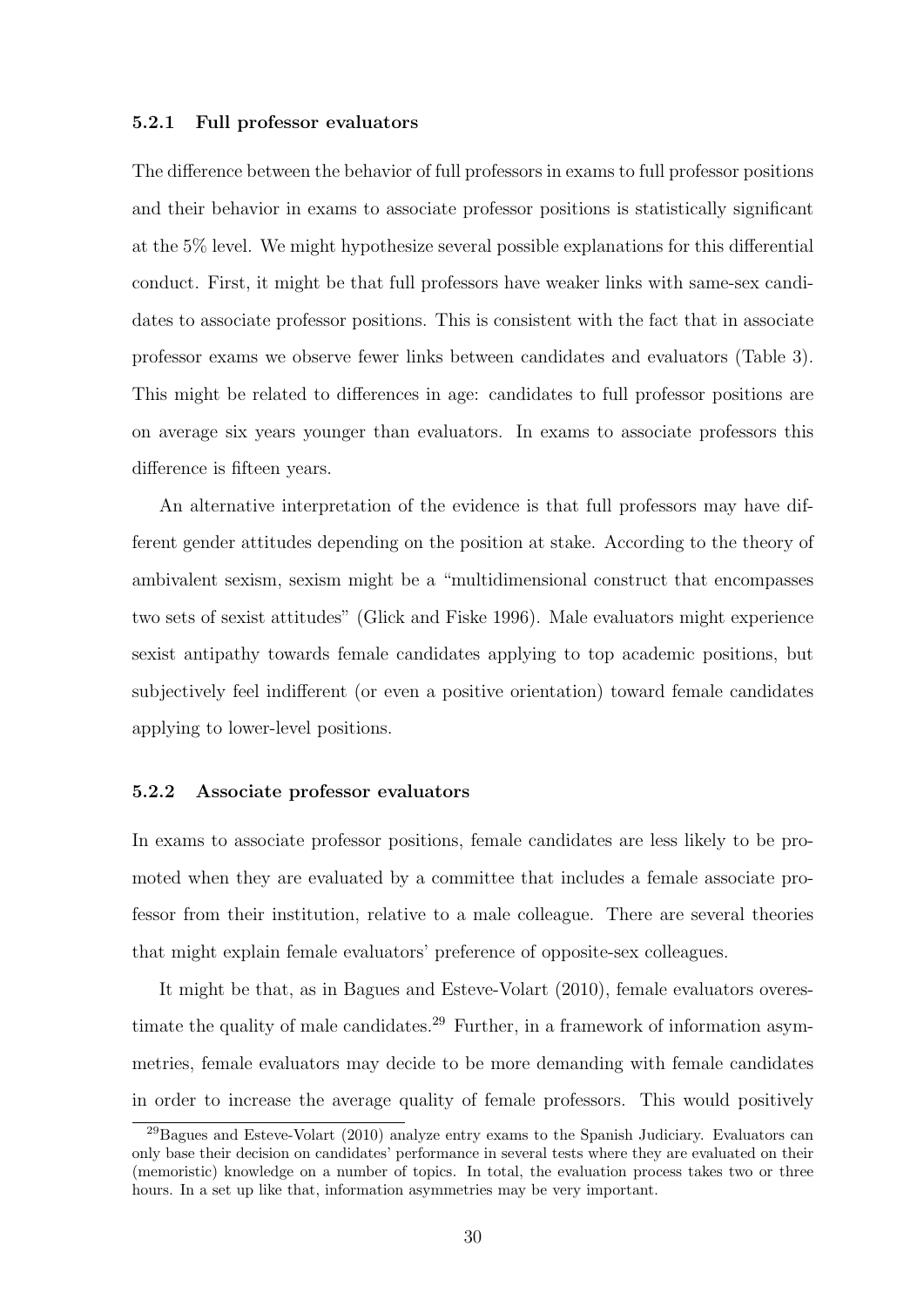#### 5.2.1 Full professor evaluators

The difference between the behavior of full professors in exams to full professor positions and their behavior in exams to associate professor positions is statistically significant at the 5% level. We might hypothesize several possible explanations for this differential conduct. First, it might be that full professors have weaker links with same-sex candidates to associate professor positions. This is consistent with the fact that in associate professor exams we observe fewer links between candidates and evaluators (Table 3). This might be related to differences in age: candidates to full professor positions are on average six years younger than evaluators. In exams to associate professors this difference is fifteen years.

An alternative interpretation of the evidence is that full professors may have different gender attitudes depending on the position at stake. According to the theory of ambivalent sexism, sexism might be a "multidimensional construct that encompasses two sets of sexist attitudes" (Glick and Fiske 1996). Male evaluators might experience sexist antipathy towards female candidates applying to top academic positions, but subjectively feel indifferent (or even a positive orientation) toward female candidates applying to lower-level positions.

#### 5.2.2 Associate professor evaluators

In exams to associate professor positions, female candidates are less likely to be promoted when they are evaluated by a committee that includes a female associate professor from their institution, relative to a male colleague. There are several theories that might explain female evaluators' preference of opposite-sex colleagues.

It might be that, as in Bagues and Esteve-Volart (2010), female evaluators overestimate the quality of male candidates.[29] Further, in a framework of information asymmetries, female evaluators may decide to be more demanding with female candidates in order to increase the average quality of female professors. This would positively

[29] Bagues and Esteve-Volart (2010) analyze entry exams to the Spanish Judiciary. Evaluators can only base their decision on candidates' performance in several tests where they are evaluated on their (memoristic) knowledge on a number of topics. In total, the evaluation process takes two or three hours. In a set up like that, information asymmetries may be very important.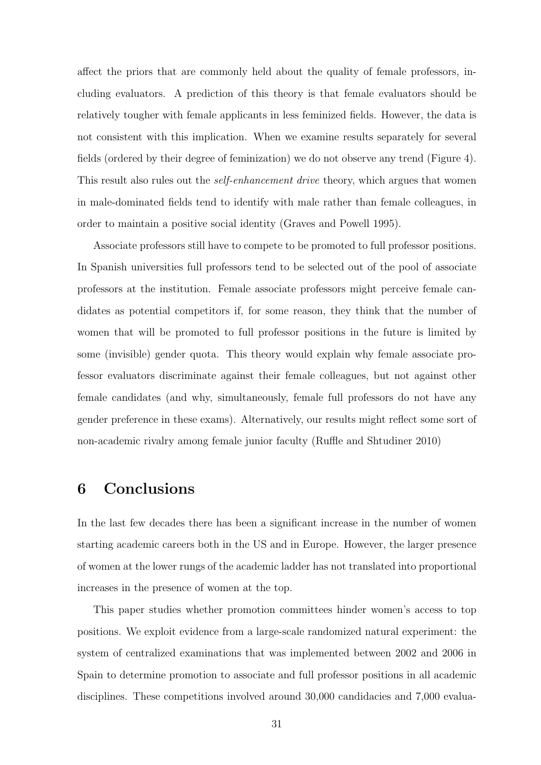affect the priors that are commonly held about the quality of female professors, including evaluators. A prediction of this theory is that female evaluators should be relatively tougher with female applicants in less feminized fields. However, the data is not consistent with this implication. When we examine results separately for several fields (ordered by their degree of feminization) we do not observe any trend (Figure 4). This result also rules out the *self-enhancement drive* theory, which argues that women in male-dominated fields tend to identify with male rather than female colleagues, in order to maintain a positive social identity (Graves and Powell 1995).

Associate professors still have to compete to be promoted to full professor positions. In Spanish universities full professors tend to be selected out of the pool of associate professors at the institution. Female associate professors might perceive female candidates as potential competitors if, for some reason, they think that the number of women that will be promoted to full professor positions in the future is limited by some (invisible) gender quota. This theory would explain why female associate professor evaluators discriminate against their female colleagues, but not against other female candidates (and why, simultaneously, female full professors do not have any gender preference in these exams). Alternatively, our results might reflect some sort of non-academic rivalry among female junior faculty (Ruffle and Shtudiner 2010)

# 6 Conclusions

In the last few decades there has been a significant increase in the number of women starting academic careers both in the US and in Europe. However, the larger presence of women at the lower rungs of the academic ladder has not translated into proportional increases in the presence of women at the top.

This paper studies whether promotion committees hinder women's access to top positions. We exploit evidence from a large-scale randomized natural experiment: the system of centralized examinations that was implemented between 2002 and 2006 in Spain to determine promotion to associate and full professor positions in all academic disciplines. These competitions involved around 30,000 candidacies and 7,000 evalua-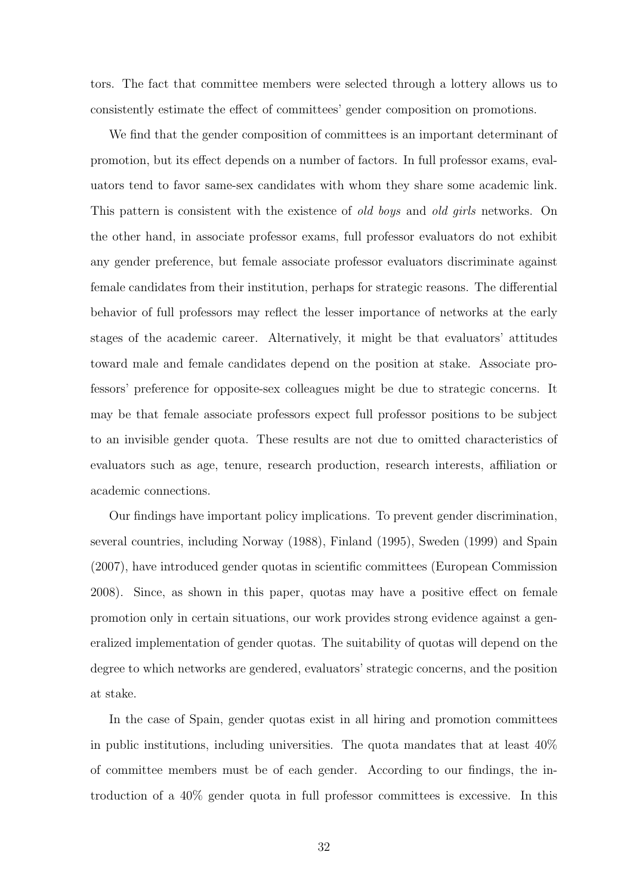tors. The fact that committee members were selected through a lottery allows us to consistently estimate the effect of committees' gender composition on promotions.

We find that the gender composition of committees is an important determinant of promotion, but its effect depends on a number of factors. In full professor exams, evaluators tend to favor same-sex candidates with whom they share some academic link. This pattern is consistent with the existence of *old boys* and *old girls* networks. On the other hand, in associate professor exams, full professor evaluators do not exhibit any gender preference, but female associate professor evaluators discriminate against female candidates from their institution, perhaps for strategic reasons. The differential behavior of full professors may reflect the lesser importance of networks at the early stages of the academic career. Alternatively, it might be that evaluators' attitudes toward male and female candidates depend on the position at stake. Associate professors' preference for opposite-sex colleagues might be due to strategic concerns. It may be that female associate professors expect full professor positions to be subject to an invisible gender quota. These results are not due to omitted characteristics of evaluators such as age, tenure, research production, research interests, affiliation or academic connections.

Our findings have important policy implications. To prevent gender discrimination, several countries, including Norway (1988), Finland (1995), Sweden (1999) and Spain (2007), have introduced gender quotas in scientific committees (European Commission 2008). Since, as shown in this paper, quotas may have a positive effect on female promotion only in certain situations, our work provides strong evidence against a generalized implementation of gender quotas. The suitability of quotas will depend on the degree to which networks are gendered, evaluators' strategic concerns, and the position at stake.

In the case of Spain, gender quotas exist in all hiring and promotion committees in public institutions, including universities. The quota mandates that at least 40% of committee members must be of each gender. According to our findings, the introduction of a 40% gender quota in full professor committees is excessive. In this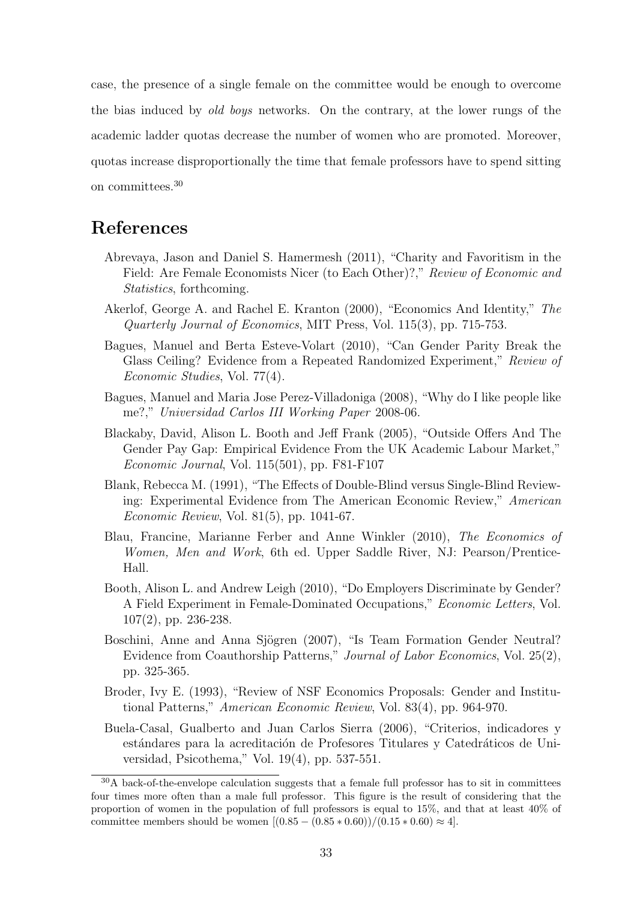case, the presence of a single female on the committee would be enough to overcome the bias induced by *old boys* networks. On the contrary, at the lower rungs of the academic ladder quotas decrease the number of women who are promoted. Moreover, quotas increase disproportionally the time that female professors have to spend sitting on committees.[30]

# References

Abrevaya, Jason and Daniel S. Hamermesh (2011), "Charity and Favoritism in the Field: Are Female Economists Nicer (to Each Other)?," *Review of Economic and Statistics*, forthcoming.

Akerlof, George A. and Rachel E. Kranton (2000), "Economics And Identity," *The Quarterly Journal of Economics*, MIT Press, Vol. 115(3), pp. 715-753.

Bagues, Manuel and Berta Esteve-Volart (2010), "Can Gender Parity Break the Glass Ceiling? Evidence from a Repeated Randomized Experiment," *Review of Economic Studies*, Vol. 77(4).

Bagues, Manuel and Maria Jose Perez-Villadoniga (2008), "Why do I like people like me?," *Universidad Carlos III Working Paper* 2008-06.

Blackaby, David, Alison L. Booth and Jeff Frank (2005), "Outside Offers And The Gender Pay Gap: Empirical Evidence From the UK Academic Labour Market," *Economic Journal*, Vol. 115(501), pp. F81-F107

Blank, Rebecca M. (1991), "The Effects of Double-Blind versus Single-Blind Reviewing: Experimental Evidence from The American Economic Review," *American Economic Review*, Vol. 81(5), pp. 1041-67.

Blau, Francine, Marianne Ferber and Anne Winkler (2010), *The Economics of Women, Men and Work*, 6th ed. Upper Saddle River, NJ: Pearson/Prentice-Hall.

Booth, Alison L. and Andrew Leigh (2010), "Do Employers Discriminate by Gender? A Field Experiment in Female-Dominated Occupations," *Economic Letters*, Vol. 107(2), pp. 236-238.

Boschini, Anne and Anna Sjögren (2007), "Is Team Formation Gender Neutral? Evidence from Coauthorship Patterns," *Journal of Labor Economics*, Vol. 25(2), pp. 325-365.

Broder, Ivy E. (1993), "Review of NSF Economics Proposals: Gender and Institutional Patterns," *American Economic Review*, Vol. 83(4), pp. 964-970.

Buela-Casal, Gualberto and Juan Carlos Sierra (2006), "Criterios, indicadores y estándares para la acreditación de Profesores Titulares y Catedráticos de Universidad, Psicothema," Vol. 19(4), pp. 537-551.

[30] A back-of-the-envelope calculation suggests that a female full professor has to sit in committees four times more often than a male full professor. This figure is the result of considering that the proportion of women in the population of full professors is equal to 15%, and that at least 40% of committee members should be women $[(0.85 - (0.85 * 0.60))/(0.15 * 0.60) \approx 4]$.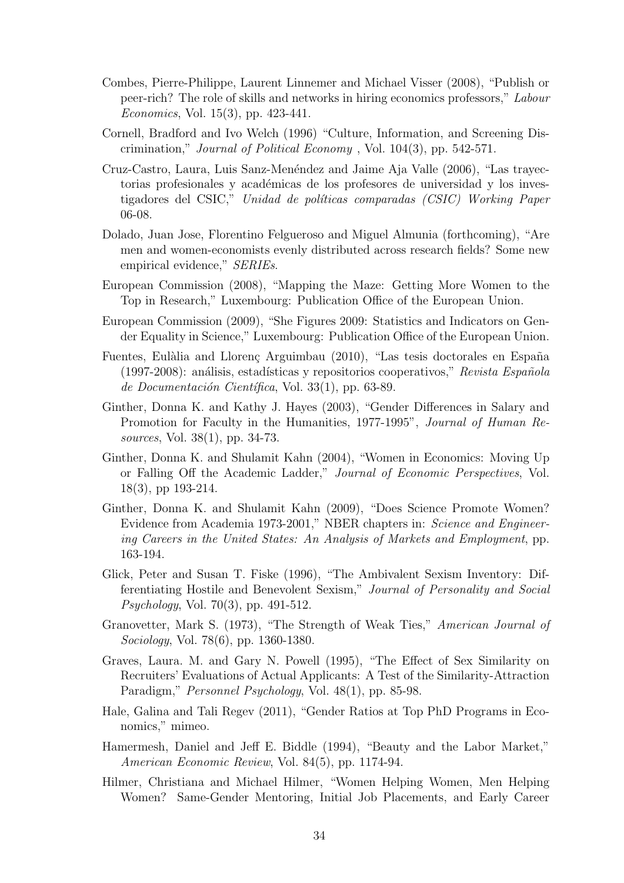Combes, Pierre-Philippe, Laurent Linnemer and Michael Visser (2008), "Publish or peer-rich? The role of skills and networks in hiring economics professors," *Labour Economics*, Vol. 15(3), pp. 423-441.

Cornell, Bradford and Ivo Welch (1996) "Culture, Information, and Screening Discrimination," *Journal of Political Economy* , Vol. 104(3), pp. 542-571.

Cruz-Castro, Laura, Luis Sanz-Menéndez and Jaime Aja Valle (2006), "Las trayectorias profesionales y académicas de los profesores de universidad y los investigadores del CSIC," *Unidad de políticas comparadas (CSIC) Working Paper* 06-08.

Dolado, Juan Jose, Florentino Felgueroso and Miguel Almunia (forthcoming), "Are men and women-economists evenly distributed across research fields? Some new empirical evidence," *SERIEs*.

European Commission (2008), "Mapping the Maze: Getting More Women to the Top in Research," Luxembourg: Publication Office of the European Union.

European Commission (2009), "She Figures 2009: Statistics and Indicators on Gender Equality in Science," Luxembourg: Publication Office of the European Union.

Fuentes, Eulàlia and Llorenç Arguimbau (2010), "Las tesis doctorales en España (1997-2008): análisis, estadísticas y repositorios cooperativos," *Revista Española de Documentación Científica*, Vol. 33(1), pp. 63-89.

Ginther, Donna K. and Kathy J. Hayes (2003), "Gender Differences in Salary and Promotion for Faculty in the Humanities, 1977-1995", *Journal of Human Resources*, Vol. 38(1), pp. 34-73.

Ginther, Donna K. and Shulamit Kahn (2004), "Women in Economics: Moving Up or Falling Off the Academic Ladder," *Journal of Economic Perspectives*, Vol. 18(3), pp 193-214.

Ginther, Donna K. and Shulamit Kahn (2009), "Does Science Promote Women? Evidence from Academia 1973-2001," NBER chapters in: *Science and Engineering Careers in the United States: An Analysis of Markets and Employment*, pp. 163-194.

Glick, Peter and Susan T. Fiske (1996), "The Ambivalent Sexism Inventory: Differentiating Hostile and Benevolent Sexism," *Journal of Personality and Social Psychology*, Vol. 70(3), pp. 491-512.

Granovetter, Mark S. (1973), "The Strength of Weak Ties," *American Journal of Sociology*, Vol. 78(6), pp. 1360-1380.

Graves, Laura. M. and Gary N. Powell (1995), "The Effect of Sex Similarity on Recruiters' Evaluations of Actual Applicants: A Test of the Similarity-Attraction Paradigm," *Personnel Psychology*, Vol. 48(1), pp. 85-98.

Hale, Galina and Tali Regev (2011), "Gender Ratios at Top PhD Programs in Economics," mimeo.

Hamermesh, Daniel and Jeff E. Biddle (1994), "Beauty and the Labor Market," *American Economic Review*, Vol. 84(5), pp. 1174-94.

Hilmer, Christiana and Michael Hilmer, "Women Helping Women, Men Helping Women? Same-Gender Mentoring, Initial Job Placements, and Early Career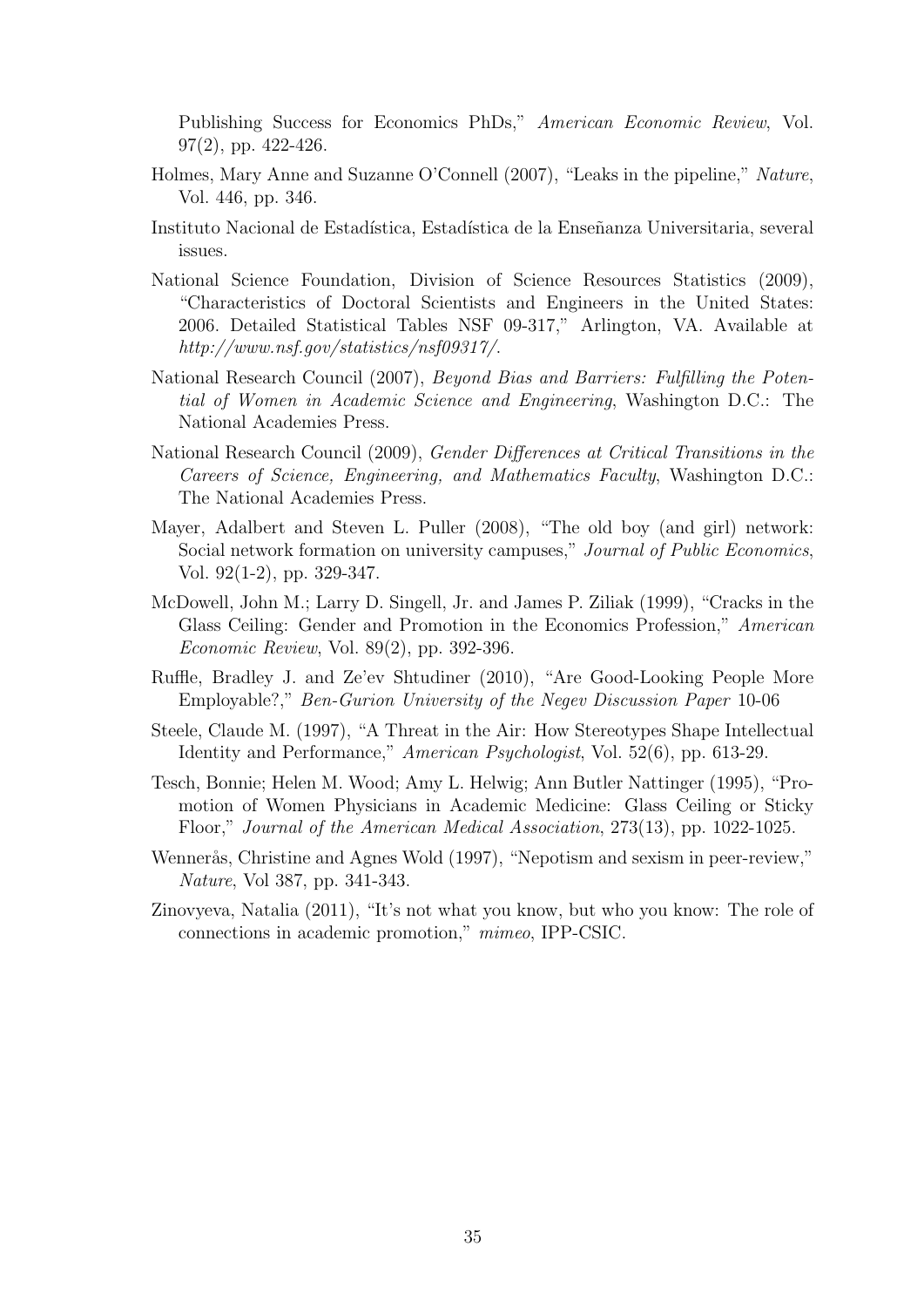Publishing Success for Economics PhDs," *American Economic Review*, Vol. 97(2), pp. 422-426.

Holmes, Mary Anne and Suzanne O'Connell (2007), "Leaks in the pipeline," *Nature*, Vol. 446, pp. 346.

Instituto Nacional de Estadística, Estadística de la Enseñanza Universitaria, several issues.

National Science Foundation, Division of Science Resources Statistics (2009), "Characteristics of Doctoral Scientists and Engineers in the United States: 2006. Detailed Statistical Tables NSF 09-317," Arlington, VA. Available at *http://www.nsf.gov/statistics/nsf09317/*.

National Research Council (2007), *Beyond Bias and Barriers: Fulfilling the Potential of Women in Academic Science and Engineering*, Washington D.C.: The National Academies Press.

National Research Council (2009), *Gender Differences at Critical Transitions in the Careers of Science, Engineering, and Mathematics Faculty*, Washington D.C.: The National Academies Press.

Mayer, Adalbert and Steven L. Puller (2008), "The old boy (and girl) network: Social network formation on university campuses," *Journal of Public Economics*, Vol. 92(1-2), pp. 329-347.

McDowell, John M.; Larry D. Singell, Jr. and James P. Ziliak (1999), "Cracks in the Glass Ceiling: Gender and Promotion in the Economics Profession," *American Economic Review*, Vol. 89(2), pp. 392-396.

Ruffle, Bradley J. and Ze'ev Shtudiner (2010), "Are Good-Looking People More Employable?," *Ben-Gurion University of the Negev Discussion Paper* 10-06

Steele, Claude M. (1997), "A Threat in the Air: How Stereotypes Shape Intellectual Identity and Performance," *American Psychologist*, Vol. 52(6), pp. 613-29.

Tesch, Bonnie; Helen M. Wood; Amy L. Helwig; Ann Butler Nattinger (1995), "Promotion of Women Physicians in Academic Medicine: Glass Ceiling or Sticky Floor," *Journal of the American Medical Association*, 273(13), pp. 1022-1025.

Wennerås, Christine and Agnes Wold (1997), "Nepotism and sexism in peer-review," *Nature*, Vol 387, pp. 341-343.

Zinovyeva, Natalia (2011), "It's not what you know, but who you know: The role of connections in academic promotion," *mimeo*, IPP-CSIC.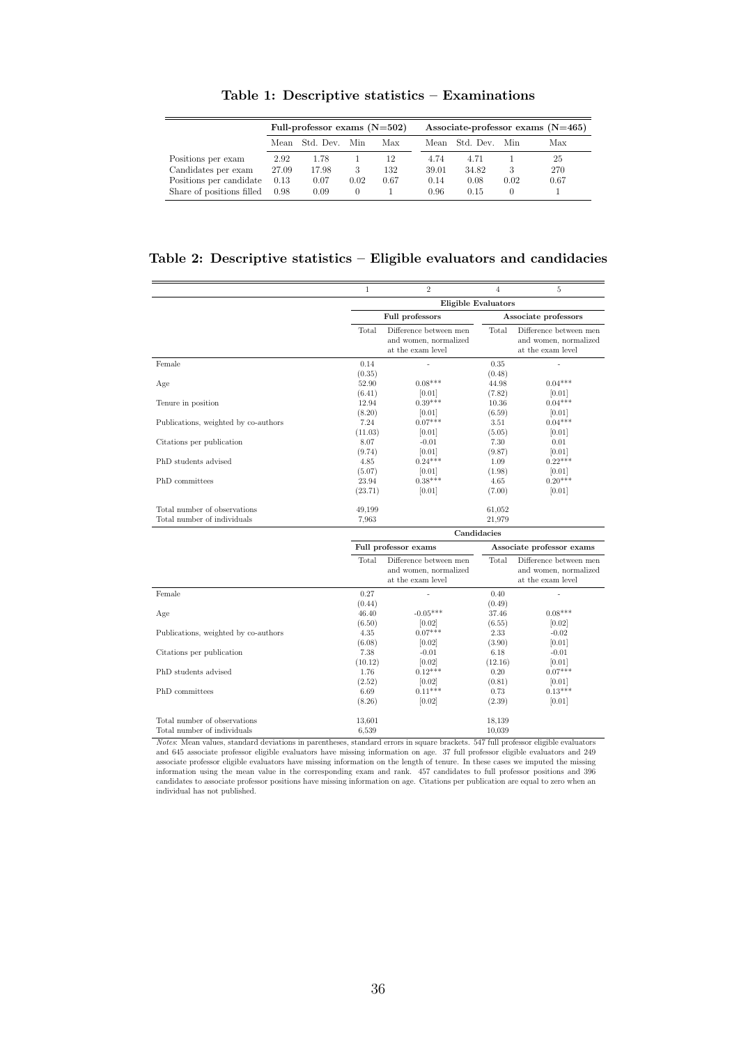**Table 1: Descriptive statistics – Examinations**

| | Full-professor exams (N=502) | | | | Associate-professor exams (N=465) | | | |
|---|---|---|---|---|---|---|---|---|
| | Mean | Std. Dev. | Min | Max | Mean | Std. Dev. | Min | Max |
| Positions per exam | 2.92 | 1.78 | 1 | 12 | 4.74 | 4.71 | 1 | 25 |
| Candidates per exam | 27.09 | 17.98 | 3 | 132 | 39.01 | 34.82 | 3 | 270 |
| Positions per candidate | 0.13 | 0.07 | 0.02 | 0.67 | 0.14 | 0.08 | 0.02 | 0.67 |
| Share of positions filled | 0.98 | 0.09 | 0 | 1 | 0.96 | 0.15 | 0 | 1 |

**Table 2: Descriptive statistics – Eligible evaluators and candidacies**

| | 1 | 2 | 4 | 5 |
|---|---|---|---|---|
| | **Eligible Evaluators** | | | |
| | **Full professors** | | **Associate professors** | |
| | Total | Difference between men and women, normalized at the exam level | Total | Difference between men and women, normalized at the exam level |
| Female | 0.14 | - | 0.35 | - |
| | (0.35) | | (0.48) | |
| Age | 52.90 | 0.08*** | 44.98 | 0.04*** |
| | (6.41) | [0.01] | (7.82) | [0.01] |
| Tenure in position | 12.94 | 0.39*** | 10.36 | 0.04*** |
| | (8.20) | [0.01] | (6.59) | [0.01] |
| Publications, weighted by co-authors | 7.24 | 0.07*** | 3.51 | 0.04*** |
| | (11.03) | [0.01] | (5.05) | [0.01] |
| Citations per publication | 8.07 | -0.01 | 7.30 | 0.01 |
| | (9.74) | [0.01] | (9.87) | [0.01] |
| PhD students advised | 4.85 | 0.24*** | 1.09 | 0.22*** |
| | (5.07) | [0.01] | (1.98) | [0.01] |
| PhD committees | 23.94 | 0.38*** | 4.65 | 0.20*** |
| | (23.71) | [0.01] | (7.00) | [0.01] |
| Total number of observations | 49,199 | | 61,052 | |
| Total number of individuals | 7,963 | | 21,979 | |
| | **Candidacies** | | | |
| | **Full professor exams** | | **Associate professor exams** | |
| | Total | Difference between men and women, normalized at the exam level | Total | Difference between men and women, normalized at the exam level |
| Female | 0.27 | - | 0.40 | - |
| | (0.44) | | (0.49) | |
| Age | 46.40 | -0.05*** | 37.46 | 0.08*** |
| | (6.50) | [0.02] | (6.55) | [0.02] |
| Publications, weighted by co-authors | 4.35 | 0.07*** | 2.33 | -0.02 |
| | (6.08) | [0.02] | (3.90) | [0.01] |
| Citations per publication | 7.38 | -0.01 | 6.18 | -0.01 |
| | (10.12) | [0.02] | (12.16) | [0.01] |
| PhD students advised | 1.76 | 0.12*** | 0.20 | 0.07*** |
| | (2.52) | [0.02] | (0.81) | [0.01] |
| PhD committees | 6.69 | 0.11*** | 0.73 | 0.13*** |
| | (8.26) | [0.02] | (2.39) | [0.01] |
| Total number of observations | 13,601 | | 18,139 | |
| Total number of individuals | 6,539 | | 10,039 | |

*Notes*: Mean values, standard deviations in parentheses, standard errors in square brackets. 547 full professor eligible evaluators and 645 associate professor eligible evaluators have missing information on age. 37 full professor eligible evaluators and 249 associate professor eligible evaluators have missing information on the length of tenure. In these cases we imputed the missing information using the mean value in the corresponding exam and rank. 457 candidates to full professor positions and 396 candidates to associate professor positions have missing information on age. Citations per publication are equal to zero when an individual has not published.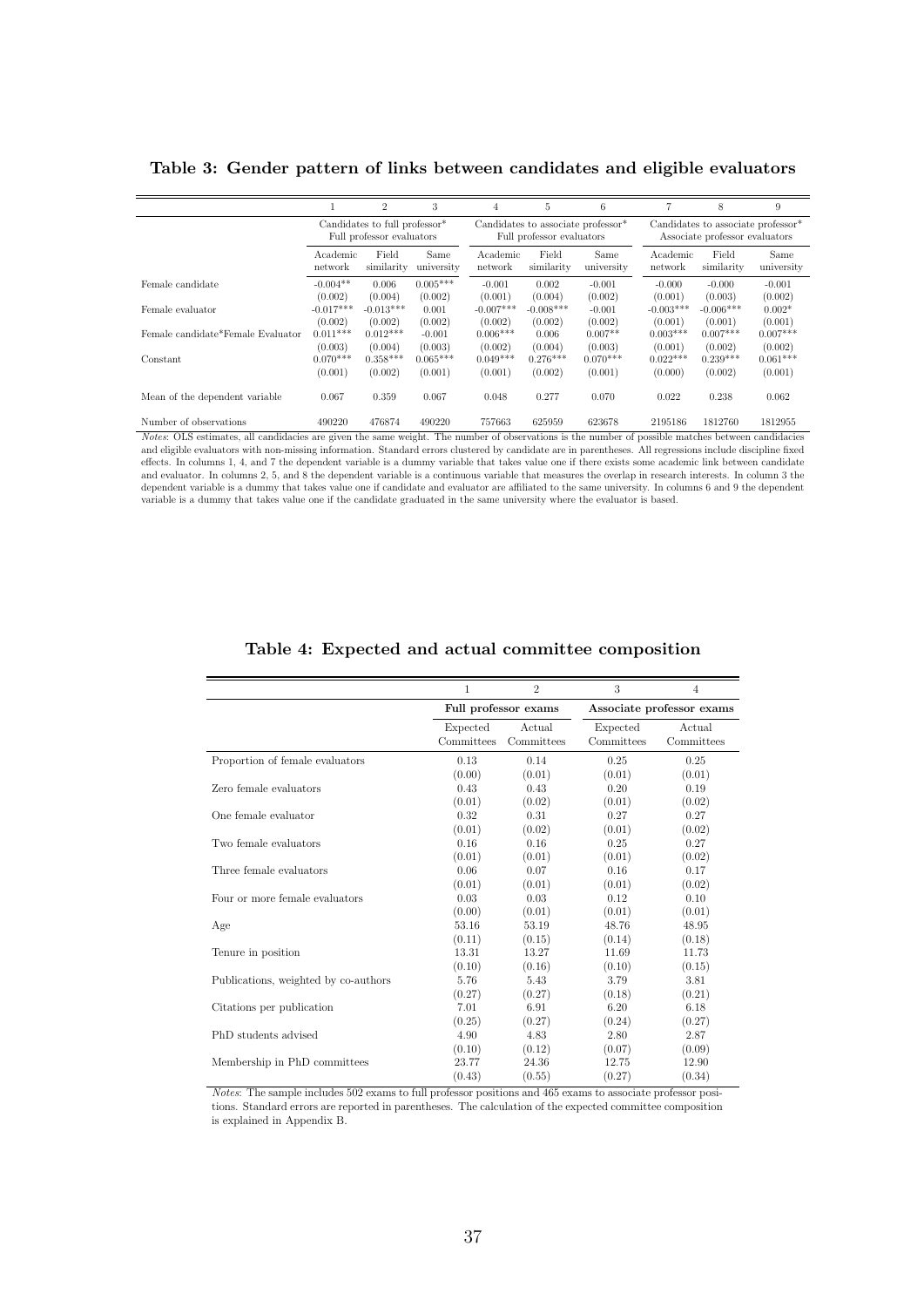**Table 3: Gender pattern of links between candidates and eligible evaluators**

| | 1 | 2 | 3 | 4 | 5 | 6 | 7 | 8 | 9 |
|---|---|---|---|---|---|---|---|---|---|
| | Candidates to full professor* Full professor evaluators | | | Candidates to associate professor* Full professor evaluators | | | Candidates to associate professor* Associate professor evaluators | | |
| | Academic network | Field similarity | Same university | Academic network | Field similarity | Same university | Academic network | Field similarity | Same university |
| Female candidate | -0.004** | 0.006 | 0.005*** | -0.001 | 0.002 | -0.001 | -0.000 | -0.000 | -0.001 |
| | (0.002) | (0.004) | (0.002) | (0.001) | (0.004) | (0.002) | (0.001) | (0.003) | (0.002) |
| Female evaluator | -0.017*** | -0.013*** | 0.001 | -0.007*** | -0.008*** | -0.001 | -0.003*** | -0.006*** | 0.002* |
| | (0.002) | (0.002) | (0.002) | (0.002) | (0.002) | (0.002) | (0.001) | (0.001) | (0.001) |
| Female candidate*Female Evaluator | 0.011*** | 0.012*** | -0.001 | 0.006*** | 0.006 | 0.007** | 0.003*** | 0.007*** | 0.007*** |
| | (0.003) | (0.004) | (0.003) | (0.002) | (0.004) | (0.003) | (0.001) | (0.002) | (0.002) |
| Constant | 0.070*** | 0.358*** | 0.065*** | 0.049*** | 0.276*** | 0.070*** | 0.022*** | 0.239*** | 0.061*** |
| | (0.001) | (0.002) | (0.001) | (0.001) | (0.002) | (0.001) | (0.000) | (0.002) | (0.001) |
| Mean of the dependent variable | 0.067 | 0.359 | 0.067 | 0.048 | 0.277 | 0.070 | 0.022 | 0.238 | 0.062 |
| Number of observations | 490220 | 476874 | 490220 | 757663 | 625959 | 623678 | 2195186 | 1812760 | 1812955 |

*Notes*: OLS estimates, all candidacies are given the same weight. The number of observations is the number of possible matches between candidacies and eligible evaluators with non-missing information. Standard errors clustered by candidate are in parentheses. All regressions include discipline fixed effects. In columns 1, 4, and 7 the dependent variable is a dummy variable that takes value one if there exists some academic link between candidate and evaluator. In columns 2, 5, and 8 the dependent variable is a continuous variable that measures the overlap in research interests. In column 3 the dependent variable is a dummy that takes value one if candidate and evaluator are affiliated to the same university. In columns 6 and 9 the dependent variable is a dummy that takes value one if the candidate graduated in the same university where the evaluator is based.

**Table 4: Expected and actual committee composition**

| | 1 | 2 | 3 | 4 |
|---|---|---|---|---|
| | Full professor exams | | Associate professor exams | |
| | Expected Committees | Actual Committees | Expected Committees | Actual Committees |
| Proportion of female evaluators | 0.13 | 0.14 | 0.25 | 0.25 |
| | (0.00) | (0.01) | (0.01) | (0.01) |
| Zero female evaluators | 0.43 | 0.43 | 0.20 | 0.19 |
| | (0.01) | (0.02) | (0.01) | (0.02) |
| One female evaluator | 0.32 | 0.31 | 0.27 | 0.27 |
| | (0.01) | (0.02) | (0.01) | (0.02) |
| Two female evaluators | 0.16 | 0.16 | 0.25 | 0.27 |
| | (0.01) | (0.01) | (0.01) | (0.02) |
| Three female evaluators | 0.06 | 0.07 | 0.16 | 0.17 |
| | (0.01) | (0.01) | (0.01) | (0.02) |
| Four or more female evaluators | 0.03 | 0.03 | 0.12 | 0.10 |
| | (0.00) | (0.01) | (0.01) | (0.01) |
| Age | 53.16 | 53.19 | 48.76 | 48.95 |
| | (0.11) | (0.15) | (0.14) | (0.18) |
| Tenure in position | 13.31 | 13.27 | 11.69 | 11.73 |
| | (0.10) | (0.16) | (0.10) | (0.15) |
| Publications, weighted by co-authors | 5.76 | 5.43 | 3.79 | 3.81 |
| | (0.27) | (0.27) | (0.18) | (0.21) |
| Citations per publication | 7.01 | 6.91 | 6.20 | 6.18 |
| | (0.25) | (0.27) | (0.24) | (0.27) |
| PhD students advised | 4.90 | 4.83 | 2.80 | 2.87 |
| | (0.10) | (0.12) | (0.07) | (0.09) |
| Membership in PhD committees | 23.77 | 24.36 | 12.75 | 12.90 |
| | (0.43) | (0.55) | (0.27) | (0.34) |

*Notes*: The sample includes 502 exams to full professor positions and 465 exams to associate professor positions. Standard errors are reported in parentheses. The calculation of the expected committee composition is explained in Appendix B.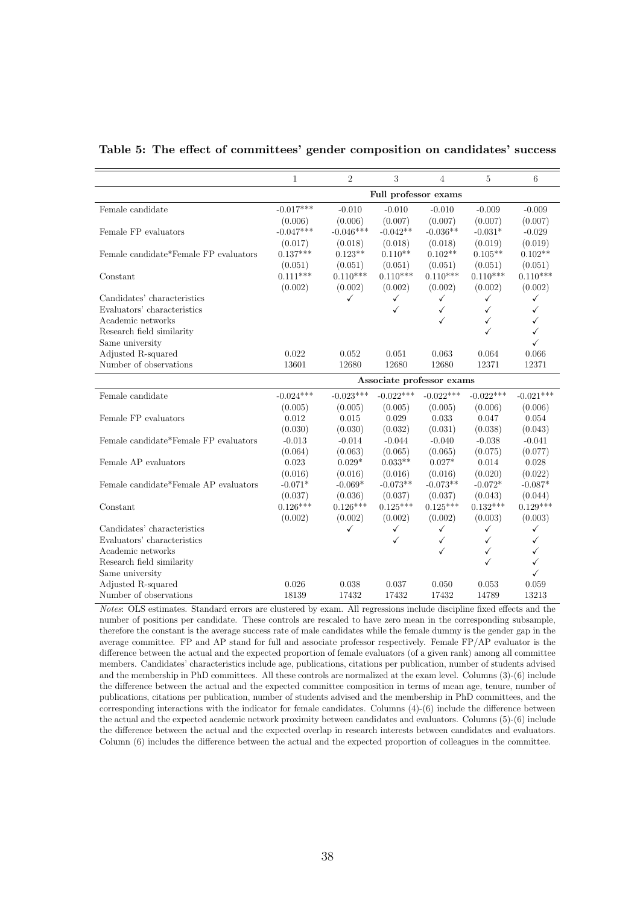**Table 5: The effect of committees' gender composition on candidates' success**

| | 1 | 2 | 3 | 4 | 5 | 6 |
|---|---|---|---|---|---|---|
| | Full professor exams | | | | | |
| Female candidate | -0.017*** | -0.010 | -0.010 | -0.010 | -0.009 | -0.009 |
| | (0.006) | (0.006) | (0.007) | (0.007) | (0.007) | (0.007) |
| Female FP evaluators | -0.047*** | -0.046*** | -0.042** | -0.036** | -0.031* | -0.029 |
| | (0.017) | (0.018) | (0.018) | (0.018) | (0.019) | (0.019) |
| Female candidate*Female FP evaluators | 0.137*** | 0.123** | 0.110** | 0.102** | 0.105** | 0.102** |
| | (0.051) | (0.051) | (0.051) | (0.051) | (0.051) | (0.051) |
| Constant | 0.111*** | 0.110*** | 0.110*** | 0.110*** | 0.110*** | 0.110*** |
| | (0.002) | (0.002) | (0.002) | (0.002) | (0.002) | (0.002) |
| Candidates' characteristics | | ✓ | ✓ | ✓ | ✓ | ✓ |
| Evaluators' characteristics | | | ✓ | ✓ | ✓ | ✓ |
| Academic networks | | | | ✓ | ✓ | ✓ |
| Research field similarity | | | | | ✓ | ✓ |
| Same university | | | | | | ✓ |
| Adjusted R-squared | 0.022 | 0.052 | 0.051 | 0.063 | 0.064 | 0.066 |
| Number of observations | 13601 | 12680 | 12680 | 12680 | 12371 | 12371 |
| | Associate professor exams | | | | | |
| Female candidate | -0.024*** | -0.023*** | -0.022*** | -0.022*** | -0.022*** | -0.021*** |
| | (0.005) | (0.005) | (0.005) | (0.005) | (0.006) | (0.006) |
| Female FP evaluators | 0.012 | 0.015 | 0.029 | 0.033 | 0.047 | 0.054 |
| | (0.030) | (0.030) | (0.032) | (0.031) | (0.038) | (0.043) |
| Female candidate*Female FP evaluators | -0.013 | -0.014 | -0.044 | -0.040 | -0.038 | -0.041 |
| | (0.064) | (0.063) | (0.065) | (0.065) | (0.075) | (0.077) |
| Female AP evaluators | 0.023 | 0.029* | 0.033** | 0.027* | 0.014 | 0.028 |
| | (0.016) | (0.016) | (0.016) | (0.016) | (0.020) | (0.022) |
| Female candidate*Female AP evaluators | -0.071* | -0.069* | -0.073** | -0.073** | -0.072* | -0.087* |
| | (0.037) | (0.036) | (0.037) | (0.037) | (0.043) | (0.044) |
| Constant | 0.126*** | 0.126*** | 0.125*** | 0.125*** | 0.132*** | 0.129*** |
| | (0.002) | (0.002) | (0.002) | (0.002) | (0.003) | (0.003) |
| Candidates' characteristics | | ✓ | ✓ | ✓ | ✓ | ✓ |
| Evaluators' characteristics | | | ✓ | ✓ | ✓ | ✓ |
| Academic networks | | | | ✓ | ✓ | ✓ |
| Research field similarity | | | | | ✓ | ✓ |
| Same university | | | | | | ✓ |
| Adjusted R-squared | 0.026 | 0.038 | 0.037 | 0.050 | 0.053 | 0.059 |
| Number of observations | 18139 | 17432 | 17432 | 17432 | 14789 | 13213 |

*Notes*: OLS estimates. Standard errors are clustered by exam. All regressions include discipline fixed effects and the number of positions per candidate. These controls are rescaled to have zero mean in the corresponding subsample, therefore the constant is the average success rate of male candidates while the female dummy is the gender gap in the average committee. FP and AP stand for full and associate professor respectively. Female FP/AP evaluator is the difference between the actual and the expected proportion of female evaluators (of a given rank) among all committee members. Candidates' characteristics include age, publications, citations per publication, number of students advised and the membership in PhD committees. All these controls are normalized at the exam level. Columns (3)-(6) include the difference between the actual and the expected committee composition in terms of mean age, tenure, number of publications, citations per publication, number of students advised and the membership in PhD committees, and the corresponding interactions with the indicator for female candidates. Columns (4)-(6) include the difference between the actual and the expected academic network proximity between candidates and evaluators. Columns (5)-(6) include the difference between the actual and the expected overlap in research interests between candidates and evaluators. Column (6) includes the difference between the actual and the expected proportion of colleagues in the committee.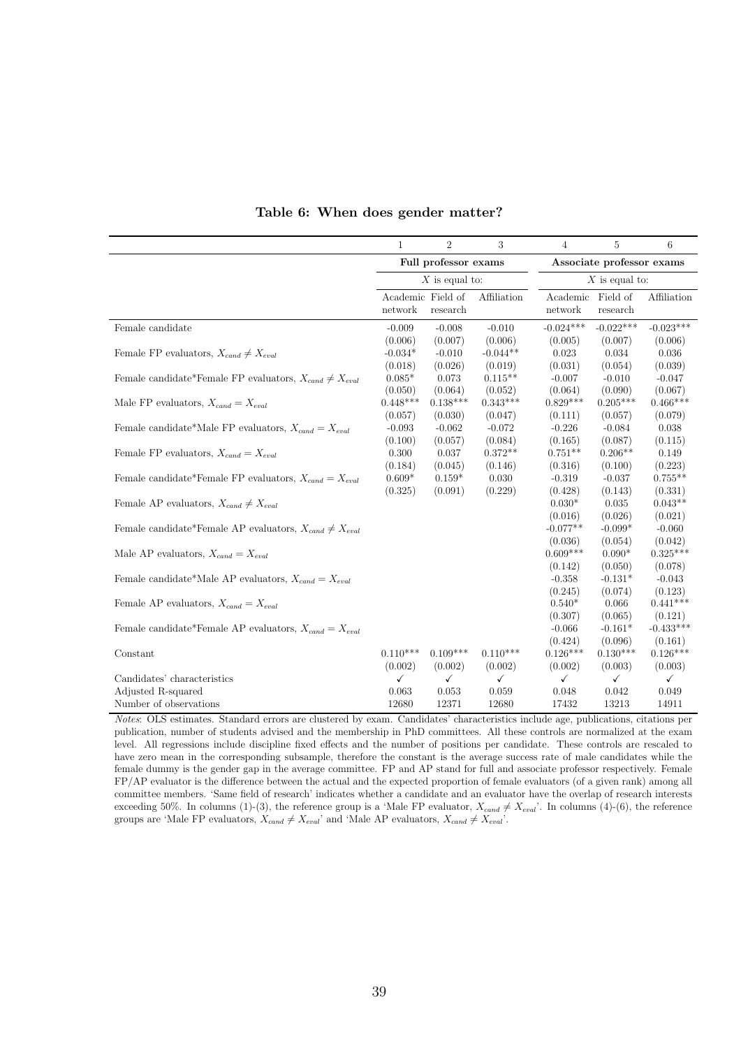**Table 6: When does gender matter?**

| | 1 | 2 | 3 | 4 | 5 | 6 |
|---|---|---|---|---|---|---|
| | Full professor exams | | | Associate professor exams | | |
| | $X$ is equal to: | | | $X$ is equal to: | | |
| | Academic network | Field of research | Affiliation | Academic network | Field of research | Affiliation |
| Female candidate | -0.009 | -0.008 | -0.010 | -0.024*** | -0.022*** | -0.023*** |
| | (0.006) | (0.007) | (0.006) | (0.005) | (0.007) | (0.006) |
| Female FP evaluators, $X_{cand} \neq X_{eval}$ | -0.034* | -0.010 | -0.044** | 0.023 | 0.034 | 0.036 |
| | (0.018) | (0.026) | (0.019) | (0.031) | (0.054) | (0.039) |
| Female candidate*Female FP evaluators, $X_{cand} \neq X_{eval}$ | 0.085* | 0.073 | 0.115** | -0.007 | -0.010 | -0.047 |
| | (0.050) | (0.064) | (0.052) | (0.064) | (0.090) | (0.067) |
| Male FP evaluators, $X_{cand} = X_{eval}$ | 0.448*** | 0.138*** | 0.343*** | 0.829*** | 0.205*** | 0.466*** |
| | (0.057) | (0.030) | (0.047) | (0.111) | (0.057) | (0.079) |
| Female candidate*Male FP evaluators, $X_{cand} = X_{eval}$ | -0.093 | -0.062 | -0.072 | -0.226 | -0.084 | 0.038 |
| | (0.100) | (0.057) | (0.084) | (0.165) | (0.087) | (0.115) |
| Female FP evaluators, $X_{cand} = X_{eval}$ | 0.300 | 0.037 | 0.372** | 0.751** | 0.206** | 0.149 |
| | (0.184) | (0.045) | (0.146) | (0.316) | (0.100) | (0.223) |
| Female candidate*Female FP evaluators, $X_{cand} = X_{eval}$ | 0.609* | 0.159* | 0.030 | -0.319 | -0.037 | 0.755** |
| | (0.325) | (0.091) | (0.229) | (0.428) | (0.143) | (0.331) |
| Female AP evaluators, $X_{cand} \neq X_{eval}$ | | | | 0.030* | 0.035 | 0.043** |
| | | | | (0.016) | (0.026) | (0.021) |
| Female candidate*Female AP evaluators, $X_{cand} \neq X_{eval}$ | | | | -0.077** | -0.099* | -0.060 |
| | | | | (0.036) | (0.054) | (0.042) |
| Male AP evaluators, $X_{cand} = X_{eval}$ | | | | 0.609*** | 0.090* | 0.325*** |
| | | | | (0.142) | (0.050) | (0.078) |
| Female candidate*Male AP evaluators, $X_{cand} = X_{eval}$ | | | | -0.358 | -0.131* | -0.043 |
| | | | | (0.245) | (0.074) | (0.123) |
| Female AP evaluators, $X_{cand} = X_{eval}$ | | | | 0.540* | 0.066 | 0.441*** |
| | | | | (0.307) | (0.065) | (0.121) |
| Female candidate*Female AP evaluators, $X_{cand} = X_{eval}$ | | | | -0.066 | -0.161* | -0.433*** |
| | | | | (0.424) | (0.096) | (0.161) |
| Constant | 0.110*** | 0.109*** | 0.110*** | 0.126*** | 0.130*** | 0.126*** |
| | (0.002) | (0.002) | (0.002) | (0.002) | (0.003) | (0.003) |
| Candidates' characteristics | ✓ | ✓ | ✓ | ✓ | ✓ | ✓ |
| Adjusted R-squared | 0.063 | 0.053 | 0.059 | 0.048 | 0.042 | 0.049 |
| Number of observations | 12680 | 12371 | 12680 | 17432 | 13213 | 14911 |

*Notes*: OLS estimates. Standard errors are clustered by exam. Candidates' characteristics include age, publications, citations per publication, number of students advised and the membership in PhD committees. All these controls are normalized at the exam level. All regressions include discipline fixed effects and the number of positions per candidate. These controls are rescaled to have zero mean in the corresponding subsample, therefore the constant is the average success rate of male candidates while the female dummy is the gender gap in the average committee. FP and AP stand for full and associate professor respectively. Female FP/AP evaluator is the difference between the actual and the expected proportion of female evaluators (of a given rank) among all committee members. 'Same field of research' indicates whether a candidate and an evaluator have the overlap of research interests exceeding 50%. In columns (1)-(3), the reference group is a 'Male FP evaluator, $X_{cand} \neq X_{eval}$'. In columns (4)-(6), the reference groups are 'Male FP evaluators, $X_{cand} \neq X_{eval}$' and 'Male AP evaluators, $X_{cand} \neq X_{eval}$'.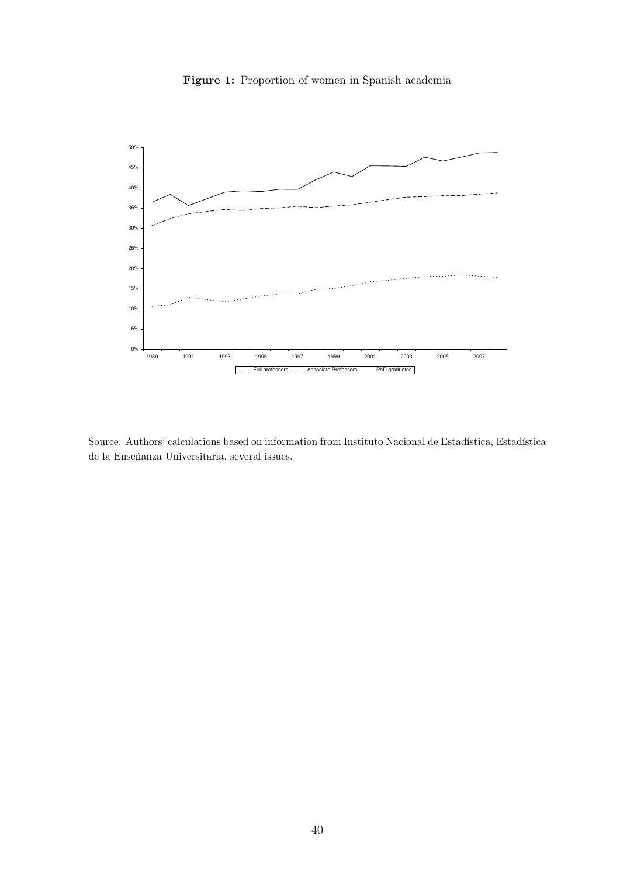**Figure 1:** Proportion of women in Spanish academia

Source: Authors' calculations based on information from Instituto Nacional de Estadística, Estadística de la Enseñanza Universitaria, several issues.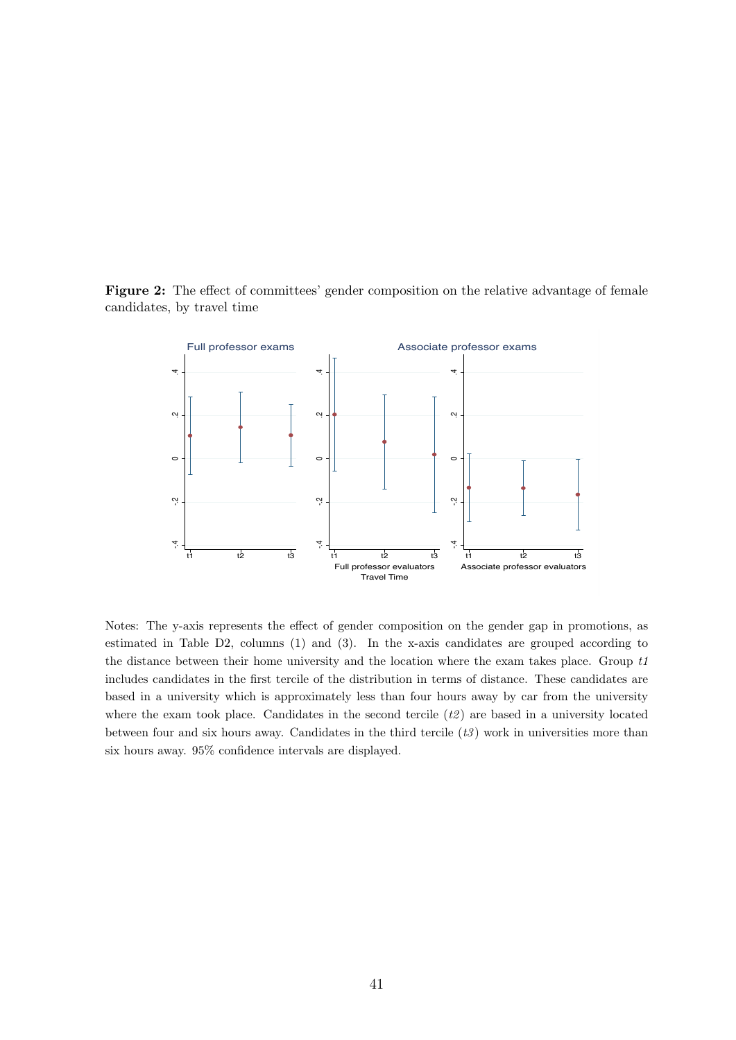**Figure 2:** The effect of committees' gender composition on the relative advantage of female candidates, by travel time

Notes: The y-axis represents the effect of gender composition on the gender gap in promotions, as estimated in Table D2, columns (1) and (3). In the x-axis candidates are grouped according to the distance between their home university and the location where the exam takes place. Group *t1* includes candidates in the first tercile of the distribution in terms of distance. These candidates are based in a university which is approximately less than four hours away by car from the university where the exam took place. Candidates in the second tercile (*t2*) are based in a university located between four and six hours away. Candidates in the third tercile (*t3*) work in universities more than six hours away. 95% confidence intervals are displayed.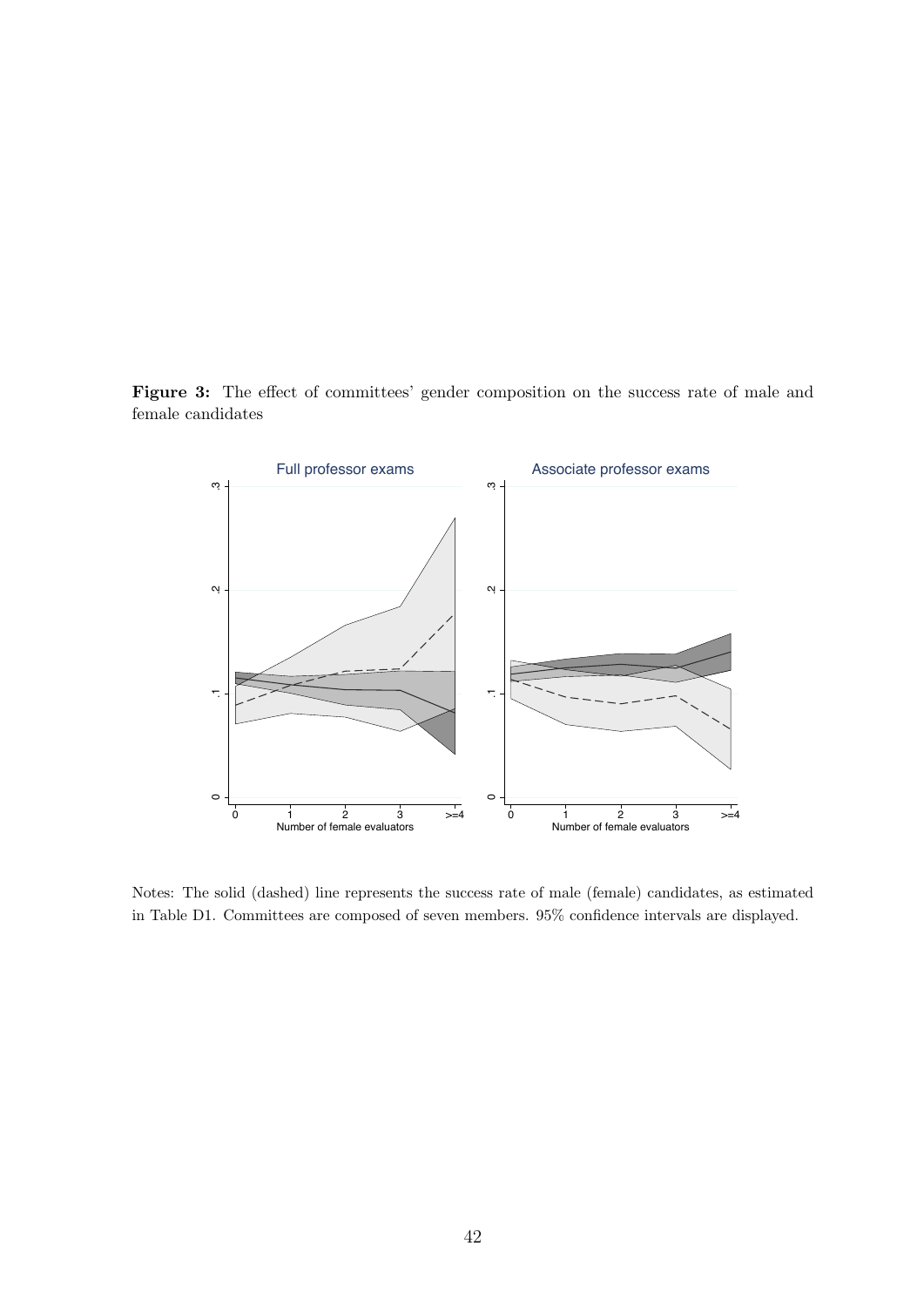**Figure 3:** The effect of committees' gender composition on the success rate of male and female candidates

Notes: The solid (dashed) line represents the success rate of male (female) candidates, as estimated in Table D1. Committees are composed of seven members. 95% confidence intervals are displayed.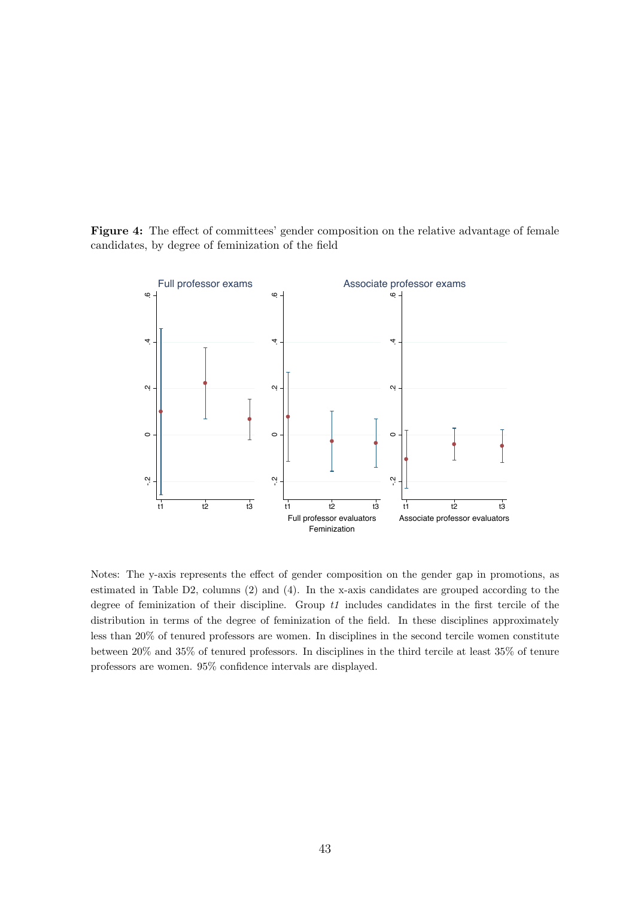**Figure 4:** The effect of committees' gender composition on the relative advantage of female candidates, by degree of feminization of the field

Notes: The y-axis represents the effect of gender composition on the gender gap in promotions, as estimated in Table D2, columns (2) and (4). In the x-axis candidates are grouped according to the degree of feminization of their discipline. Group *t1* includes candidates in the first tercile of the distribution in terms of the degree of feminization of the field. In these disciplines approximately less than 20% of tenured professors are women. In disciplines in the second tercile women constitute between 20% and 35% of tenured professors. In disciplines in the third tercile at least 35% of tenure professors are women. 95% confidence intervals are displayed.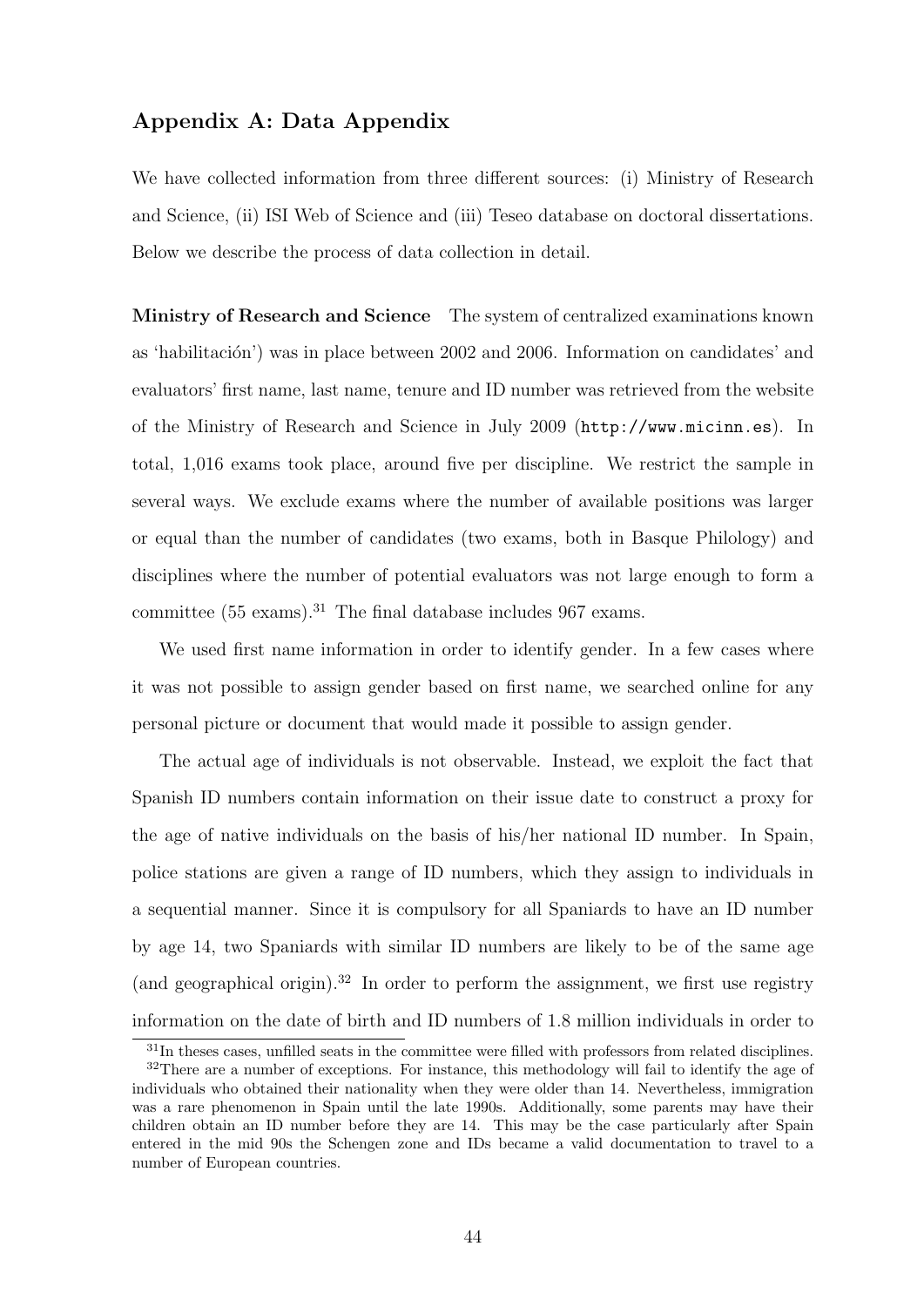## Appendix A: Data Appendix

We have collected information from three different sources: (i) Ministry of Research and Science, (ii) ISI Web of Science and (iii) Teseo database on doctoral dissertations. Below we describe the process of data collection in detail.

**Ministry of Research and Science** The system of centralized examinations known as 'habilitación') was in place between 2002 and 2006. Information on candidates' and evaluators' first name, last name, tenure and ID number was retrieved from the website of the Ministry of Research and Science in July 2009 (`http://www.micinn.es`). In total, 1,016 exams took place, around five per discipline. We restrict the sample in several ways. We exclude exams where the number of available positions was larger or equal than the number of candidates (two exams, both in Basque Philology) and disciplines where the number of potential evaluators was not large enough to form a committee (55 exams).[31] The final database includes 967 exams.

We used first name information in order to identify gender. In a few cases where it was not possible to assign gender based on first name, we searched online for any personal picture or document that would made it possible to assign gender.

The actual age of individuals is not observable. Instead, we exploit the fact that Spanish ID numbers contain information on their issue date to construct a proxy for the age of native individuals on the basis of his/her national ID number. In Spain, police stations are given a range of ID numbers, which they assign to individuals in a sequential manner. Since it is compulsory for all Spaniards to have an ID number by age 14, two Spaniards with similar ID numbers are likely to be of the same age (and geographical origin).[32] In order to perform the assignment, we first use registry information on the date of birth and ID numbers of 1.8 million individuals in order to

---

[31] In theses cases, unfilled seats in the committee were filled with professors from related disciplines.

[32] There are a number of exceptions. For instance, this methodology will fail to identify the age of individuals who obtained their nationality when they were older than 14. Nevertheless, immigration was a rare phenomenon in Spain until the late 1990s. Additionally, some parents may have their children obtain an ID number before they are 14. This may be the case particularly after Spain entered in the mid 90s the Schengen zone and IDs became a valid documentation to travel to a number of European countries.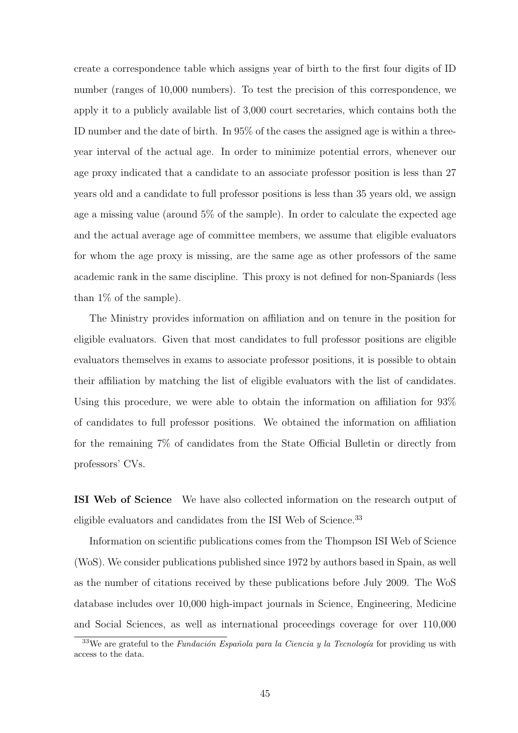create a correspondence table which assigns year of birth to the first four digits of ID number (ranges of 10,000 numbers). To test the precision of this correspondence, we apply it to a publicly available list of 3,000 court secretaries, which contains both the ID number and the date of birth. In 95% of the cases the assigned age is within a three-year interval of the actual age. In order to minimize potential errors, whenever our age proxy indicated that a candidate to an associate professor position is less than 27 years old and a candidate to full professor positions is less than 35 years old, we assign age a missing value (around 5% of the sample). In order to calculate the expected age and the actual average age of committee members, we assume that eligible evaluators for whom the age proxy is missing, are the same age as other professors of the same academic rank in the same discipline. This proxy is not defined for non-Spaniards (less than 1% of the sample).

The Ministry provides information on affiliation and on tenure in the position for eligible evaluators. Given that most candidates to full professor positions are eligible evaluators themselves in exams to associate professor positions, it is possible to obtain their affiliation by matching the list of eligible evaluators with the list of candidates. Using this procedure, we were able to obtain the information on affiliation for 93% of candidates to full professor positions. We obtained the information on affiliation for the remaining 7% of candidates from the State Official Bulletin or directly from professors' CVs.

**ISI Web of Science** We have also collected information on the research output of eligible evaluators and candidates from the ISI Web of Science.[33]

Information on scientific publications comes from the Thompson ISI Web of Science (WoS). We consider publications published since 1972 by authors based in Spain, as well as the number of citations received by these publications before July 2009. The WoS database includes over 10,000 high-impact journals in Science, Engineering, Medicine and Social Sciences, as well as international proceedings coverage for over 110,000

[33] We are grateful to the *Fundación Española para la Ciencia y la Tecnología* for providing us with access to the data.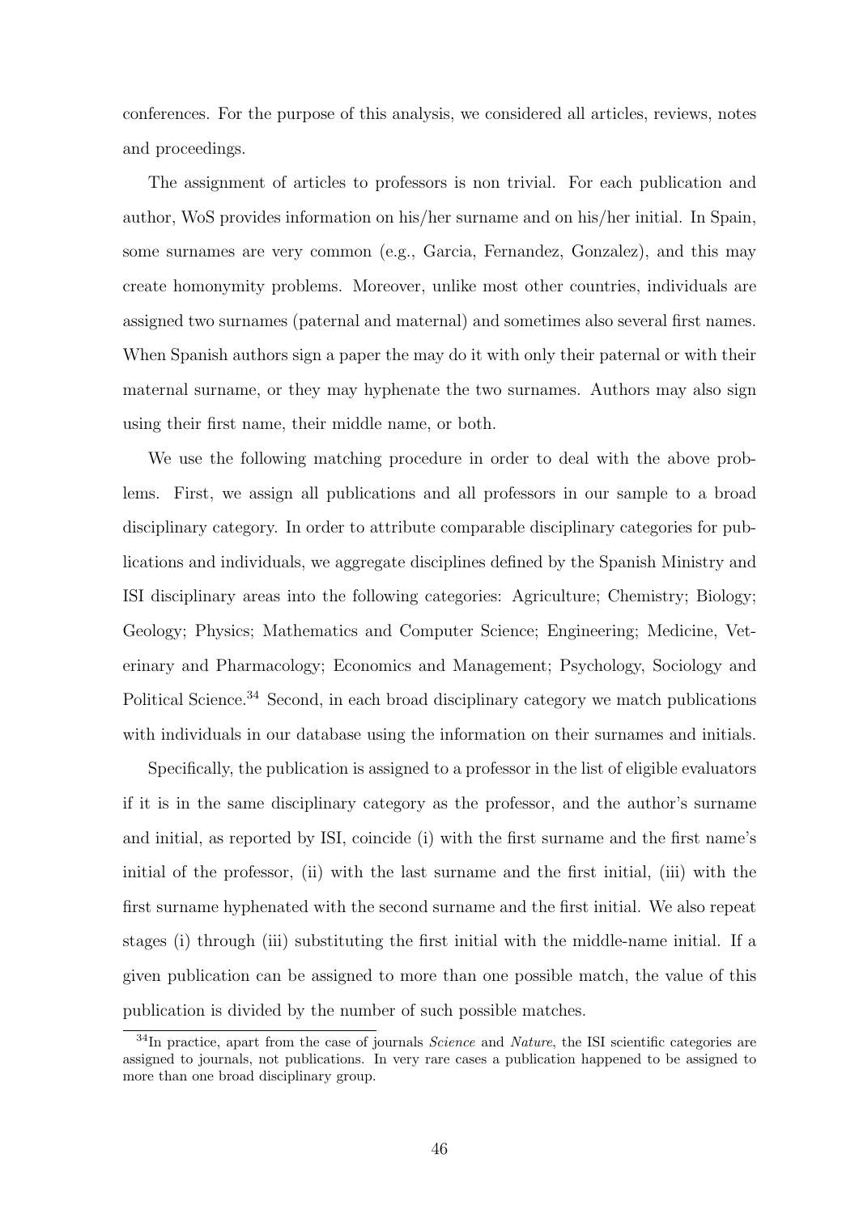conferences. For the purpose of this analysis, we considered all articles, reviews, notes and proceedings.

The assignment of articles to professors is non trivial. For each publication and author, WoS provides information on his/her surname and on his/her initial. In Spain, some surnames are very common (e.g., Garcia, Fernandez, Gonzalez), and this may create homonymity problems. Moreover, unlike most other countries, individuals are assigned two surnames (paternal and maternal) and sometimes also several first names. When Spanish authors sign a paper the may do it with only their paternal or with their maternal surname, or they may hyphenate the two surnames. Authors may also sign using their first name, their middle name, or both.

We use the following matching procedure in order to deal with the above problems. First, we assign all publications and all professors in our sample to a broad disciplinary category. In order to attribute comparable disciplinary categories for publications and individuals, we aggregate disciplines defined by the Spanish Ministry and ISI disciplinary areas into the following categories: Agriculture; Chemistry; Biology; Geology; Physics; Mathematics and Computer Science; Engineering; Medicine, Veterinary and Pharmacology; Economics and Management; Psychology, Sociology and Political Science.[34] Second, in each broad disciplinary category we match publications with individuals in our database using the information on their surnames and initials.

Specifically, the publication is assigned to a professor in the list of eligible evaluators if it is in the same disciplinary category as the professor, and the author's surname and initial, as reported by ISI, coincide (i) with the first surname and the first name's initial of the professor, (ii) with the last surname and the first initial, (iii) with the first surname hyphenated with the second surname and the first initial. We also repeat stages (i) through (iii) substituting the first initial with the middle-name initial. If a given publication can be assigned to more than one possible match, the value of this publication is divided by the number of such possible matches.

[34] In practice, apart from the case of journals *Science* and *Nature*, the ISI scientific categories are assigned to journals, not publications. In very rare cases a publication happened to be assigned to more than one broad disciplinary group.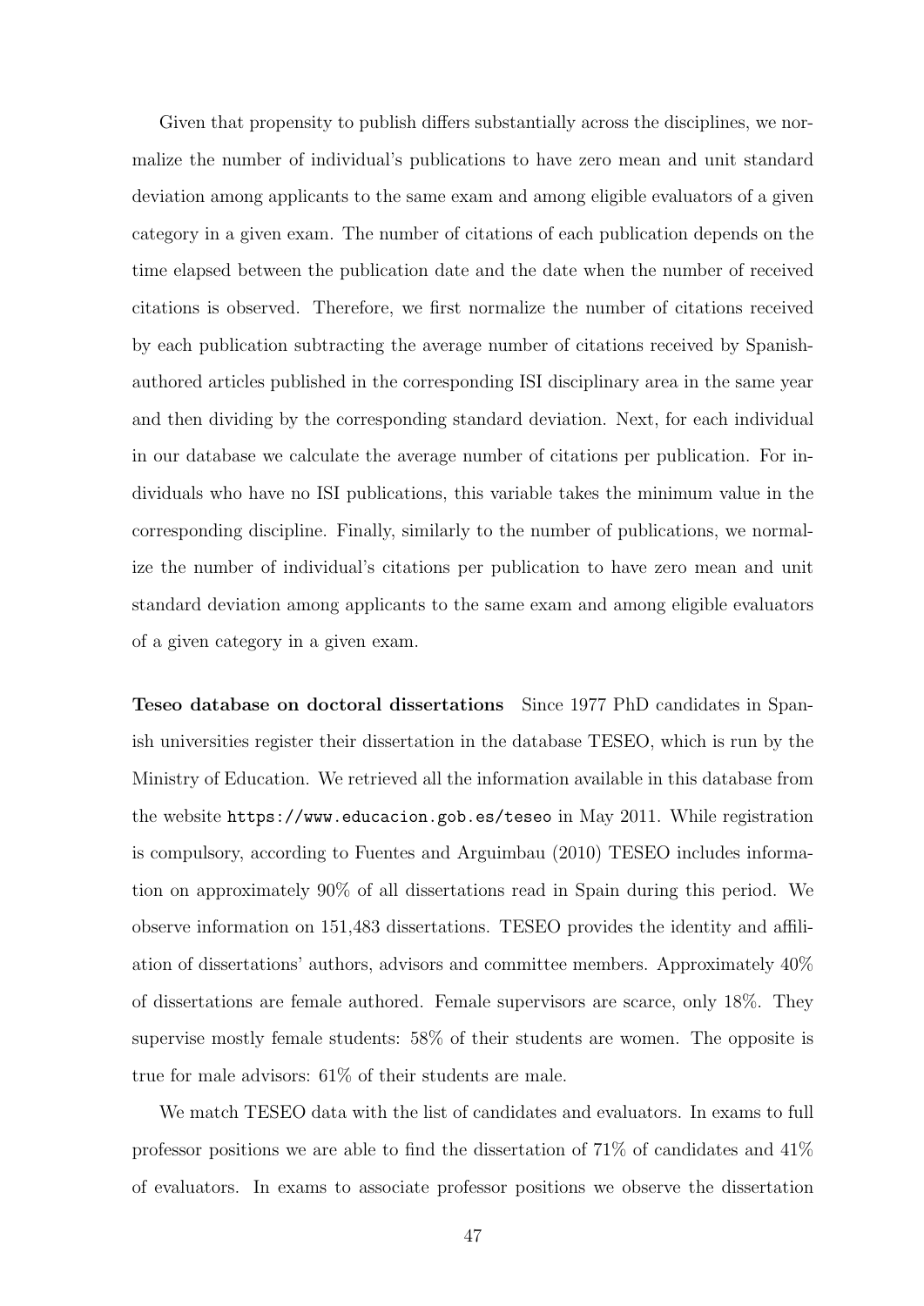Given that propensity to publish differs substantially across the disciplines, we normalize the number of individual's publications to have zero mean and unit standard deviation among applicants to the same exam and among eligible evaluators of a given category in a given exam. The number of citations of each publication depends on the time elapsed between the publication date and the date when the number of received citations is observed. Therefore, we first normalize the number of citations received by each publication subtracting the average number of citations received by Spanish-authored articles published in the corresponding ISI disciplinary area in the same year and then dividing by the corresponding standard deviation. Next, for each individual in our database we calculate the average number of citations per publication. For individuals who have no ISI publications, this variable takes the minimum value in the corresponding discipline. Finally, similarly to the number of publications, we normalize the number of individual's citations per publication to have zero mean and unit standard deviation among applicants to the same exam and among eligible evaluators of a given category in a given exam.

**Teseo database on doctoral dissertations** Since 1977 PhD candidates in Spanish universities register their dissertation in the database TESEO, which is run by the Ministry of Education. We retrieved all the information available in this database from the website `https://www.educacion.gob.es/teseo` in May 2011. While registration is compulsory, according to Fuentes and Arguimbau (2010) TESEO includes information on approximately 90% of all dissertations read in Spain during this period. We observe information on 151,483 dissertations. TESEO provides the identity and affiliation of dissertations' authors, advisors and committee members. Approximately 40% of dissertations are female authored. Female supervisors are scarce, only 18%. They supervise mostly female students: 58% of their students are women. The opposite is true for male advisors: 61% of their students are male.

We match TESEO data with the list of candidates and evaluators. In exams to full professor positions we are able to find the dissertation of 71% of candidates and 41% of evaluators. In exams to associate professor positions we observe the dissertation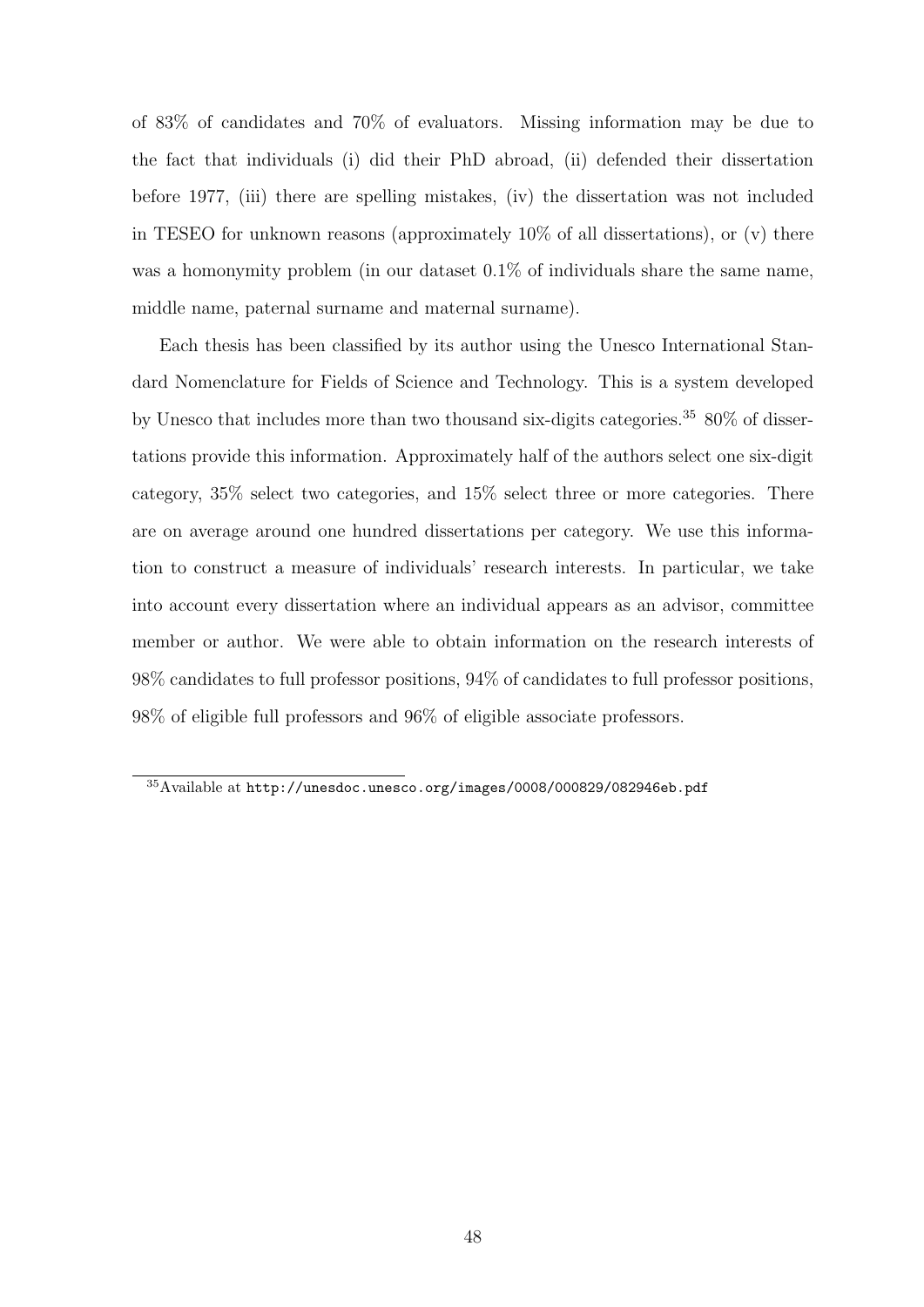of 83% of candidates and 70% of evaluators. Missing information may be due to the fact that individuals (i) did their PhD abroad, (ii) defended their dissertation before 1977, (iii) there are spelling mistakes, (iv) the dissertation was not included in TESEO for unknown reasons (approximately 10% of all dissertations), or (v) there was a homonymity problem (in our dataset 0.1% of individuals share the same name, middle name, paternal surname and maternal surname).

Each thesis has been classified by its author using the Unesco International Standard Nomenclature for Fields of Science and Technology. This is a system developed by Unesco that includes more than two thousand six-digits categories.[35] 80% of dissertations provide this information. Approximately half of the authors select one six-digit category, 35% select two categories, and 15% select three or more categories. There are on average around one hundred dissertations per category. We use this information to construct a measure of individuals' research interests. In particular, we take into account every dissertation where an individual appears as an advisor, committee member or author. We were able to obtain information on the research interests of 98% candidates to full professor positions, 94% of candidates to full professor positions, 98% of eligible full professors and 96% of eligible associate professors.

[35] Available at http://unesdoc.unesco.org/images/0008/000829/082946eb.pdf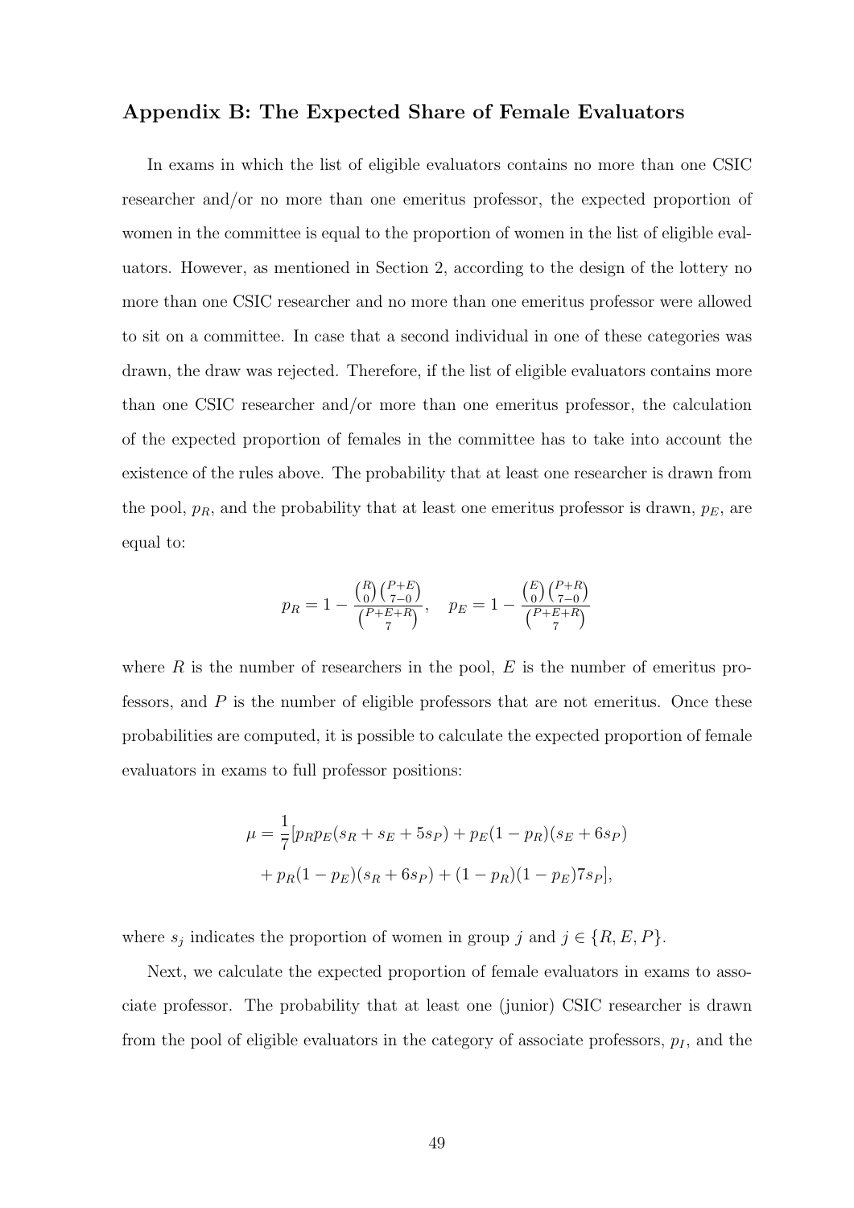## Appendix B: The Expected Share of Female Evaluators

In exams in which the list of eligible evaluators contains no more than one CSIC researcher and/or no more than one emeritus professor, the expected proportion of women in the committee is equal to the proportion of women in the list of eligible evaluators. However, as mentioned in Section 2, according to the design of the lottery no more than one CSIC researcher and no more than one emeritus professor were allowed to sit on a committee. In case that a second individual in one of these categories was drawn, the draw was rejected. Therefore, if the list of eligible evaluators contains more than one CSIC researcher and/or more than one emeritus professor, the calculation of the expected proportion of females in the committee has to take into account the existence of the rules above. The probability that at least one researcher is drawn from the pool, $p_R$, and the probability that at least one emeritus professor is drawn, $p_E$, are equal to:

$$p_R = 1 - \frac{\binom{R}{0}\binom{P+E}{7-0}}{\binom{P+E+R}{7}}, \quad p_E = 1 - \frac{\binom{E}{0}\binom{P+R}{7-0}}{\binom{P+E+R}{7}}$$

where $R$ is the number of researchers in the pool, $E$ is the number of emeritus professors, and $P$ is the number of eligible professors that are not emeritus. Once these probabilities are computed, it is possible to calculate the expected proportion of female evaluators in exams to full professor positions:

$$\mu = \frac{1}{7}[p_R p_E(s_R + s_E + 5s_P) + p_E(1 - p_R)(s_E + 6s_P) + p_R(1 - p_E)(s_R + 6s_P) + (1 - p_R)(1 - p_E)7s_P],$$

where $s_j$ indicates the proportion of women in group $j$ and $j \in \{R, E, P\}$.

Next, we calculate the expected proportion of female evaluators in exams to associate professor. The probability that at least one (junior) CSIC researcher is drawn from the pool of eligible evaluators in the category of associate professors, $p_I$, and the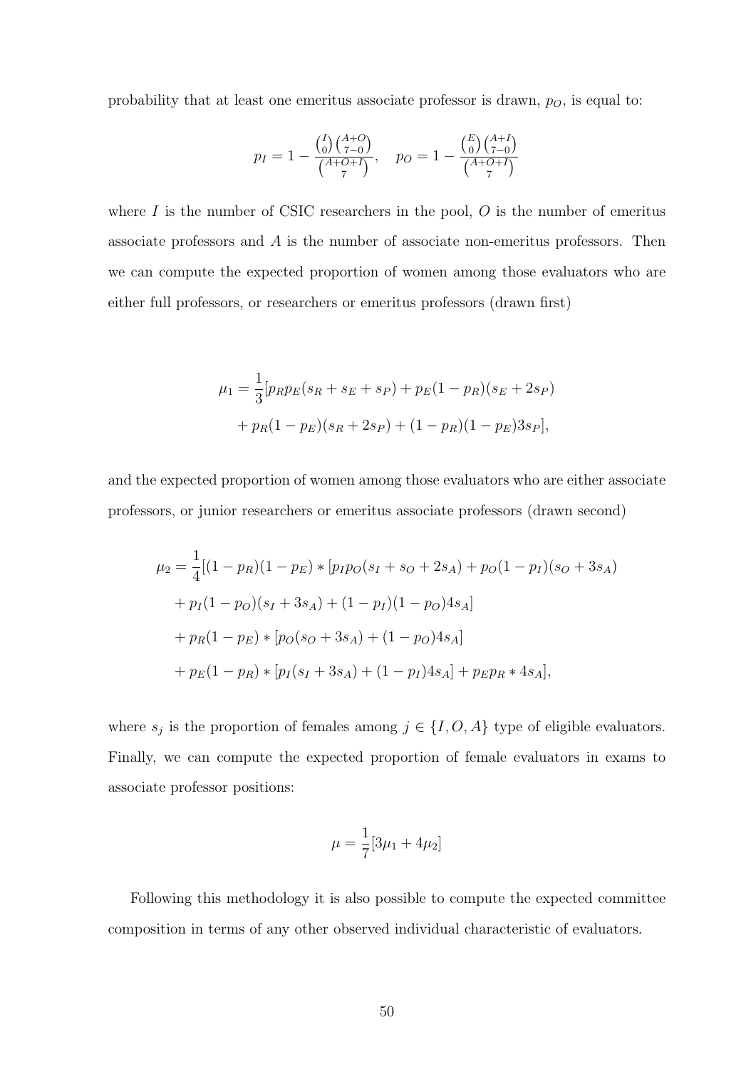probability that at least one emeritus associate professor is drawn, $p_O$, is equal to:

$$p_I = 1 - \frac{\binom{I}{0}\binom{A+O}{7-0}}{\binom{A+O+I}{7}}, \quad p_O = 1 - \frac{\binom{E}{0}\binom{A+I}{7-0}}{\binom{A+O+I}{7}}$$

where $I$ is the number of CSIC researchers in the pool, $O$ is the number of emeritus associate professors and $A$ is the number of associate non-emeritus professors. Then we can compute the expected proportion of women among those evaluators who are either full professors, or researchers or emeritus professors (drawn first)

$$\mu_1 = \frac{1}{3}[p_R p_E(s_R + s_E + s_P) + p_E(1-p_R)(s_E + 2s_P) + p_R(1-p_E)(s_R + 2s_P) + (1-p_R)(1-p_E)3s_P],$$

and the expected proportion of women among those evaluators who are either associate professors, or junior researchers or emeritus associate professors (drawn second)

$$\begin{aligned}
\mu_2 = \frac{1}{4}[&(1-p_R)(1-p_E) * [p_I p_O(s_I + s_O + 2s_A) + p_O(1-p_I)(s_O + 3s_A) \\
&+ p_I(1-p_O)(s_I + 3s_A) + (1-p_I)(1-p_O)4s_A] \\
&+ p_R(1-p_E) * [p_O(s_O + 3s_A) + (1-p_O)4s_A] \\
&+ p_E(1-p_R) * [p_I(s_I + 3s_A) + (1-p_I)4s_A] + p_E p_R * 4s_A],
\end{aligned}$$

where $s_j$ is the proportion of females among $j \in \{I, O, A\}$ type of eligible evaluators. Finally, we can compute the expected proportion of female evaluators in exams to associate professor positions:

$$\mu = \frac{1}{7}[3\mu_1 + 4\mu_2]$$

Following this methodology it is also possible to compute the expected committee composition in terms of any other observed individual characteristic of evaluators.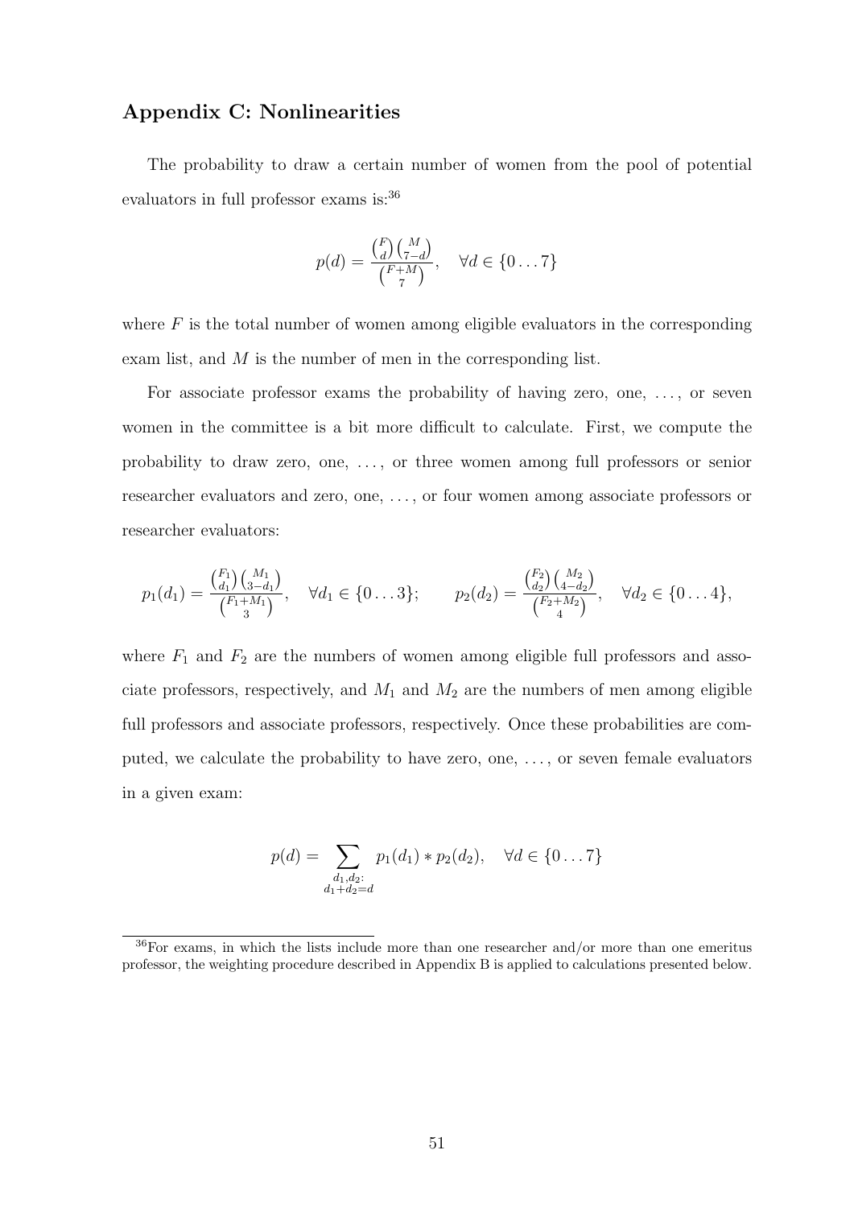## Appendix C: Nonlinearities

The probability to draw a certain number of women from the pool of potential evaluators in full professor exams is:[36]

$$p(d) = \frac{\binom{F}{d}\binom{M}{7-d}}{\binom{F+M}{7}}, \quad \forall d \in \{0 \ldots 7\}$$

where $F$ is the total number of women among eligible evaluators in the corresponding exam list, and $M$ is the number of men in the corresponding list.

For associate professor exams the probability of having zero, one, ..., or seven women in the committee is a bit more difficult to calculate. First, we compute the probability to draw zero, one, ..., or three women among full professors or senior researcher evaluators and zero, one, ..., or four women among associate professors or researcher evaluators:

$$p_1(d_1) = \frac{\binom{F_1}{d_1}\binom{M_1}{3-d_1}}{\binom{F_1+M_1}{3}}, \quad \forall d_1 \in \{0 \ldots 3\}; \qquad p_2(d_2) = \frac{\binom{F_2}{d_2}\binom{M_2}{4-d_2}}{\binom{F_2+M_2}{4}}, \quad \forall d_2 \in \{0 \ldots 4\},$$

where $F_1$ and $F_2$ are the numbers of women among eligible full professors and associate professors, respectively, and $M_1$ and $M_2$ are the numbers of men among eligible full professors and associate professors, respectively. Once these probabilities are computed, we calculate the probability to have zero, one, ..., or seven female evaluators in a given exam:

$$p(d) = \sum_{\substack{d_1, d_2: \\ d_1 + d_2 = d}} p_1(d_1) * p_2(d_2), \quad \forall d \in \{0 \ldots 7\}$$

[36] For exams, in which the lists include more than one researcher and/or more than one emeritus professor, the weighting procedure described in Appendix B is applied to calculations presented below.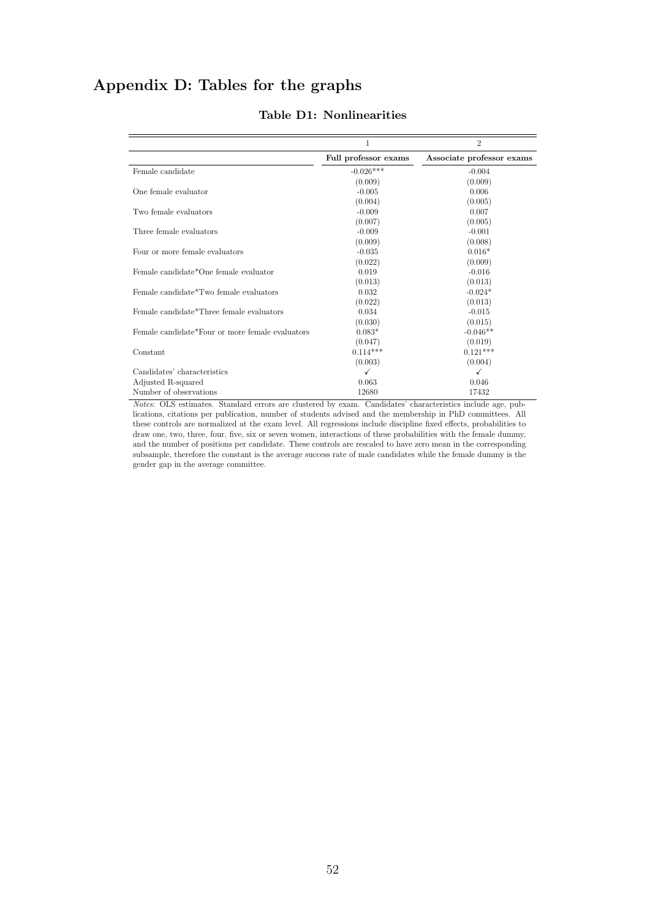## Appendix D: Tables for the graphs

**Table D1: Nonlinearities**

| | 1 | 2 |
|---|---|---|
| | **Full professor exams** | **Associate professor exams** |
| Female candidate | -0.026*** | -0.004 |
| | (0.009) | (0.009) |
| One female evaluator | -0.005 | 0.006 |
| | (0.004) | (0.005) |
| Two female evaluators | -0.009 | 0.007 |
| | (0.007) | (0.005) |
| Three female evaluators | -0.009 | -0.001 |
| | (0.009) | (0.008) |
| Four or more female evaluators | -0.035 | 0.016* |
| | (0.022) | (0.009) |
| Female candidate*One female evaluator | 0.019 | -0.016 |
| | (0.013) | (0.013) |
| Female candidate*Two female evaluators | 0.032 | -0.024* |
| | (0.022) | (0.013) |
| Female candidate*Three female evaluators | 0.034 | -0.015 |
| | (0.030) | (0.015) |
| Female candidate*Four or more female evaluators | 0.083* | -0.046** |
| | (0.047) | (0.019) |
| Constant | 0.114*** | 0.121*** |
| | (0.003) | (0.004) |
| Candidates' characteristics | ✓ | ✓ |
| Adjusted R-squared | 0.063 | 0.046 |
| Number of observations | 12680 | 17432 |

*Notes*: OLS estimates. Standard errors are clustered by exam. Candidates' characteristics include age, publications, citations per publication, number of students advised and the membership in PhD committees. All these controls are normalized at the exam level. All regressions include discipline fixed effects, probabilities to draw one, two, three, four, five, six or seven women, interactions of these probabilities with the female dummy, and the number of positions per candidate. These controls are rescaled to have zero mean in the corresponding subsample, therefore the constant is the average success rate of male candidates while the female dummy is the gender gap in the average committee.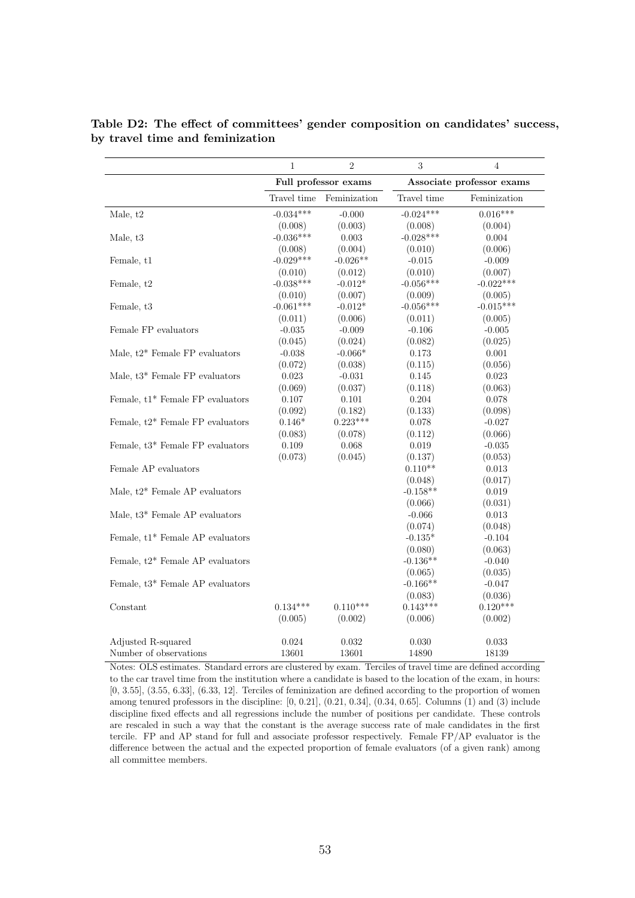**Table D2: The effect of committees' gender composition on candidates' success, by travel time and feminization**

| | 1 | 2 | 3 | 4 |
|---|---|---|---|---|
| | Full professor exams | | Associate professor exams | |
| | Travel time | Feminization | Travel time | Feminization |
| Male, t2 | -0.034*** | -0.000 | -0.024*** | 0.016*** |
| | (0.008) | (0.003) | (0.008) | (0.004) |
| Male, t3 | -0.036*** | 0.003 | -0.028*** | 0.004 |
| | (0.008) | (0.004) | (0.010) | (0.006) |
| Female, t1 | -0.029*** | -0.026** | -0.015 | -0.009 |
| | (0.010) | (0.012) | (0.010) | (0.007) |
| Female, t2 | -0.038*** | -0.012* | -0.056*** | -0.022*** |
| | (0.010) | (0.007) | (0.009) | (0.005) |
| Female, t3 | -0.061*** | -0.012* | -0.056*** | -0.015*** |
| | (0.011) | (0.006) | (0.011) | (0.005) |
| Female FP evaluators | -0.035 | -0.009 | -0.106 | -0.005 |
| | (0.045) | (0.024) | (0.082) | (0.025) |
| Male, t2* Female FP evaluators | -0.038 | -0.066* | 0.173 | 0.001 |
| | (0.072) | (0.038) | (0.115) | (0.056) |
| Male, t3* Female FP evaluators | 0.023 | -0.031 | 0.145 | 0.023 |
| | (0.069) | (0.037) | (0.118) | (0.063) |
| Female, t1* Female FP evaluators | 0.107 | 0.101 | 0.204 | 0.078 |
| | (0.092) | (0.182) | (0.133) | (0.098) |
| Female, t2* Female FP evaluators | 0.146* | 0.223*** | 0.078 | -0.027 |
| | (0.083) | (0.078) | (0.112) | (0.066) |
| Female, t3* Female FP evaluators | 0.109 | 0.068 | 0.019 | -0.035 |
| | (0.073) | (0.045) | (0.137) | (0.053) |
| Female AP evaluators | | | 0.110** | 0.013 |
| | | | (0.048) | (0.017) |
| Male, t2* Female AP evaluators | | | -0.158** | 0.019 |
| | | | (0.066) | (0.031) |
| Male, t3* Female AP evaluators | | | -0.066 | 0.013 |
| | | | (0.074) | (0.048) |
| Female, t1* Female AP evaluators | | | -0.135* | -0.104 |
| | | | (0.080) | (0.063) |
| Female, t2* Female AP evaluators | | | -0.136** | -0.040 |
| | | | (0.065) | (0.035) |
| Female, t3* Female AP evaluators | | | -0.166** | -0.047 |
| | | | (0.083) | (0.036) |
| Constant | 0.134*** | 0.110*** | 0.143*** | 0.120*** |
| | (0.005) | (0.002) | (0.006) | (0.002) |
| Adjusted R-squared | 0.024 | 0.032 | 0.030 | 0.033 |
| Number of observations | 13601 | 13601 | 14890 | 18139 |

Notes: OLS estimates. Standard errors are clustered by exam. Terciles of travel time are defined according to the car travel time from the institution where a candidate is based to the location of the exam, in hours: [0, 3.55], (3.55, 6.33], (6.33, 12]. Terciles of feminization are defined according to the proportion of women among tenured professors in the discipline: [0, 0.21], (0.21, 0.34], (0.34, 0.65]. Columns (1) and (3) include discipline fixed effects and all regressions include the number of positions per candidate. These controls are rescaled in such a way that the constant is the average success rate of male candidates in the first tercile. FP and AP stand for full and associate professor respectively. Female FP/AP evaluator is the difference between the actual and the expected proportion of female evaluators (of a given rank) among all committee members.